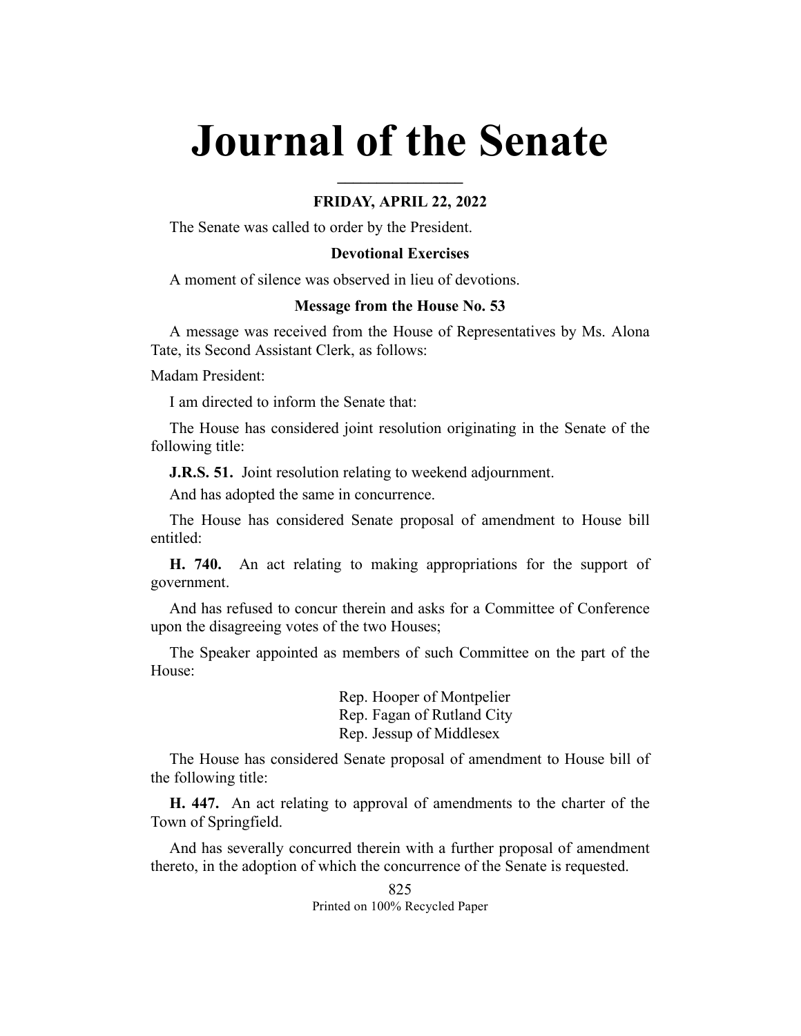# Journal of the Senate

**FRIDAY, APRIL 22, 2022**

The Senate was called to order by the President.

**Devotional Exercises**

A moment of silence was observed in lieu of devotions.

**Message from the House No. 53**

A message was received from the House of Representatives by Ms. Alona Tate, its Second Assistant Clerk, as follows:

Madam President:

I am directed to inform the Senate that:

The House has considered joint resolution originating in the Senate of the following title:

**J.R.S. 51.** Joint resolution relating to weekend adjournment.

And has adopted the same in concurrence.

The House has considered Senate proposal of amendment to House bill entitled:

**H. 740.** An act relating to making appropriations for the support of government.

And has refused to concur therein and asks for a Committee of Conference upon the disagreeing votes of the two Houses;

The Speaker appointed as members of such Committee on the part of the House:

Rep. Hooper of Montpelier
Rep. Fagan of Rutland City
Rep. Jessup of Middlesex

The House has considered Senate proposal of amendment to House bill of the following title:

**H. 447.** An act relating to approval of amendments to the charter of the Town of Springfield.

And has severally concurred therein with a further proposal of amendment thereto, in the adoption of which the concurrence of the Senate is requested.

Printed on 100% Recycled Paper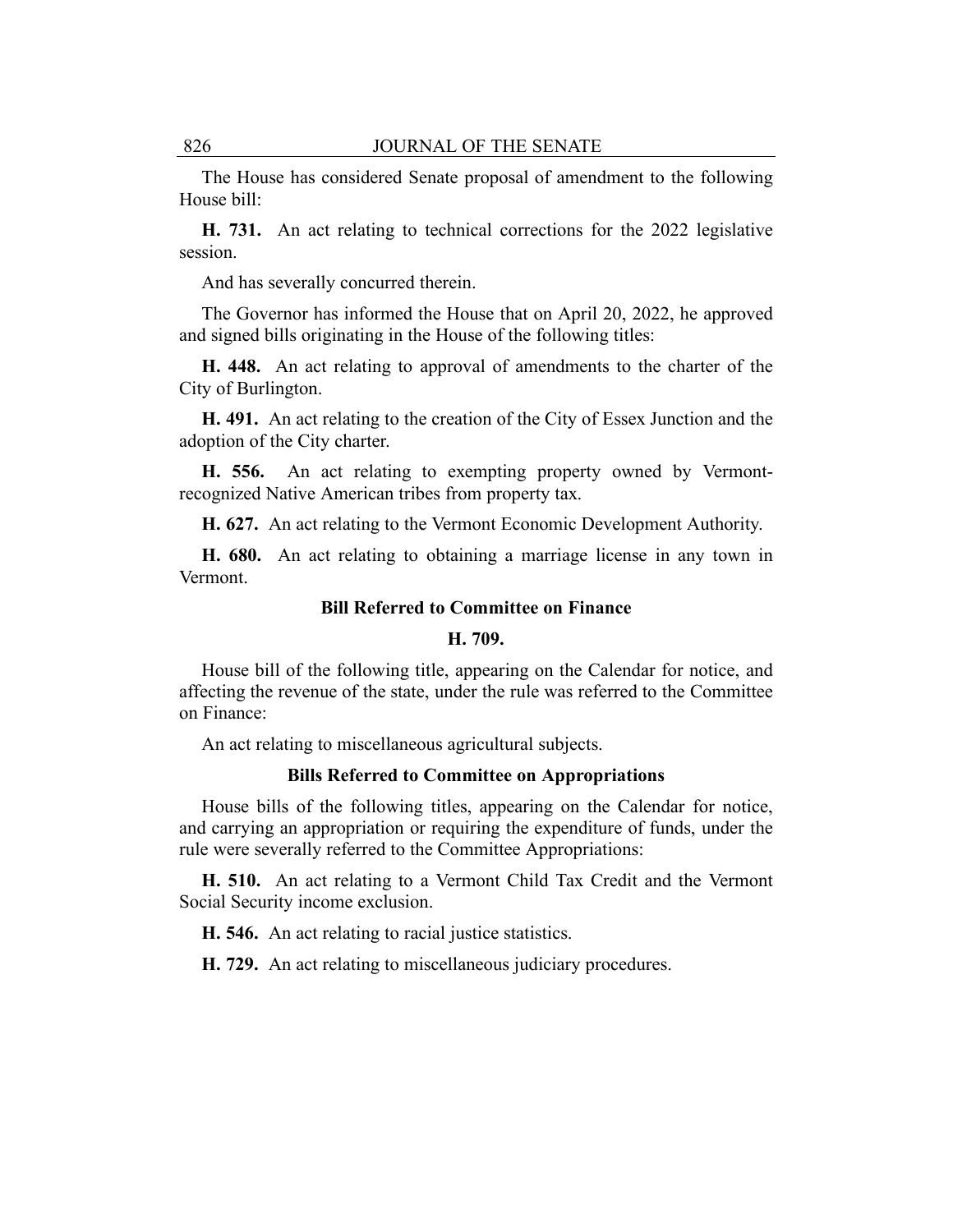The House has considered Senate proposal of amendment to the following House bill:

**H. 731.** An act relating to technical corrections for the 2022 legislative session.

And has severally concurred therein.

The Governor has informed the House that on April 20, 2022, he approved and signed bills originating in the House of the following titles:

**H. 448.** An act relating to approval of amendments to the charter of the City of Burlington.

**H. 491.** An act relating to the creation of the City of Essex Junction and the adoption of the City charter.

**H. 556.** An act relating to exempting property owned by Vermont-recognized Native American tribes from property tax.

**H. 627.** An act relating to the Vermont Economic Development Authority.

**H. 680.** An act relating to obtaining a marriage license in any town in Vermont.

### Bill Referred to Committee on Finance

### H. 709.

House bill of the following title, appearing on the Calendar for notice, and affecting the revenue of the state, under the rule was referred to the Committee on Finance:

An act relating to miscellaneous agricultural subjects.

### Bills Referred to Committee on Appropriations

House bills of the following titles, appearing on the Calendar for notice, and carrying an appropriation or requiring the expenditure of funds, under the rule were severally referred to the Committee Appropriations:

**H. 510.** An act relating to a Vermont Child Tax Credit and the Vermont Social Security income exclusion.

**H. 546.** An act relating to racial justice statistics.

**H. 729.** An act relating to miscellaneous judiciary procedures.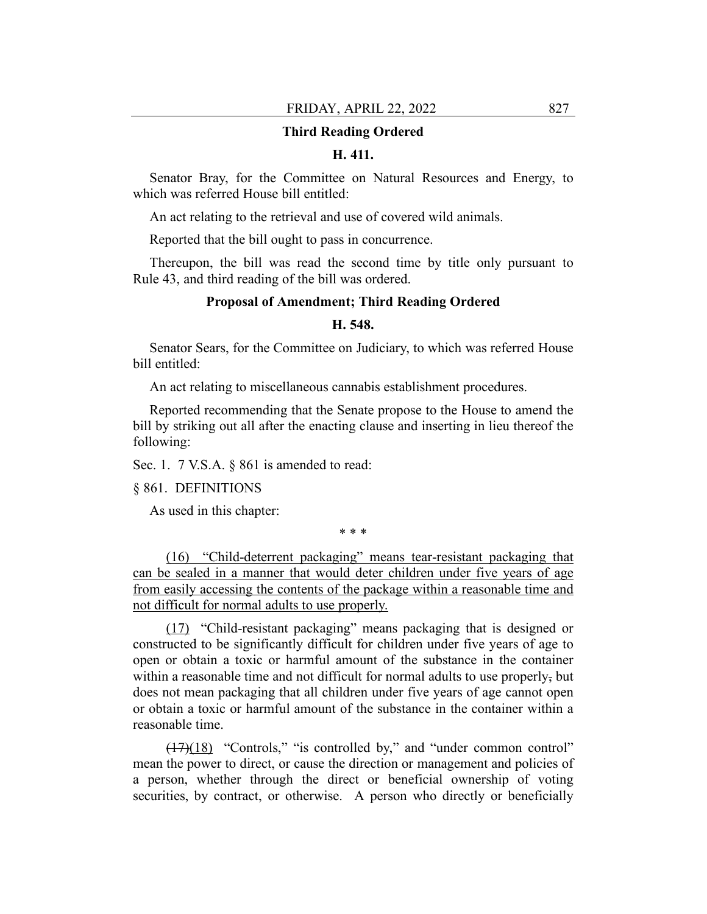**Third Reading Ordered**

**H. 411.**

Senator Bray, for the Committee on Natural Resources and Energy, to which was referred House bill entitled:

An act relating to the retrieval and use of covered wild animals.

Reported that the bill ought to pass in concurrence.

Thereupon, the bill was read the second time by title only pursuant to Rule 43, and third reading of the bill was ordered.

**Proposal of Amendment; Third Reading Ordered**

**H. 548.**

Senator Sears, for the Committee on Judiciary, to which was referred House bill entitled:

An act relating to miscellaneous cannabis establishment procedures.

Reported recommending that the Senate propose to the House to amend the bill by striking out all after the enacting clause and inserting in lieu thereof the following:

Sec. 1. 7 V.S.A. § 861 is amended to read:

§ 861. DEFINITIONS

As used in this chapter:

\* \* \*

(16) "Child-deterrent packaging" means tear-resistant packaging that can be sealed in a manner that would deter children under five years of age from easily accessing the contents of the package within a reasonable time and not difficult for normal adults to use properly.

(17) "Child-resistant packaging" means packaging that is designed or constructed to be significantly difficult for children under five years of age to open or obtain a toxic or harmful amount of the substance in the container within a reasonable time and not difficult for normal adults to use properly, but does not mean packaging that all children under five years of age cannot open or obtain a toxic or harmful amount of the substance in the container within a reasonable time.

~~(17)~~(18) "Controls," "is controlled by," and "under common control" mean the power to direct, or cause the direction or management and policies of a person, whether through the direct or beneficial ownership of voting securities, by contract, or otherwise. A person who directly or beneficially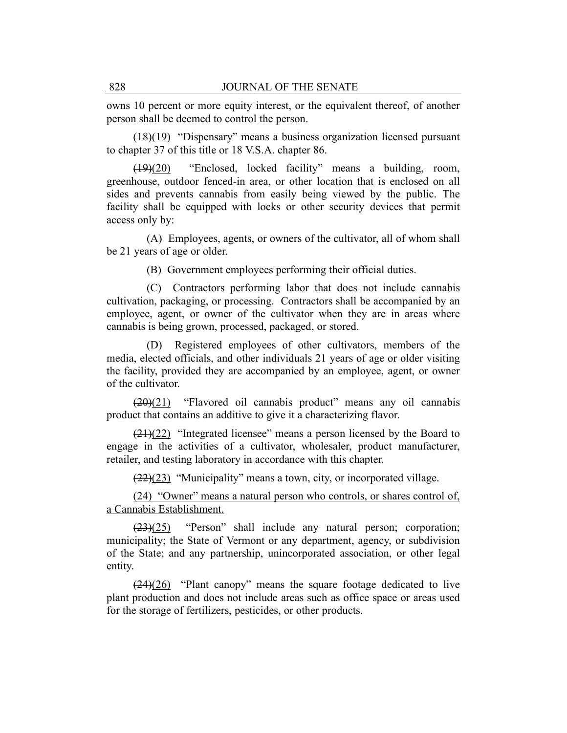owns 10 percent or more equity interest, or the equivalent thereof, of another person shall be deemed to control the person.

~~(18)~~(19) "Dispensary" means a business organization licensed pursuant to chapter 37 of this title or 18 V.S.A. chapter 86.

~~(19)~~(20) "Enclosed, locked facility" means a building, room, greenhouse, outdoor fenced-in area, or other location that is enclosed on all sides and prevents cannabis from easily being viewed by the public. The facility shall be equipped with locks or other security devices that permit access only by:

(A) Employees, agents, or owners of the cultivator, all of whom shall be 21 years of age or older.

(B) Government employees performing their official duties.

(C) Contractors performing labor that does not include cannabis cultivation, packaging, or processing. Contractors shall be accompanied by an employee, agent, or owner of the cultivator when they are in areas where cannabis is being grown, processed, packaged, or stored.

(D) Registered employees of other cultivators, members of the media, elected officials, and other individuals 21 years of age or older visiting the facility, provided they are accompanied by an employee, agent, or owner of the cultivator.

~~(20)~~(21) "Flavored oil cannabis product" means any oil cannabis product that contains an additive to give it a characterizing flavor.

~~(21)~~(22) "Integrated licensee" means a person licensed by the Board to engage in the activities of a cultivator, wholesaler, product manufacturer, retailer, and testing laboratory in accordance with this chapter.

~~(22)~~(23) "Municipality" means a town, city, or incorporated village.

<u>(24) "Owner" means a natural person who controls, or shares control of, a Cannabis Establishment.</u>

~~(23)~~(25) "Person" shall include any natural person; corporation; municipality; the State of Vermont or any department, agency, or subdivision of the State; and any partnership, unincorporated association, or other legal entity.

~~(24)~~(26) "Plant canopy" means the square footage dedicated to live plant production and does not include areas such as office space or areas used for the storage of fertilizers, pesticides, or other products.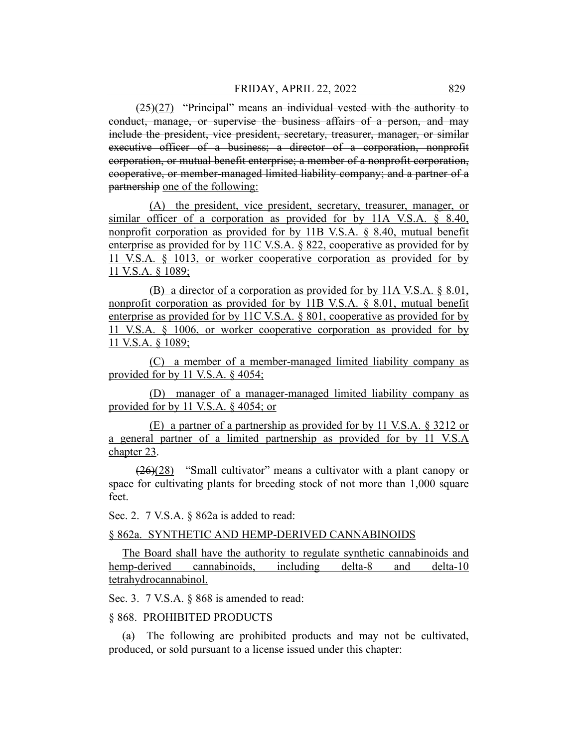~~(25)~~(27) "Principal" means ~~an individual vested with the authority to conduct, manage, or supervise the business affairs of a person, and may include the president, vice president, secretary, treasurer, manager, or similar executive officer of a business; a director of a corporation, nonprofit corporation, or mutual benefit enterprise; a member of a nonprofit corporation, cooperative, or member-managed limited liability company; and a partner of a partnership~~ one of the following:

(A) the president, vice president, secretary, treasurer, manager, or similar officer of a corporation as provided for by 11A V.S.A. § 8.40, nonprofit corporation as provided for by 11B V.S.A. § 8.40, mutual benefit enterprise as provided for by 11C V.S.A. § 822, cooperative as provided for by 11 V.S.A. § 1013, or worker cooperative corporation as provided for by 11 V.S.A. § 1089;

(B) a director of a corporation as provided for by 11A V.S.A. § 8.01, nonprofit corporation as provided for by 11B V.S.A. § 8.01, mutual benefit enterprise as provided for by 11C V.S.A. § 801, cooperative as provided for by 11 V.S.A. § 1006, or worker cooperative corporation as provided for by 11 V.S.A. § 1089;

(C) a member of a member-managed limited liability company as provided for by 11 V.S.A. § 4054;

(D) manager of a manager-managed limited liability company as provided for by 11 V.S.A. § 4054; or

(E) a partner of a partnership as provided for by 11 V.S.A. § 3212 or a general partner of a limited partnership as provided for by 11 V.S.A chapter 23.

~~(26)~~(28) "Small cultivator" means a cultivator with a plant canopy or space for cultivating plants for breeding stock of not more than 1,000 square feet.

Sec. 2. 7 V.S.A. § 862a is added to read:

§ 862a. SYNTHETIC AND HEMP-DERIVED CANNABINOIDS

The Board shall have the authority to regulate synthetic cannabinoids and hemp-derived cannabinoids, including delta-8 and delta-10 tetrahydrocannabinol.

Sec. 3. 7 V.S.A. § 868 is amended to read:

§ 868. PROHIBITED PRODUCTS

~~(a)~~ The following are prohibited products and may not be cultivated, produced, or sold pursuant to a license issued under this chapter: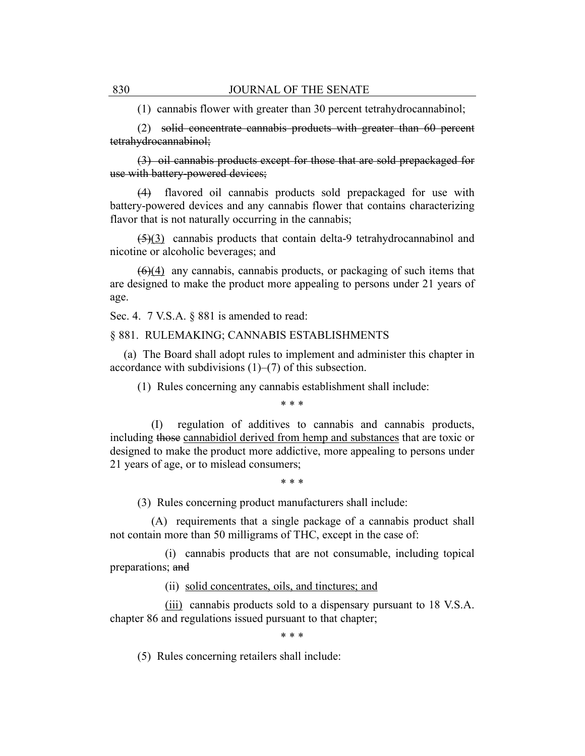(1) cannabis flower with greater than 30 percent tetrahydrocannabinol;

(2) ~~solid concentrate cannabis products with greater than 60 percent tetrahydrocannabinol;~~

~~(3) oil cannabis products except for those that are sold prepackaged for use with battery-powered devices;~~

~~(4)~~ flavored oil cannabis products sold prepackaged for use with battery-powered devices and any cannabis flower that contains characterizing flavor that is not naturally occurring in the cannabis;

~~(5)~~<u>(3)</u> cannabis products that contain delta-9 tetrahydrocannabinol and nicotine or alcoholic beverages; and

~~(6)~~<u>(4)</u> any cannabis, cannabis products, or packaging of such items that are designed to make the product more appealing to persons under 21 years of age.

Sec. 4. 7 V.S.A. § 881 is amended to read:

§ 881. RULEMAKING; CANNABIS ESTABLISHMENTS

(a) The Board shall adopt rules to implement and administer this chapter in accordance with subdivisions (1)–(7) of this subsection.

(1) Rules concerning any cannabis establishment shall include:

\* \* \*

(I) regulation of additives to cannabis and cannabis products, including ~~those~~ <u>cannabidiol derived from hemp and substances</u> that are toxic or designed to make the product more addictive, more appealing to persons under 21 years of age, or to mislead consumers;

\* \* \*

(3) Rules concerning product manufacturers shall include:

(A) requirements that a single package of a cannabis product shall not contain more than 50 milligrams of THC, except in the case of:

(i) cannabis products that are not consumable, including topical preparations; ~~and~~

(ii) <u>solid concentrates, oils, and tinctures; and</u>

<u>(iii)</u> cannabis products sold to a dispensary pursuant to 18 V.S.A. chapter 86 and regulations issued pursuant to that chapter;

\* \* \*

(5) Rules concerning retailers shall include: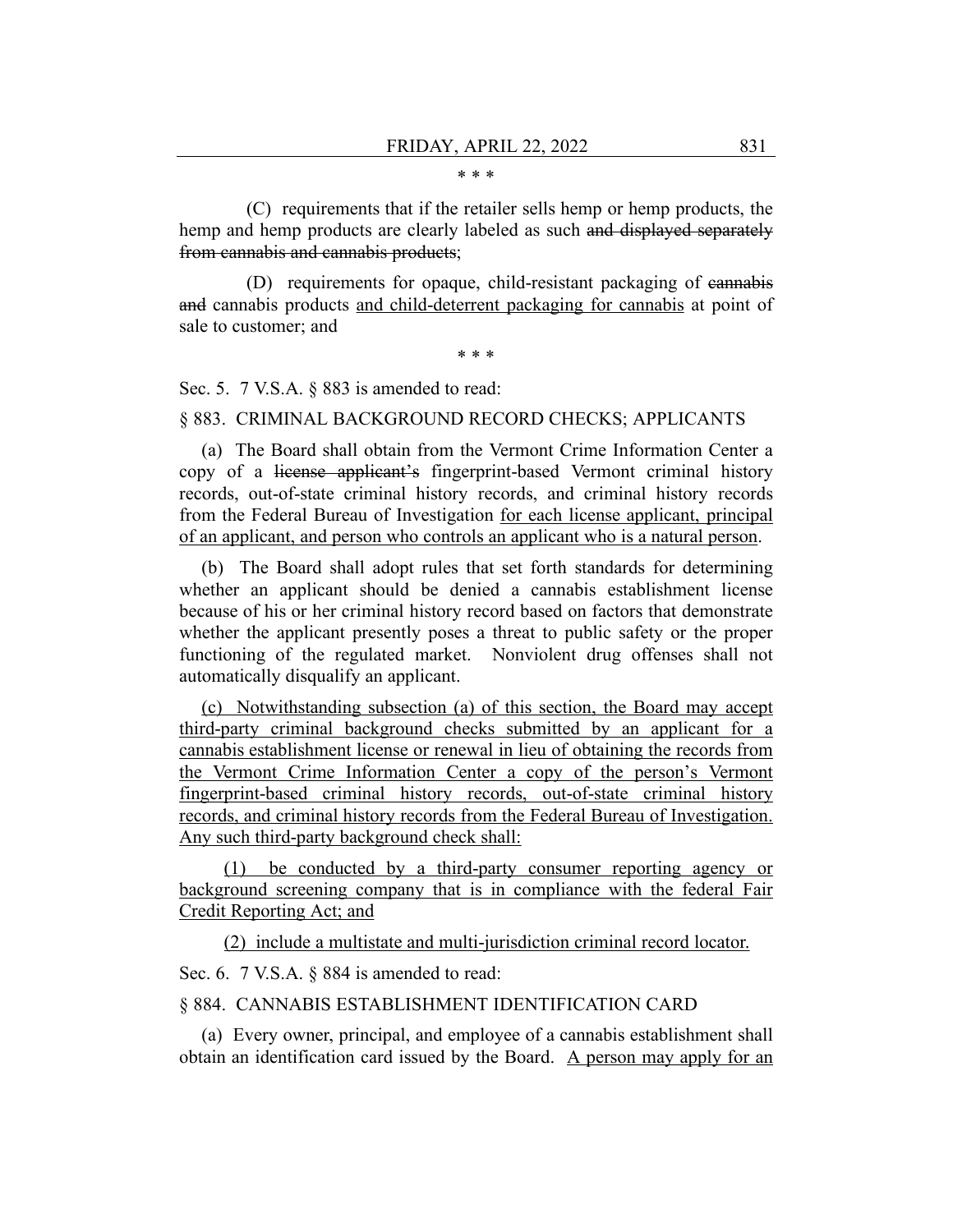\* \* \*

(C) requirements that if the retailer sells hemp or hemp products, the hemp and hemp products are clearly labeled as such ~~and displayed separately from cannabis and cannabis products~~;

(D) requirements for opaque, child-resistant packaging of ~~cannabis and~~ cannabis products <u>and child-deterrent packaging for cannabis</u> at point of sale to customer; and

\* \* \*

Sec. 5. 7 V.S.A. § 883 is amended to read:

§ 883. CRIMINAL BACKGROUND RECORD CHECKS; APPLICANTS

(a) The Board shall obtain from the Vermont Crime Information Center a copy of a ~~license applicant's~~ fingerprint-based Vermont criminal history records, out-of-state criminal history records, and criminal history records from the Federal Bureau of Investigation <u>for each license applicant, principal of an applicant, and person who controls an applicant who is a natural person</u>.

(b) The Board shall adopt rules that set forth standards for determining whether an applicant should be denied a cannabis establishment license because of his or her criminal history record based on factors that demonstrate whether the applicant presently poses a threat to public safety or the proper functioning of the regulated market. Nonviolent drug offenses shall not automatically disqualify an applicant.

<u>(c) Notwithstanding subsection (a) of this section, the Board may accept third-party criminal background checks submitted by an applicant for a cannabis establishment license or renewal in lieu of obtaining the records from the Vermont Crime Information Center a copy of the person's Vermont fingerprint-based criminal history records, out-of-state criminal history records, and criminal history records from the Federal Bureau of Investigation. Any such third-party background check shall:</u>

<u>(1) be conducted by a third-party consumer reporting agency or background screening company that is in compliance with the federal Fair Credit Reporting Act; and</u>

<u>(2) include a multistate and multi-jurisdiction criminal record locator.</u>

Sec. 6. 7 V.S.A. § 884 is amended to read:

§ 884. CANNABIS ESTABLISHMENT IDENTIFICATION CARD

(a) Every owner, principal, and employee of a cannabis establishment shall obtain an identification card issued by the Board. <u>A person may apply for an</u>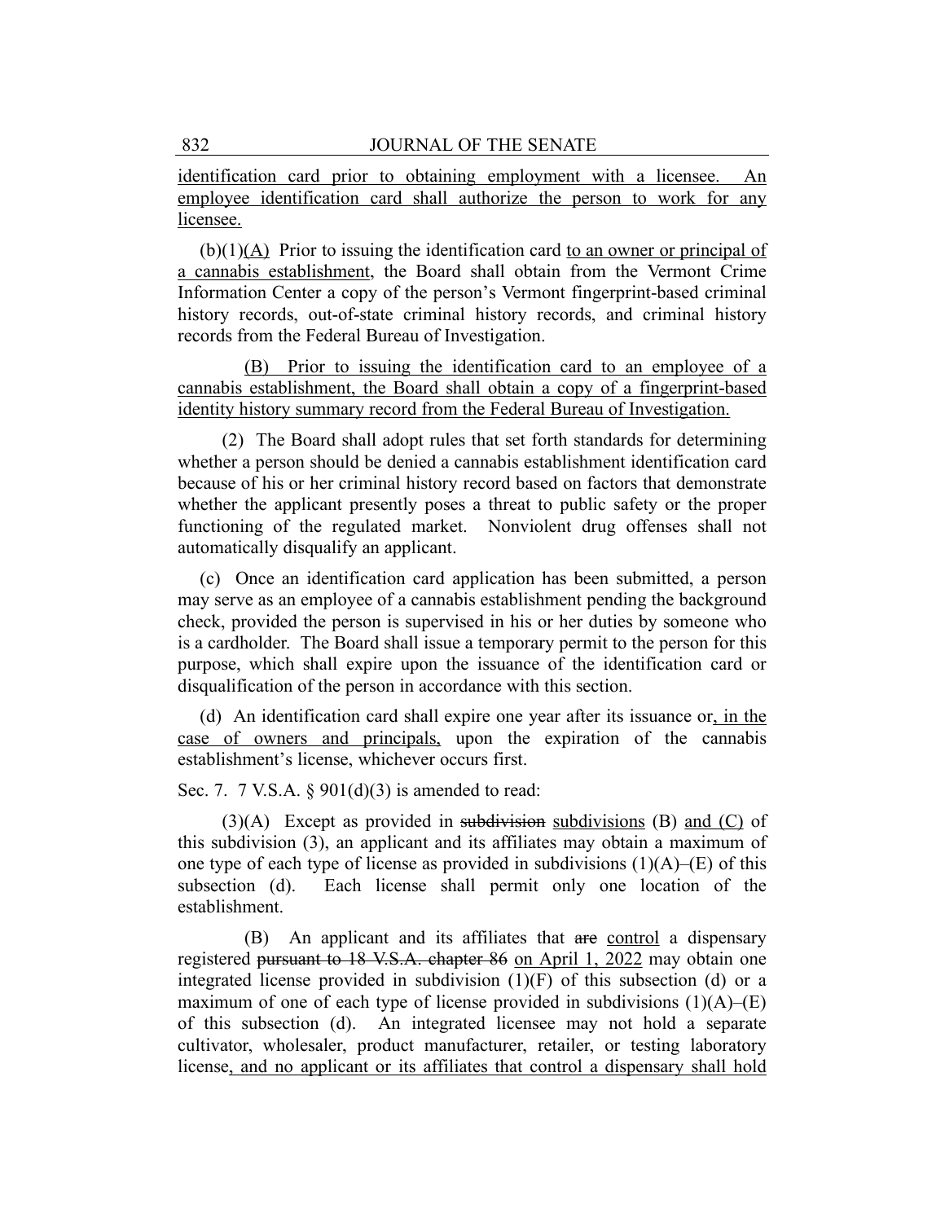identification card prior to obtaining employment with a licensee. An employee identification card shall authorize the person to work for any licensee.

(b)(1)(A) Prior to issuing the identification card to an owner or principal of a cannabis establishment, the Board shall obtain from the Vermont Crime Information Center a copy of the person's Vermont fingerprint-based criminal history records, out-of-state criminal history records, and criminal history records from the Federal Bureau of Investigation.

(B) Prior to issuing the identification card to an employee of a cannabis establishment, the Board shall obtain a copy of a fingerprint-based identity history summary record from the Federal Bureau of Investigation.

(2) The Board shall adopt rules that set forth standards for determining whether a person should be denied a cannabis establishment identification card because of his or her criminal history record based on factors that demonstrate whether the applicant presently poses a threat to public safety or the proper functioning of the regulated market. Nonviolent drug offenses shall not automatically disqualify an applicant.

(c) Once an identification card application has been submitted, a person may serve as an employee of a cannabis establishment pending the background check, provided the person is supervised in his or her duties by someone who is a cardholder. The Board shall issue a temporary permit to the person for this purpose, which shall expire upon the issuance of the identification card or disqualification of the person in accordance with this section.

(d) An identification card shall expire one year after its issuance or, in the case of owners and principals, upon the expiration of the cannabis establishment's license, whichever occurs first.

Sec. 7. 7 V.S.A. § 901(d)(3) is amended to read:

(3)(A) Except as provided in ~~subdivision~~ subdivisions (B) and (C) of this subdivision (3), an applicant and its affiliates may obtain a maximum of one type of each type of license as provided in subdivisions (1)(A)–(E) of this subsection (d). Each license shall permit only one location of the establishment.

(B) An applicant and its affiliates that ~~are~~ control a dispensary registered ~~pursuant to 18 V.S.A. chapter 86~~ on April 1, 2022 may obtain one integrated license provided in subdivision (1)(F) of this subsection (d) or a maximum of one of each type of license provided in subdivisions (1)(A)–(E) of this subsection (d). An integrated licensee may not hold a separate cultivator, wholesaler, product manufacturer, retailer, or testing laboratory license, and no applicant or its affiliates that control a dispensary shall hold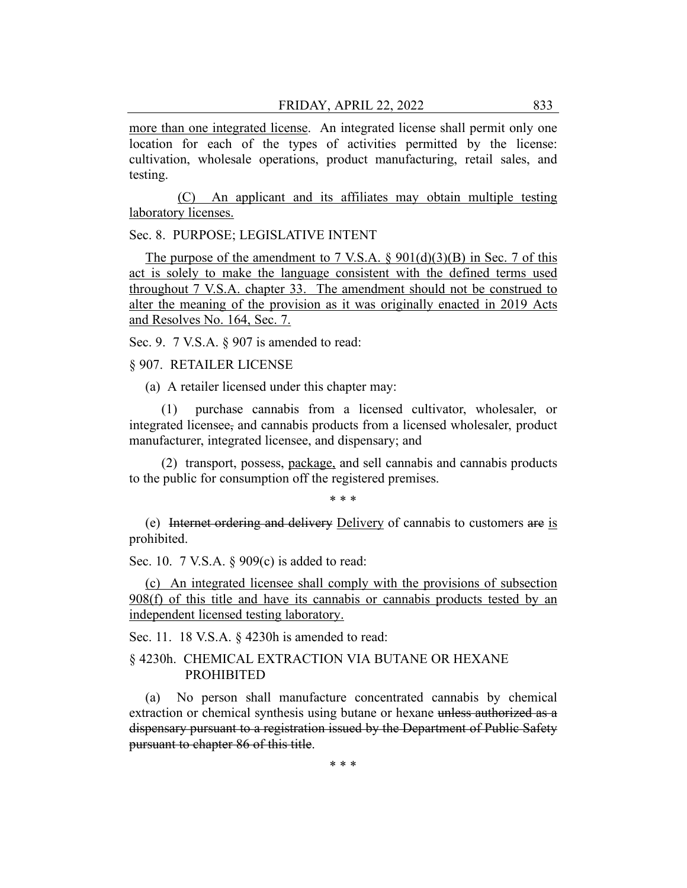more than one integrated license. An integrated license shall permit only one location for each of the types of activities permitted by the license: cultivation, wholesale operations, product manufacturing, retail sales, and testing.

(C) An applicant and its affiliates may obtain multiple testing laboratory licenses.

Sec. 8. PURPOSE; LEGISLATIVE INTENT

The purpose of the amendment to 7 V.S.A. § 901(d)(3)(B) in Sec. 7 of this act is solely to make the language consistent with the defined terms used throughout 7 V.S.A. chapter 33. The amendment should not be construed to alter the meaning of the provision as it was originally enacted in 2019 Acts and Resolves No. 164, Sec. 7.

Sec. 9. 7 V.S.A. § 907 is amended to read:

§ 907. RETAILER LICENSE

(a) A retailer licensed under this chapter may:

(1) purchase cannabis from a licensed cultivator, wholesaler, or integrated licensee~~,~~ and cannabis products from a licensed wholesaler, product manufacturer, integrated licensee, and dispensary; and

(2) transport, possess, package, and sell cannabis and cannabis products to the public for consumption off the registered premises.

\* \* \*

(e) ~~Internet ordering and delivery~~ Delivery of cannabis to customers ~~are~~ is prohibited.

Sec. 10. 7 V.S.A. § 909(c) is added to read:

(c) An integrated licensee shall comply with the provisions of subsection 908(f) of this title and have its cannabis or cannabis products tested by an independent licensed testing laboratory.

Sec. 11. 18 V.S.A. § 4230h is amended to read:

§ 4230h. CHEMICAL EXTRACTION VIA BUTANE OR HEXANE PROHIBITED

(a) No person shall manufacture concentrated cannabis by chemical extraction or chemical synthesis using butane or hexane ~~unless authorized as a dispensary pursuant to a registration issued by the Department of Public Safety pursuant to chapter 86 of this title~~.

\* \* \*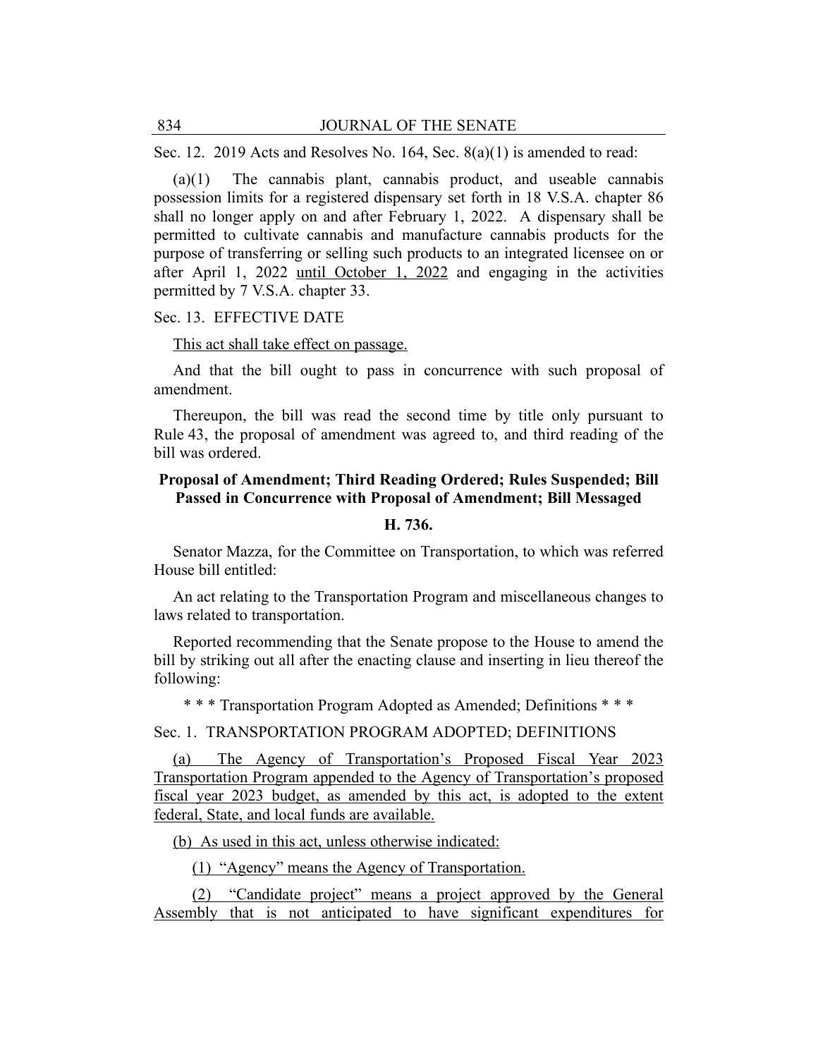Sec. 12. 2019 Acts and Resolves No. 164, Sec. 8(a)(1) is amended to read:

(a)(1) The cannabis plant, cannabis product, and useable cannabis possession limits for a registered dispensary set forth in 18 V.S.A. chapter 86 shall no longer apply on and after February 1, 2022. A dispensary shall be permitted to cultivate cannabis and manufacture cannabis products for the purpose of transferring or selling such products to an integrated licensee on or after April 1, 2022 <u>until October 1, 2022</u> and engaging in the activities permitted by 7 V.S.A. chapter 33.

Sec. 13. EFFECTIVE DATE

<u>This act shall take effect on passage.</u>

And that the bill ought to pass in concurrence with such proposal of amendment.

Thereupon, the bill was read the second time by title only pursuant to Rule 43, the proposal of amendment was agreed to, and third reading of the bill was ordered.

**Proposal of Amendment; Third Reading Ordered; Rules Suspended; Bill Passed in Concurrence with Proposal of Amendment; Bill Messaged**

**H. 736.**

Senator Mazza, for the Committee on Transportation, to which was referred House bill entitled:

An act relating to the Transportation Program and miscellaneous changes to laws related to transportation.

Reported recommending that the Senate propose to the House to amend the bill by striking out all after the enacting clause and inserting in lieu thereof the following:

\* \* \* Transportation Program Adopted as Amended; Definitions \* \* \*

Sec. 1. TRANSPORTATION PROGRAM ADOPTED; DEFINITIONS

<u>(a) The Agency of Transportation's Proposed Fiscal Year 2023 Transportation Program appended to the Agency of Transportation's proposed fiscal year 2023 budget, as amended by this act, is adopted to the extent federal, State, and local funds are available.</u>

<u>(b) As used in this act, unless otherwise indicated:</u>

<u>(1) "Agency" means the Agency of Transportation.</u>

<u>(2) "Candidate project" means a project approved by the General Assembly that is not anticipated to have significant expenditures for</u>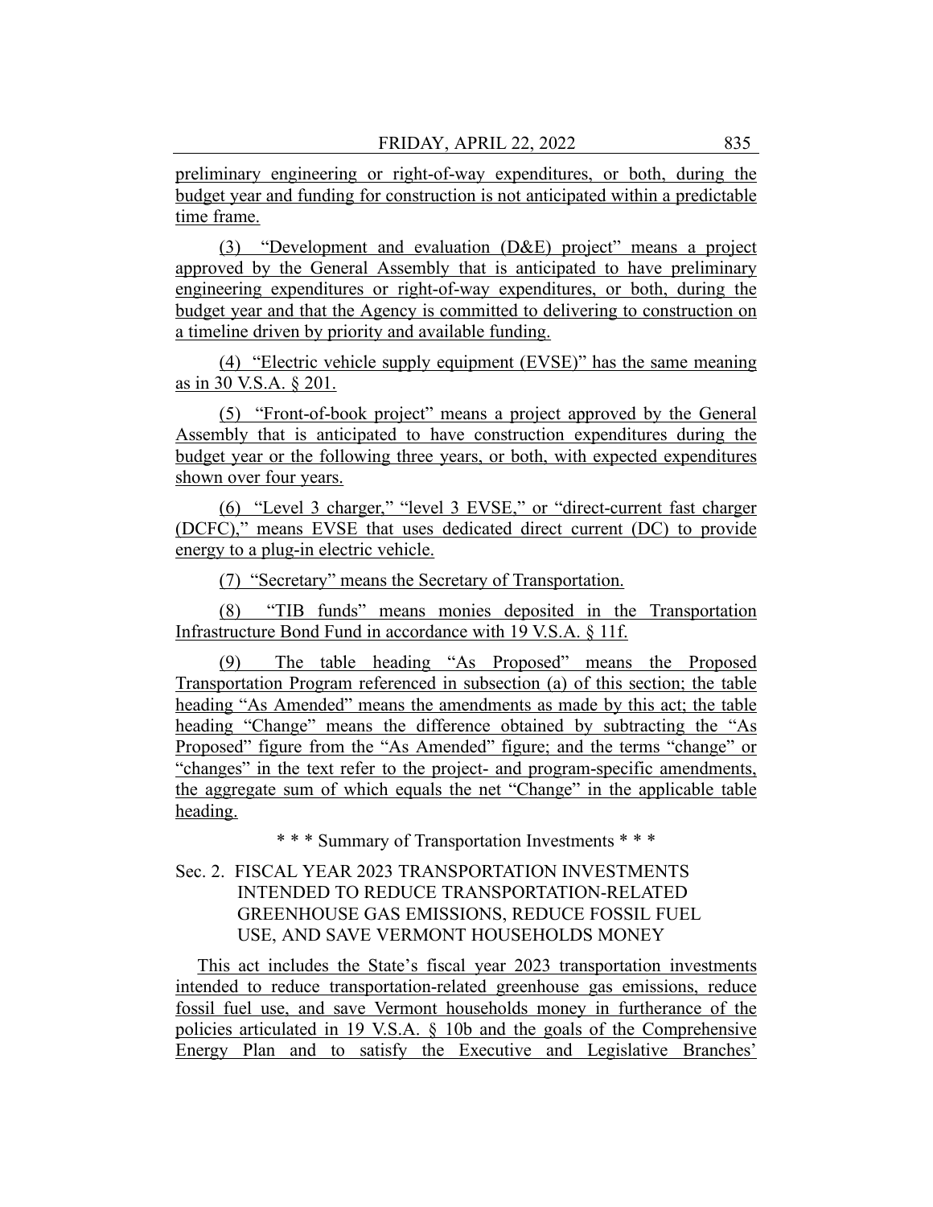preliminary engineering or right-of-way expenditures, or both, during the budget year and funding for construction is not anticipated within a predictable time frame.

(3) "Development and evaluation (D&E) project" means a project approved by the General Assembly that is anticipated to have preliminary engineering expenditures or right-of-way expenditures, or both, during the budget year and that the Agency is committed to delivering to construction on a timeline driven by priority and available funding.

(4) "Electric vehicle supply equipment (EVSE)" has the same meaning as in 30 V.S.A. § 201.

(5) "Front-of-book project" means a project approved by the General Assembly that is anticipated to have construction expenditures during the budget year or the following three years, or both, with expected expenditures shown over four years.

(6) "Level 3 charger," "level 3 EVSE," or "direct-current fast charger (DCFC)," means EVSE that uses dedicated direct current (DC) to provide energy to a plug-in electric vehicle.

(7) "Secretary" means the Secretary of Transportation.

(8) "TIB funds" means monies deposited in the Transportation Infrastructure Bond Fund in accordance with 19 V.S.A. § 11f.

(9) The table heading "As Proposed" means the Proposed Transportation Program referenced in subsection (a) of this section; the table heading "As Amended" means the amendments as made by this act; the table heading "Change" means the difference obtained by subtracting the "As Proposed" figure from the "As Amended" figure; and the terms "change" or "changes" in the text refer to the project- and program-specific amendments, the aggregate sum of which equals the net "Change" in the applicable table heading.

\* \* \* Summary of Transportation Investments \* \* \*

Sec. 2. FISCAL YEAR 2023 TRANSPORTATION INVESTMENTS INTENDED TO REDUCE TRANSPORTATION-RELATED GREENHOUSE GAS EMISSIONS, REDUCE FOSSIL FUEL USE, AND SAVE VERMONT HOUSEHOLDS MONEY

This act includes the State's fiscal year 2023 transportation investments intended to reduce transportation-related greenhouse gas emissions, reduce fossil fuel use, and save Vermont households money in furtherance of the policies articulated in 19 V.S.A. § 10b and the goals of the Comprehensive Energy Plan and to satisfy the Executive and Legislative Branches'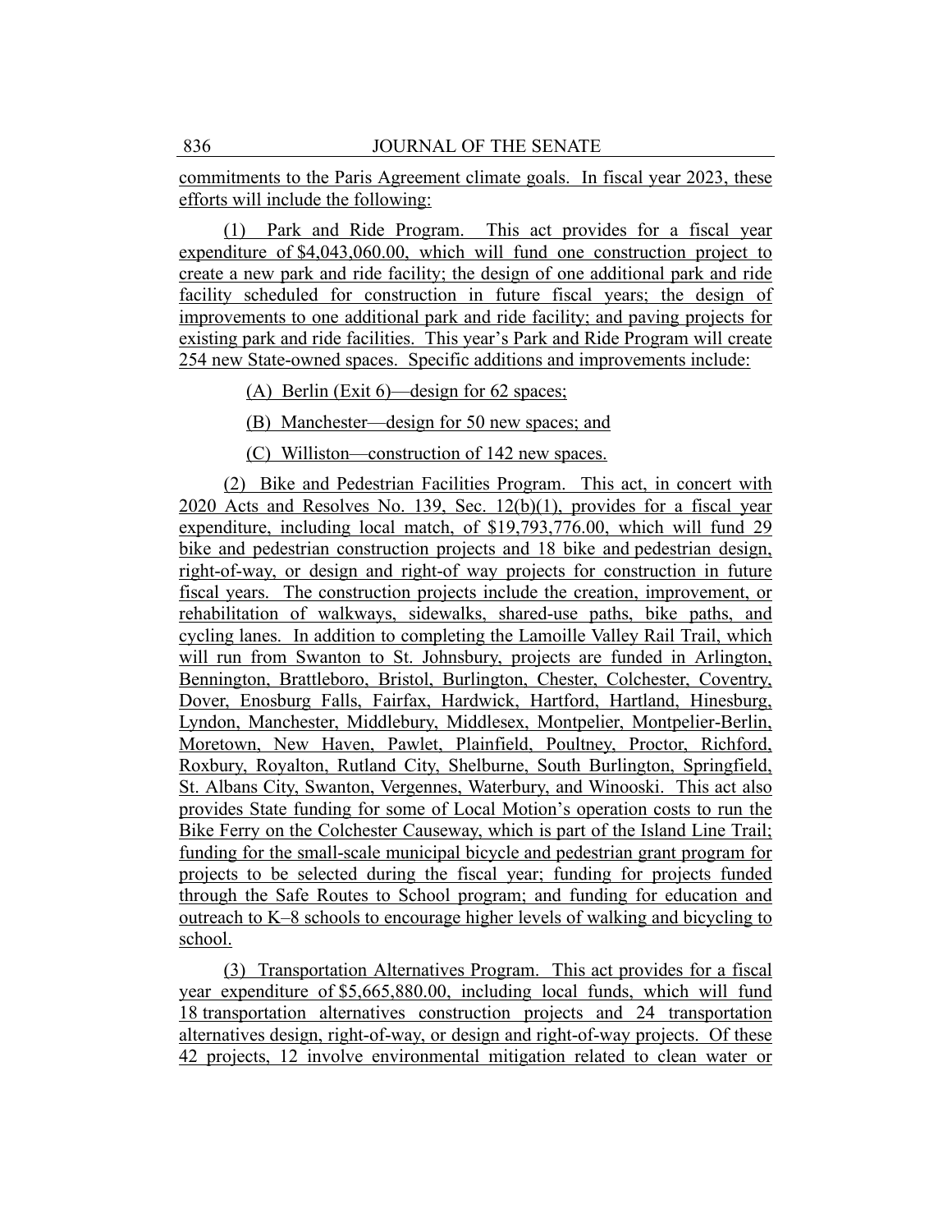commitments to the Paris Agreement climate goals. In fiscal year 2023, these efforts will include the following:

(1) Park and Ride Program. This act provides for a fiscal year expenditure of $4,043,060.00, which will fund one construction project to create a new park and ride facility; the design of one additional park and ride facility scheduled for construction in future fiscal years; the design of improvements to one additional park and ride facility; and paving projects for existing park and ride facilities. This year's Park and Ride Program will create 254 new State-owned spaces. Specific additions and improvements include:

(A) Berlin (Exit 6)—design for 62 spaces;

(B) Manchester—design for 50 new spaces; and

(C) Williston—construction of 142 new spaces.

(2) Bike and Pedestrian Facilities Program. This act, in concert with 2020 Acts and Resolves No. 139, Sec. 12(b)(1), provides for a fiscal year expenditure, including local match, of $19,793,776.00, which will fund 29 bike and pedestrian construction projects and 18 bike and pedestrian design, right-of-way, or design and right-of way projects for construction in future fiscal years. The construction projects include the creation, improvement, or rehabilitation of walkways, sidewalks, shared-use paths, bike paths, and cycling lanes. In addition to completing the Lamoille Valley Rail Trail, which will run from Swanton to St. Johnsbury, projects are funded in Arlington, Bennington, Brattleboro, Bristol, Burlington, Chester, Colchester, Coventry, Dover, Enosburg Falls, Fairfax, Hardwick, Hartford, Hartland, Hinesburg, Lyndon, Manchester, Middlebury, Middlesex, Montpelier, Montpelier-Berlin, Moretown, New Haven, Pawlet, Plainfield, Poultney, Proctor, Richford, Roxbury, Royalton, Rutland City, Shelburne, South Burlington, Springfield, St. Albans City, Swanton, Vergennes, Waterbury, and Winooski. This act also provides State funding for some of Local Motion's operation costs to run the Bike Ferry on the Colchester Causeway, which is part of the Island Line Trail; funding for the small-scale municipal bicycle and pedestrian grant program for projects to be selected during the fiscal year; funding for projects funded through the Safe Routes to School program; and funding for education and outreach to K–8 schools to encourage higher levels of walking and bicycling to school.

(3) Transportation Alternatives Program. This act provides for a fiscal year expenditure of $5,665,880.00, including local funds, which will fund 18 transportation alternatives construction projects and 24 transportation alternatives design, right-of-way, or design and right-of-way projects. Of these 42 projects, 12 involve environmental mitigation related to clean water or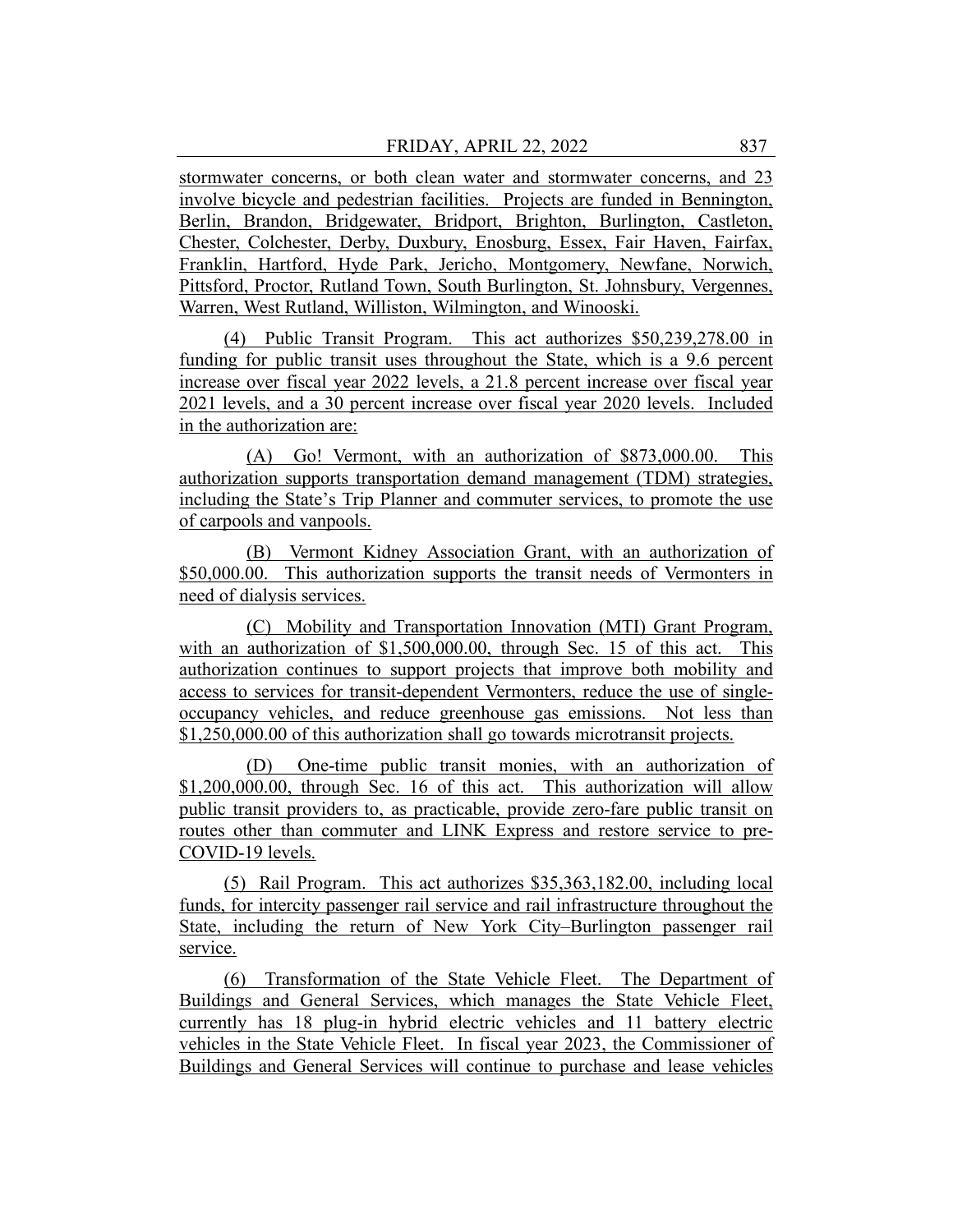stormwater concerns, or both clean water and stormwater concerns, and 23 involve bicycle and pedestrian facilities. Projects are funded in Bennington, Berlin, Brandon, Bridgewater, Bridport, Brighton, Burlington, Castleton, Chester, Colchester, Derby, Duxbury, Enosburg, Essex, Fair Haven, Fairfax, Franklin, Hartford, Hyde Park, Jericho, Montgomery, Newfane, Norwich, Pittsford, Proctor, Rutland Town, South Burlington, St. Johnsbury, Vergennes, Warren, West Rutland, Williston, Wilmington, and Winooski.

(4) Public Transit Program. This act authorizes $50,239,278.00 in funding for public transit uses throughout the State, which is a 9.6 percent increase over fiscal year 2022 levels, a 21.8 percent increase over fiscal year 2021 levels, and a 30 percent increase over fiscal year 2020 levels. Included in the authorization are:

(A) Go! Vermont, with an authorization of $873,000.00. This authorization supports transportation demand management (TDM) strategies, including the State's Trip Planner and commuter services, to promote the use of carpools and vanpools.

(B) Vermont Kidney Association Grant, with an authorization of $50,000.00. This authorization supports the transit needs of Vermonters in need of dialysis services.

(C) Mobility and Transportation Innovation (MTI) Grant Program, with an authorization of $1,500,000.00, through Sec. 15 of this act. This authorization continues to support projects that improve both mobility and access to services for transit-dependent Vermonters, reduce the use of single-occupancy vehicles, and reduce greenhouse gas emissions. Not less than $1,250,000.00 of this authorization shall go towards microtransit projects.

(D) One-time public transit monies, with an authorization of $1,200,000.00, through Sec. 16 of this act. This authorization will allow public transit providers to, as practicable, provide zero-fare public transit on routes other than commuter and LINK Express and restore service to pre-COVID-19 levels.

(5) Rail Program. This act authorizes $35,363,182.00, including local funds, for intercity passenger rail service and rail infrastructure throughout the State, including the return of New York City–Burlington passenger rail service.

(6) Transformation of the State Vehicle Fleet. The Department of Buildings and General Services, which manages the State Vehicle Fleet, currently has 18 plug-in hybrid electric vehicles and 11 battery electric vehicles in the State Vehicle Fleet. In fiscal year 2023, the Commissioner of Buildings and General Services will continue to purchase and lease vehicles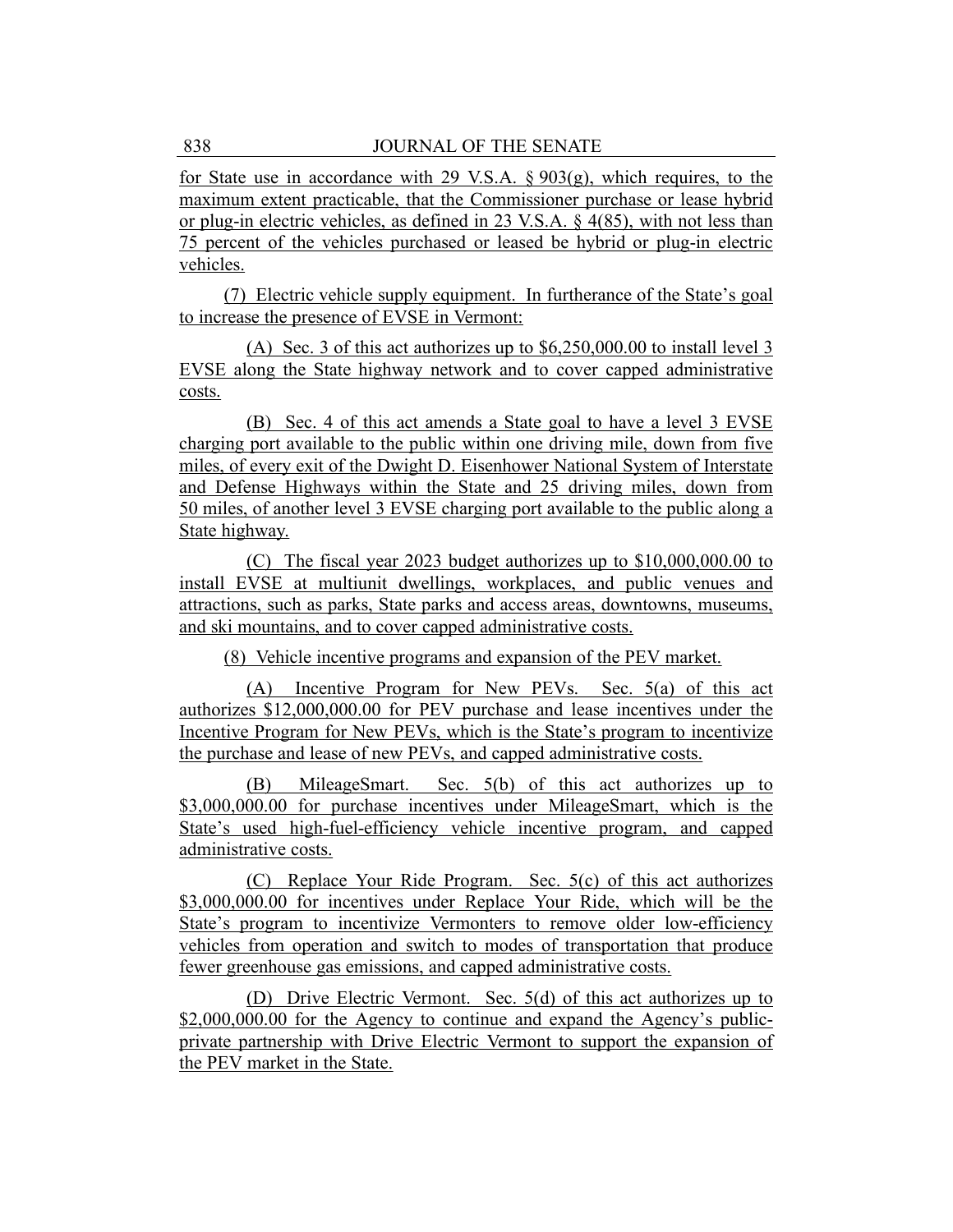for State use in accordance with 29 V.S.A. § 903(g), which requires, to the maximum extent practicable, that the Commissioner purchase or lease hybrid or plug-in electric vehicles, as defined in 23 V.S.A. § 4(85), with not less than 75 percent of the vehicles purchased or leased be hybrid or plug-in electric vehicles.

(7) Electric vehicle supply equipment. In furtherance of the State's goal to increase the presence of EVSE in Vermont:

(A) Sec. 3 of this act authorizes up to $6,250,000.00 to install level 3 EVSE along the State highway network and to cover capped administrative costs.

(B) Sec. 4 of this act amends a State goal to have a level 3 EVSE charging port available to the public within one driving mile, down from five miles, of every exit of the Dwight D. Eisenhower National System of Interstate and Defense Highways within the State and 25 driving miles, down from 50 miles, of another level 3 EVSE charging port available to the public along a State highway.

(C) The fiscal year 2023 budget authorizes up to $10,000,000.00 to install EVSE at multiunit dwellings, workplaces, and public venues and attractions, such as parks, State parks and access areas, downtowns, museums, and ski mountains, and to cover capped administrative costs.

(8) Vehicle incentive programs and expansion of the PEV market.

(A) Incentive Program for New PEVs. Sec. 5(a) of this act authorizes $12,000,000.00 for PEV purchase and lease incentives under the Incentive Program for New PEVs, which is the State's program to incentivize the purchase and lease of new PEVs, and capped administrative costs.

(B) MileageSmart. Sec. 5(b) of this act authorizes up to $3,000,000.00 for purchase incentives under MileageSmart, which is the State's used high-fuel-efficiency vehicle incentive program, and capped administrative costs.

(C) Replace Your Ride Program. Sec. 5(c) of this act authorizes $3,000,000.00 for incentives under Replace Your Ride, which will be the State's program to incentivize Vermonters to remove older low-efficiency vehicles from operation and switch to modes of transportation that produce fewer greenhouse gas emissions, and capped administrative costs.

(D) Drive Electric Vermont. Sec. 5(d) of this act authorizes up to $2,000,000.00 for the Agency to continue and expand the Agency's public-private partnership with Drive Electric Vermont to support the expansion of the PEV market in the State.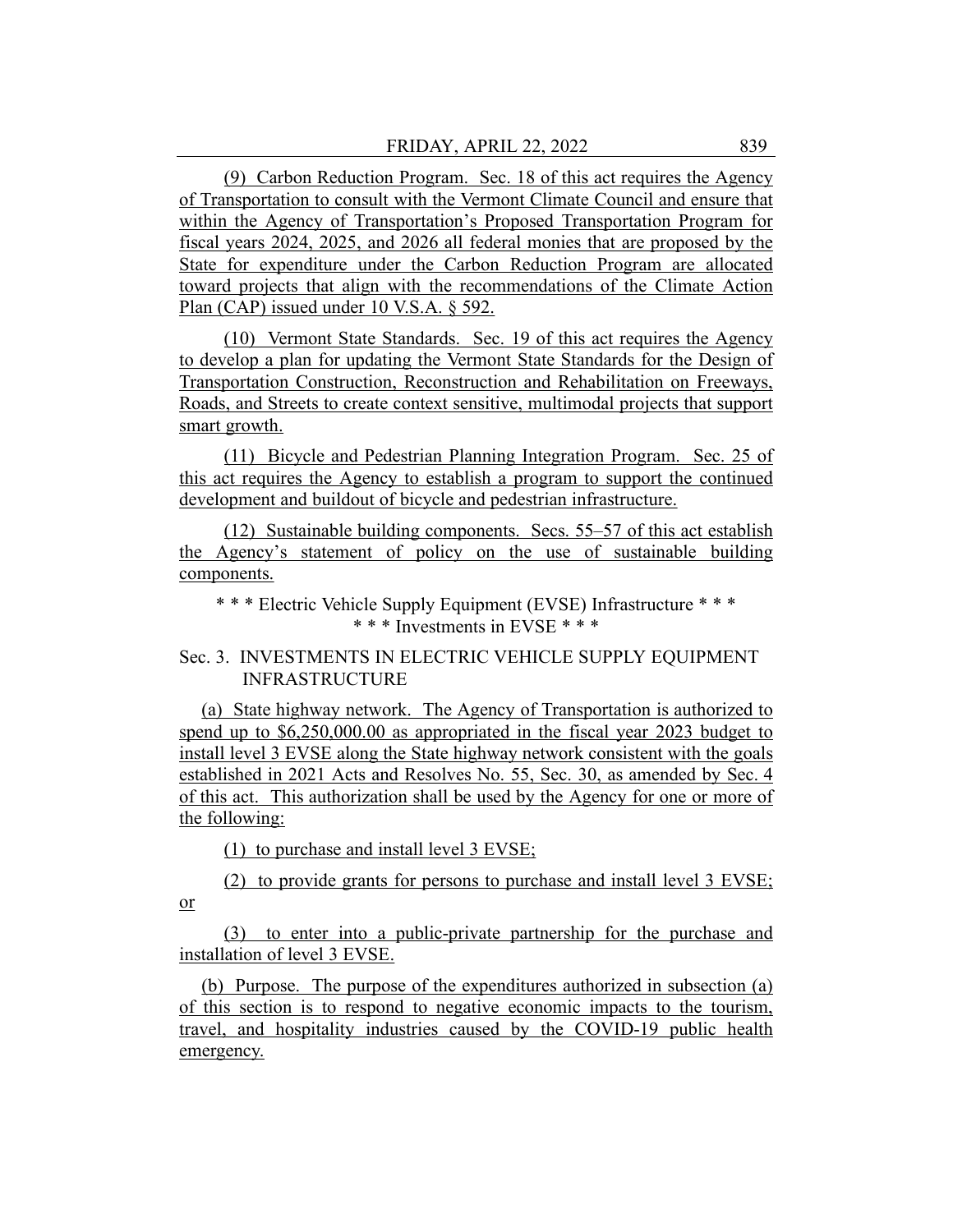(9) Carbon Reduction Program. Sec. 18 of this act requires the Agency of Transportation to consult with the Vermont Climate Council and ensure that within the Agency of Transportation's Proposed Transportation Program for fiscal years 2024, 2025, and 2026 all federal monies that are proposed by the State for expenditure under the Carbon Reduction Program are allocated toward projects that align with the recommendations of the Climate Action Plan (CAP) issued under 10 V.S.A. § 592.

(10) Vermont State Standards. Sec. 19 of this act requires the Agency to develop a plan for updating the Vermont State Standards for the Design of Transportation Construction, Reconstruction and Rehabilitation on Freeways, Roads, and Streets to create context sensitive, multimodal projects that support smart growth.

(11) Bicycle and Pedestrian Planning Integration Program. Sec. 25 of this act requires the Agency to establish a program to support the continued development and buildout of bicycle and pedestrian infrastructure.

(12) Sustainable building components. Secs. 55–57 of this act establish the Agency's statement of policy on the use of sustainable building components.

\* \* \* Electric Vehicle Supply Equipment (EVSE) Infrastructure \* \* \*
\* \* \* Investments in EVSE \* \* \*

Sec. 3. INVESTMENTS IN ELECTRIC VEHICLE SUPPLY EQUIPMENT INFRASTRUCTURE

(a) State highway network. The Agency of Transportation is authorized to spend up to $6,250,000.00 as appropriated in the fiscal year 2023 budget to install level 3 EVSE along the State highway network consistent with the goals established in 2021 Acts and Resolves No. 55, Sec. 30, as amended by Sec. 4 of this act. This authorization shall be used by the Agency for one or more of the following:

(1) to purchase and install level 3 EVSE;

(2) to provide grants for persons to purchase and install level 3 EVSE; or

(3) to enter into a public-private partnership for the purchase and installation of level 3 EVSE.

(b) Purpose. The purpose of the expenditures authorized in subsection (a) of this section is to respond to negative economic impacts to the tourism, travel, and hospitality industries caused by the COVID-19 public health emergency.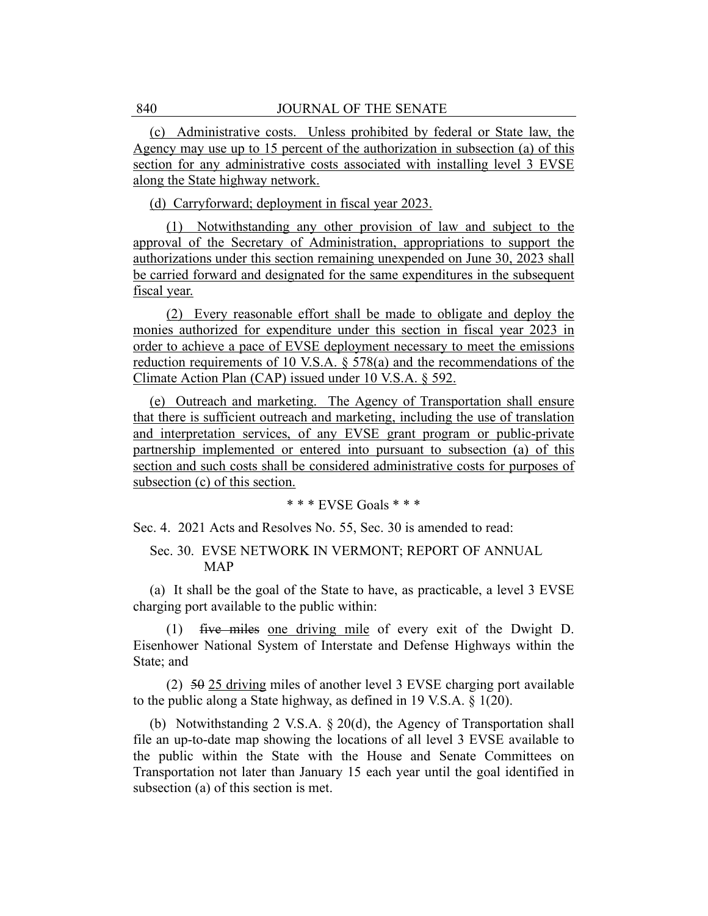(c) Administrative costs. Unless prohibited by federal or State law, the Agency may use up to 15 percent of the authorization in subsection (a) of this section for any administrative costs associated with installing level 3 EVSE along the State highway network.

(d) Carryforward; deployment in fiscal year 2023.

(1) Notwithstanding any other provision of law and subject to the approval of the Secretary of Administration, appropriations to support the authorizations under this section remaining unexpended on June 30, 2023 shall be carried forward and designated for the same expenditures in the subsequent fiscal year.

(2) Every reasonable effort shall be made to obligate and deploy the monies authorized for expenditure under this section in fiscal year 2023 in order to achieve a pace of EVSE deployment necessary to meet the emissions reduction requirements of 10 V.S.A. § 578(a) and the recommendations of the Climate Action Plan (CAP) issued under 10 V.S.A. § 592.

(e) Outreach and marketing. The Agency of Transportation shall ensure that there is sufficient outreach and marketing, including the use of translation and interpretation services, of any EVSE grant program or public-private partnership implemented or entered into pursuant to subsection (a) of this section and such costs shall be considered administrative costs for purposes of subsection (c) of this section.

\* \* \* EVSE Goals \* \* \*

Sec. 4. 2021 Acts and Resolves No. 55, Sec. 30 is amended to read:

Sec. 30. EVSE NETWORK IN VERMONT; REPORT OF ANNUAL MAP

(a) It shall be the goal of the State to have, as practicable, a level 3 EVSE charging port available to the public within:

(1) ~~five miles~~ one driving mile of every exit of the Dwight D. Eisenhower National System of Interstate and Defense Highways within the State; and

(2) ~~50~~ 25 driving miles of another level 3 EVSE charging port available to the public along a State highway, as defined in 19 V.S.A. § 1(20).

(b) Notwithstanding 2 V.S.A. § 20(d), the Agency of Transportation shall file an up-to-date map showing the locations of all level 3 EVSE available to the public within the State with the House and Senate Committees on Transportation not later than January 15 each year until the goal identified in subsection (a) of this section is met.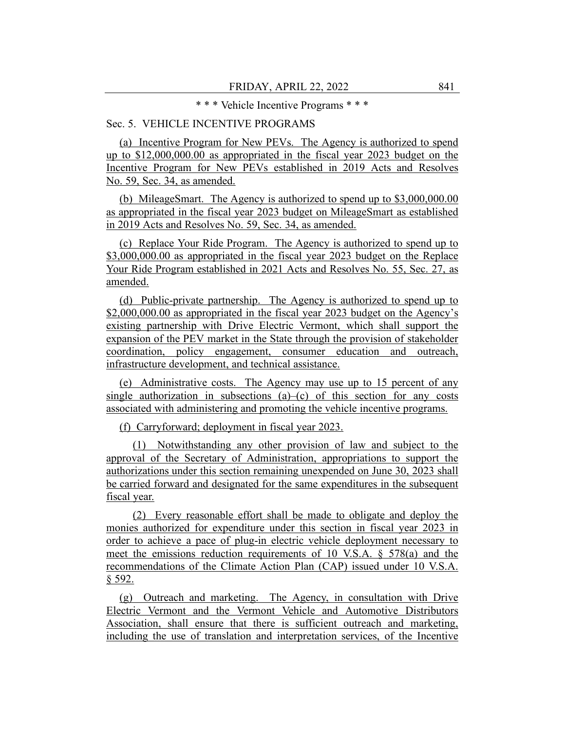\* \* \* Vehicle Incentive Programs \* \* \*

Sec. 5. VEHICLE INCENTIVE PROGRAMS

(a) Incentive Program for New PEVs. The Agency is authorized to spend up to $12,000,000.00 as appropriated in the fiscal year 2023 budget on the Incentive Program for New PEVs established in 2019 Acts and Resolves No. 59, Sec. 34, as amended.

(b) MileageSmart. The Agency is authorized to spend up to $3,000,000.00 as appropriated in the fiscal year 2023 budget on MileageSmart as established in 2019 Acts and Resolves No. 59, Sec. 34, as amended.

(c) Replace Your Ride Program. The Agency is authorized to spend up to $3,000,000.00 as appropriated in the fiscal year 2023 budget on the Replace Your Ride Program established in 2021 Acts and Resolves No. 55, Sec. 27, as amended.

(d) Public-private partnership. The Agency is authorized to spend up to $2,000,000.00 as appropriated in the fiscal year 2023 budget on the Agency's existing partnership with Drive Electric Vermont, which shall support the expansion of the PEV market in the State through the provision of stakeholder coordination, policy engagement, consumer education and outreach, infrastructure development, and technical assistance.

(e) Administrative costs. The Agency may use up to 15 percent of any single authorization in subsections (a)–(c) of this section for any costs associated with administering and promoting the vehicle incentive programs.

(f) Carryforward; deployment in fiscal year 2023.

(1) Notwithstanding any other provision of law and subject to the approval of the Secretary of Administration, appropriations to support the authorizations under this section remaining unexpended on June 30, 2023 shall be carried forward and designated for the same expenditures in the subsequent fiscal year.

(2) Every reasonable effort shall be made to obligate and deploy the monies authorized for expenditure under this section in fiscal year 2023 in order to achieve a pace of plug-in electric vehicle deployment necessary to meet the emissions reduction requirements of 10 V.S.A. § 578(a) and the recommendations of the Climate Action Plan (CAP) issued under 10 V.S.A. § 592.

(g) Outreach and marketing. The Agency, in consultation with Drive Electric Vermont and the Vermont Vehicle and Automotive Distributors Association, shall ensure that there is sufficient outreach and marketing, including the use of translation and interpretation services, of the Incentive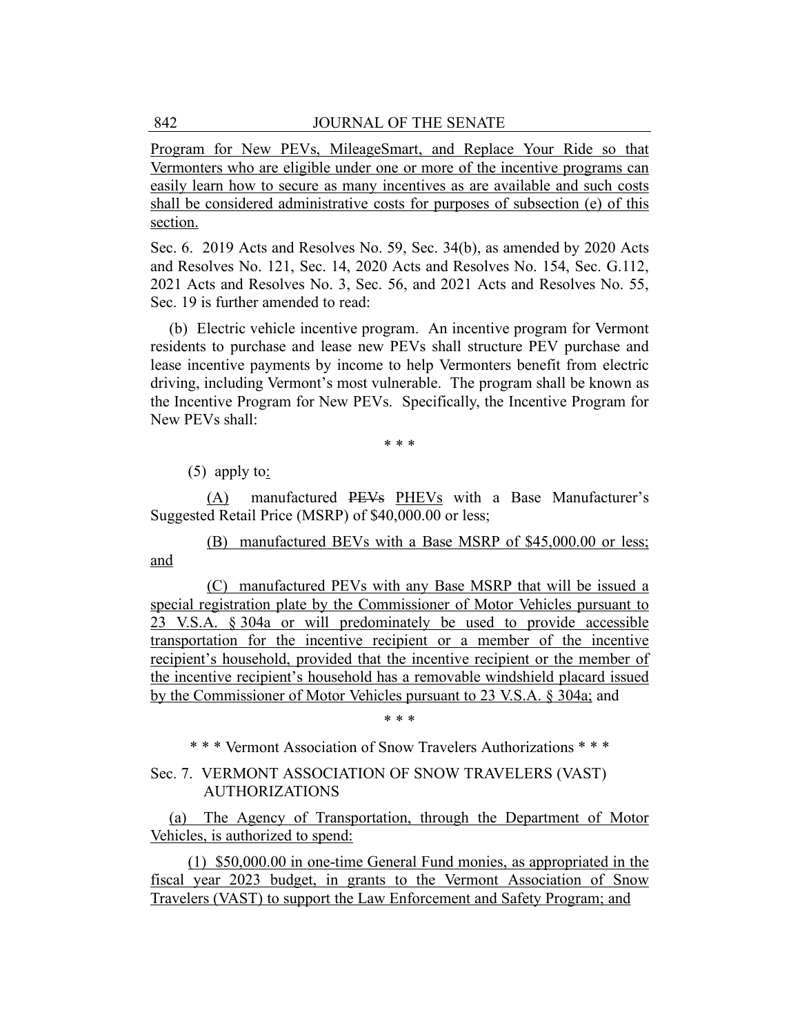Program for New PEVs, MileageSmart, and Replace Your Ride so that Vermonters who are eligible under one or more of the incentive programs can easily learn how to secure as many incentives as are available and such costs shall be considered administrative costs for purposes of subsection (e) of this section.

Sec. 6. 2019 Acts and Resolves No. 59, Sec. 34(b), as amended by 2020 Acts and Resolves No. 121, Sec. 14, 2020 Acts and Resolves No. 154, Sec. G.112, 2021 Acts and Resolves No. 3, Sec. 56, and 2021 Acts and Resolves No. 55, Sec. 19 is further amended to read:

(b) Electric vehicle incentive program. An incentive program for Vermont residents to purchase and lease new PEVs shall structure PEV purchase and lease incentive payments by income to help Vermonters benefit from electric driving, including Vermont's most vulnerable. The program shall be known as the Incentive Program for New PEVs. Specifically, the Incentive Program for New PEVs shall:

\* \* \*

(5) apply to:

(A) manufactured ~~PEVs~~ PHEVs with a Base Manufacturer's Suggested Retail Price (MSRP) of $40,000.00 or less;

(B) manufactured BEVs with a Base MSRP of $45,000.00 or less; and

(C) manufactured PEVs with any Base MSRP that will be issued a special registration plate by the Commissioner of Motor Vehicles pursuant to 23 V.S.A. § 304a or will predominately be used to provide accessible transportation for the incentive recipient or a member of the incentive recipient's household, provided that the incentive recipient or the member of the incentive recipient's household has a removable windshield placard issued by the Commissioner of Motor Vehicles pursuant to 23 V.S.A. § 304a; and

\* \* \*

\* \* \* Vermont Association of Snow Travelers Authorizations \* \* \*

Sec. 7. VERMONT ASSOCIATION OF SNOW TRAVELERS (VAST) AUTHORIZATIONS

(a) The Agency of Transportation, through the Department of Motor Vehicles, is authorized to spend:

(1) $50,000.00 in one-time General Fund monies, as appropriated in the fiscal year 2023 budget, in grants to the Vermont Association of Snow Travelers (VAST) to support the Law Enforcement and Safety Program; and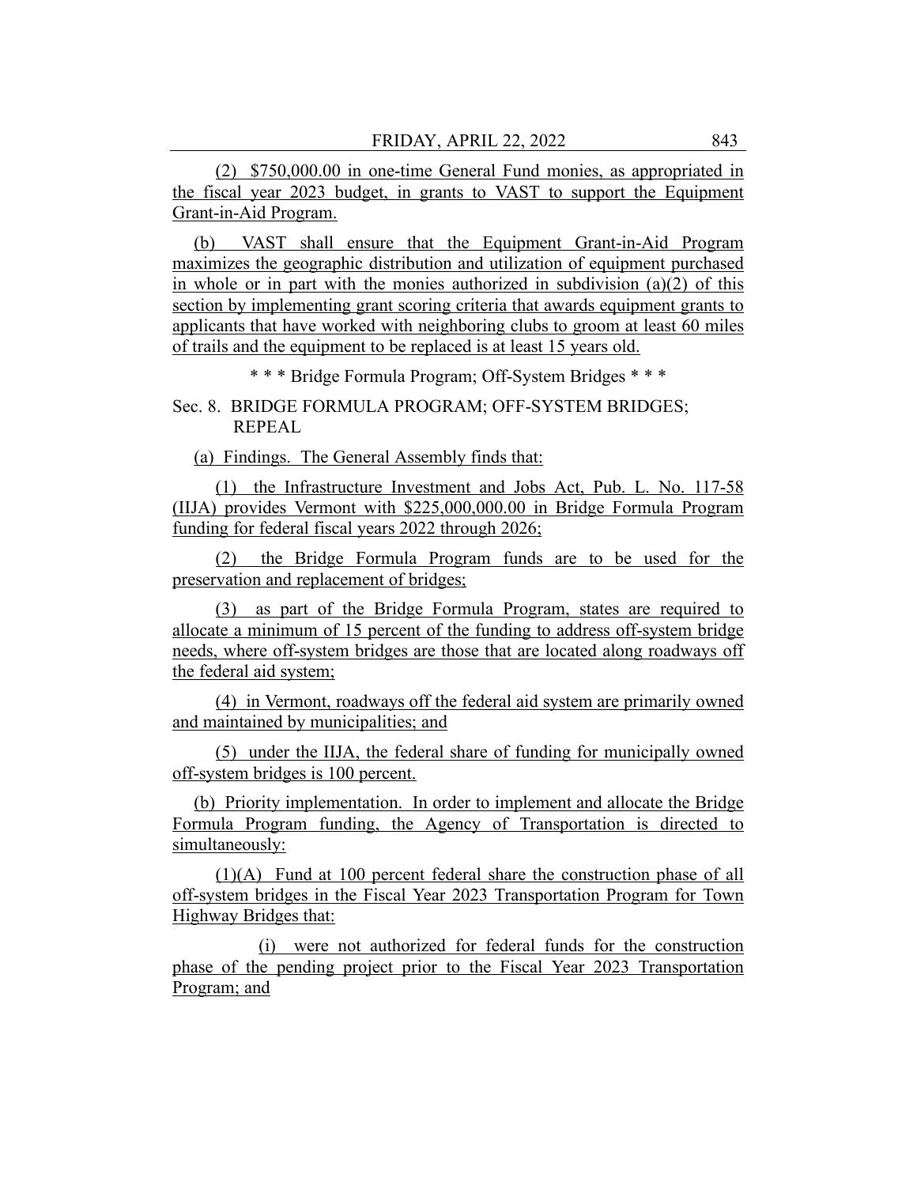(2) $750,000.00 in one-time General Fund monies, as appropriated in the fiscal year 2023 budget, in grants to VAST to support the Equipment Grant-in-Aid Program.

(b) VAST shall ensure that the Equipment Grant-in-Aid Program maximizes the geographic distribution and utilization of equipment purchased in whole or in part with the monies authorized in subdivision (a)(2) of this section by implementing grant scoring criteria that awards equipment grants to applicants that have worked with neighboring clubs to groom at least 60 miles of trails and the equipment to be replaced is at least 15 years old.

\* \* \* Bridge Formula Program; Off-System Bridges \* \* \*

Sec. 8. BRIDGE FORMULA PROGRAM; OFF-SYSTEM BRIDGES; REPEAL

(a) Findings. The General Assembly finds that:

(1) the Infrastructure Investment and Jobs Act, Pub. L. No. 117-58 (IIJA) provides Vermont with $225,000,000.00 in Bridge Formula Program funding for federal fiscal years 2022 through 2026;

(2) the Bridge Formula Program funds are to be used for the preservation and replacement of bridges;

(3) as part of the Bridge Formula Program, states are required to allocate a minimum of 15 percent of the funding to address off-system bridge needs, where off-system bridges are those that are located along roadways off the federal aid system;

(4) in Vermont, roadways off the federal aid system are primarily owned and maintained by municipalities; and

(5) under the IIJA, the federal share of funding for municipally owned off-system bridges is 100 percent.

(b) Priority implementation. In order to implement and allocate the Bridge Formula Program funding, the Agency of Transportation is directed to simultaneously:

(1)(A) Fund at 100 percent federal share the construction phase of all off-system bridges in the Fiscal Year 2023 Transportation Program for Town Highway Bridges that:

(i) were not authorized for federal funds for the construction phase of the pending project prior to the Fiscal Year 2023 Transportation Program; and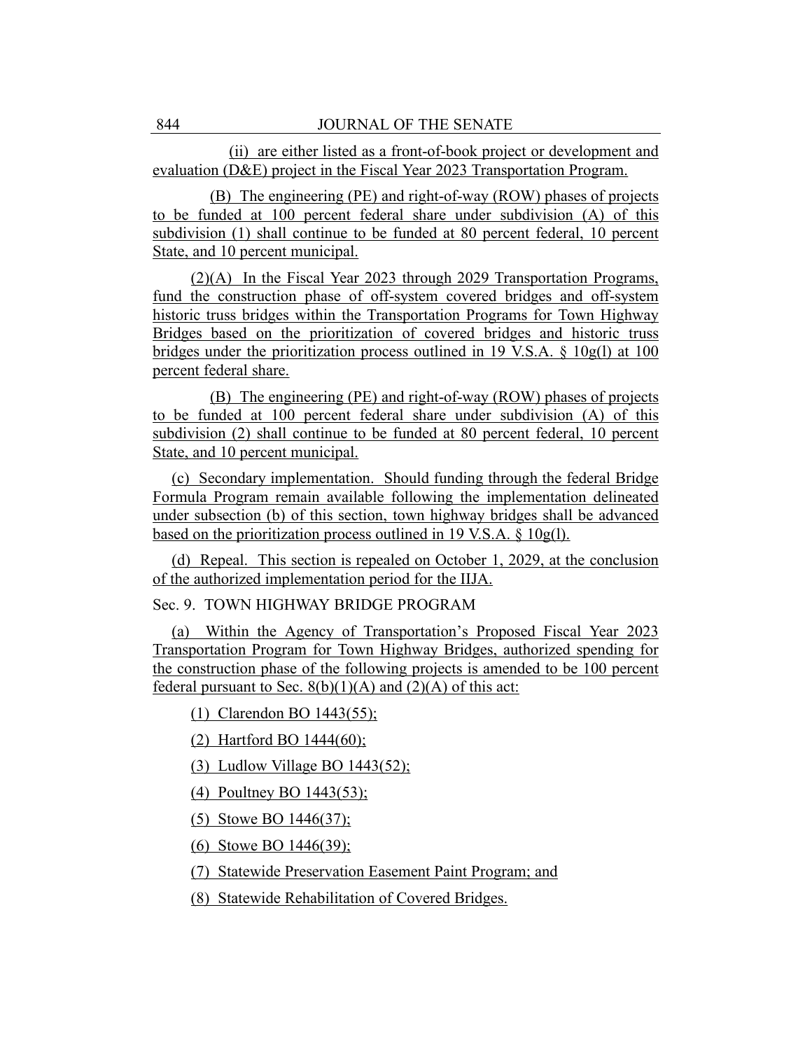(ii) are either listed as a front-of-book project or development and evaluation (D&E) project in the Fiscal Year 2023 Transportation Program.

(B) The engineering (PE) and right-of-way (ROW) phases of projects to be funded at 100 percent federal share under subdivision (A) of this subdivision (1) shall continue to be funded at 80 percent federal, 10 percent State, and 10 percent municipal.

(2)(A) In the Fiscal Year 2023 through 2029 Transportation Programs, fund the construction phase of off-system covered bridges and off-system historic truss bridges within the Transportation Programs for Town Highway Bridges based on the prioritization of covered bridges and historic truss bridges under the prioritization process outlined in 19 V.S.A. § 10g(l) at 100 percent federal share.

(B) The engineering (PE) and right-of-way (ROW) phases of projects to be funded at 100 percent federal share under subdivision (A) of this subdivision (2) shall continue to be funded at 80 percent federal, 10 percent State, and 10 percent municipal.

(c) Secondary implementation. Should funding through the federal Bridge Formula Program remain available following the implementation delineated under subsection (b) of this section, town highway bridges shall be advanced based on the prioritization process outlined in 19 V.S.A. § 10g(l).

(d) Repeal. This section is repealed on October 1, 2029, at the conclusion of the authorized implementation period for the IIJA.

Sec. 9. TOWN HIGHWAY BRIDGE PROGRAM

(a) Within the Agency of Transportation's Proposed Fiscal Year 2023 Transportation Program for Town Highway Bridges, authorized spending for the construction phase of the following projects is amended to be 100 percent federal pursuant to Sec. 8(b)(1)(A) and (2)(A) of this act:

(1) Clarendon BO 1443(55);

(2) Hartford BO 1444(60);

(3) Ludlow Village BO 1443(52);

(4) Poultney BO 1443(53);

(5) Stowe BO 1446(37);

(6) Stowe BO 1446(39);

(7) Statewide Preservation Easement Paint Program; and

(8) Statewide Rehabilitation of Covered Bridges.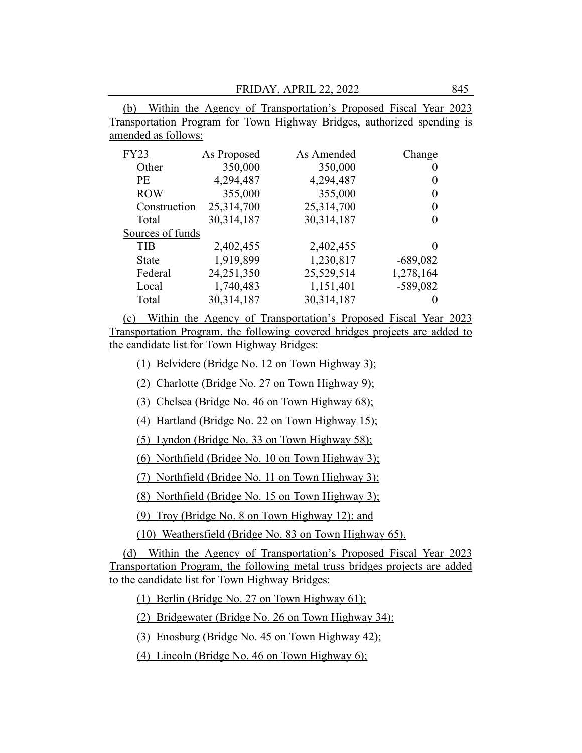(b) Within the Agency of Transportation's Proposed Fiscal Year 2023 Transportation Program for Town Highway Bridges, authorized spending is amended as follows:

| FY23 | As Proposed | As Amended | Change |
|---|---|---|---|
| Other | 350,000 | 350,000 | 0 |
| PE | 4,294,487 | 4,294,487 | 0 |
| ROW | 355,000 | 355,000 | 0 |
| Construction | 25,314,700 | 25,314,700 | 0 |
| Total | 30,314,187 | 30,314,187 | 0 |
| Sources of funds | | | |
| TIB | 2,402,455 | 2,402,455 | 0 |
| State | 1,919,899 | 1,230,817 | -689,082 |
| Federal | 24,251,350 | 25,529,514 | 1,278,164 |
| Local | 1,740,483 | 1,151,401 | -589,082 |
| Total | 30,314,187 | 30,314,187 | 0 |

(c) Within the Agency of Transportation's Proposed Fiscal Year 2023 Transportation Program, the following covered bridges projects are added to the candidate list for Town Highway Bridges:

(1) Belvidere (Bridge No. 12 on Town Highway 3);

(2) Charlotte (Bridge No. 27 on Town Highway 9);

(3) Chelsea (Bridge No. 46 on Town Highway 68);

(4) Hartland (Bridge No. 22 on Town Highway 15);

(5) Lyndon (Bridge No. 33 on Town Highway 58);

(6) Northfield (Bridge No. 10 on Town Highway 3);

(7) Northfield (Bridge No. 11 on Town Highway 3);

(8) Northfield (Bridge No. 15 on Town Highway 3);

(9) Troy (Bridge No. 8 on Town Highway 12); and

(10) Weathersfield (Bridge No. 83 on Town Highway 65).

(d) Within the Agency of Transportation's Proposed Fiscal Year 2023 Transportation Program, the following metal truss bridges projects are added to the candidate list for Town Highway Bridges:

(1) Berlin (Bridge No. 27 on Town Highway 61);

(2) Bridgewater (Bridge No. 26 on Town Highway 34);

(3) Enosburg (Bridge No. 45 on Town Highway 42);

(4) Lincoln (Bridge No. 46 on Town Highway 6);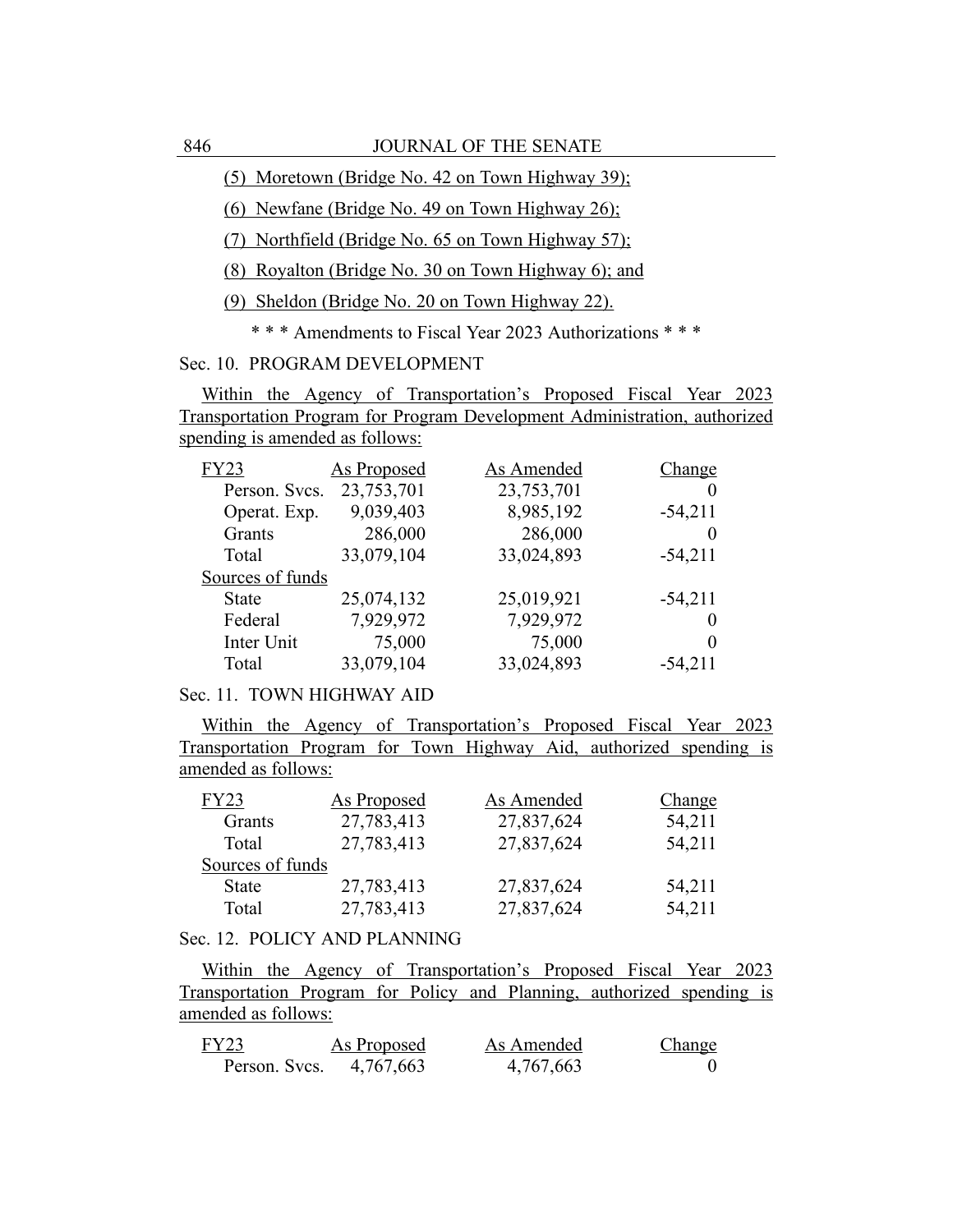(5) Moretown (Bridge No. 42 on Town Highway 39);

(6) Newfane (Bridge No. 49 on Town Highway 26);

(7) Northfield (Bridge No. 65 on Town Highway 57);

(8) Royalton (Bridge No. 30 on Town Highway 6); and

(9) Sheldon (Bridge No. 20 on Town Highway 22).

* * * Amendments to Fiscal Year 2023 Authorizations * * *

Sec. 10. PROGRAM DEVELOPMENT

Within the Agency of Transportation's Proposed Fiscal Year 2023 Transportation Program for Program Development Administration, authorized spending is amended as follows:

| FY23 | As Proposed | As Amended | Change |
|---|---|---|---|
| Person. Svcs. | 23,753,701 | 23,753,701 | 0 |
| Operat. Exp. | 9,039,403 | 8,985,192 | -54,211 |
| Grants | 286,000 | 286,000 | 0 |
| Total | 33,079,104 | 33,024,893 | -54,211 |
| Sources of funds | | | |
| State | 25,074,132 | 25,019,921 | -54,211 |
| Federal | 7,929,972 | 7,929,972 | 0 |
| Inter Unit | 75,000 | 75,000 | 0 |
| Total | 33,079,104 | 33,024,893 | -54,211 |

Sec. 11. TOWN HIGHWAY AID

Within the Agency of Transportation's Proposed Fiscal Year 2023 Transportation Program for Town Highway Aid, authorized spending is amended as follows:

| FY23 | As Proposed | As Amended | Change |
|---|---|---|---|
| Grants | 27,783,413 | 27,837,624 | 54,211 |
| Total | 27,783,413 | 27,837,624 | 54,211 |
| Sources of funds | | | |
| State | 27,783,413 | 27,837,624 | 54,211 |
| Total | 27,783,413 | 27,837,624 | 54,211 |

Sec. 12. POLICY AND PLANNING

Within the Agency of Transportation's Proposed Fiscal Year 2023 Transportation Program for Policy and Planning, authorized spending is amended as follows:

| FY23 | As Proposed | As Amended | Change |
|---|---|---|---|
| Person. Svcs. | 4,767,663 | 4,767,663 | 0 |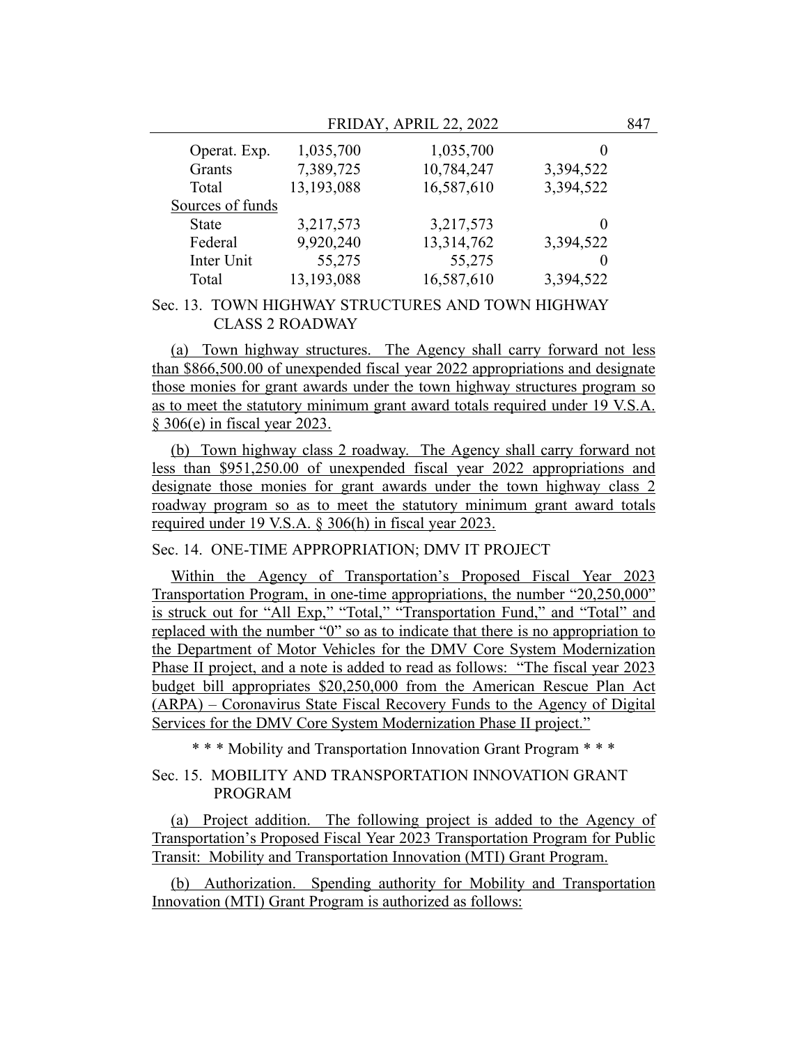| | | | |
|---|---|---|---|
| Operat. Exp. | 1,035,700 | 1,035,700 | 0 |
| Grants | 7,389,725 | 10,784,247 | 3,394,522 |
| Total | 13,193,088 | 16,587,610 | 3,394,522 |
| Sources of funds | | | |
| State | 3,217,573 | 3,217,573 | 0 |
| Federal | 9,920,240 | 13,314,762 | 3,394,522 |
| Inter Unit | 55,275 | 55,275 | 0 |
| Total | 13,193,088 | 16,587,610 | 3,394,522 |

Sec. 13. TOWN HIGHWAY STRUCTURES AND TOWN HIGHWAY CLASS 2 ROADWAY

(a) Town highway structures. The Agency shall carry forward not less than $866,500.00 of unexpended fiscal year 2022 appropriations and designate those monies for grant awards under the town highway structures program so as to meet the statutory minimum grant award totals required under 19 V.S.A. § 306(e) in fiscal year 2023.

(b) Town highway class 2 roadway. The Agency shall carry forward not less than $951,250.00 of unexpended fiscal year 2022 appropriations and designate those monies for grant awards under the town highway class 2 roadway program so as to meet the statutory minimum grant award totals required under 19 V.S.A. § 306(h) in fiscal year 2023.

Sec. 14. ONE-TIME APPROPRIATION; DMV IT PROJECT

Within the Agency of Transportation's Proposed Fiscal Year 2023 Transportation Program, in one-time appropriations, the number "20,250,000" is struck out for "All Exp," "Total," "Transportation Fund," and "Total" and replaced with the number "0" so as to indicate that there is no appropriation to the Department of Motor Vehicles for the DMV Core System Modernization Phase II project, and a note is added to read as follows: "The fiscal year 2023 budget bill appropriates $20,250,000 from the American Rescue Plan Act (ARPA) – Coronavirus State Fiscal Recovery Funds to the Agency of Digital Services for the DMV Core System Modernization Phase II project."

\* \* \* Mobility and Transportation Innovation Grant Program \* \* \*

Sec. 15. MOBILITY AND TRANSPORTATION INNOVATION GRANT PROGRAM

(a) Project addition. The following project is added to the Agency of Transportation's Proposed Fiscal Year 2023 Transportation Program for Public Transit: Mobility and Transportation Innovation (MTI) Grant Program.

(b) Authorization. Spending authority for Mobility and Transportation Innovation (MTI) Grant Program is authorized as follows: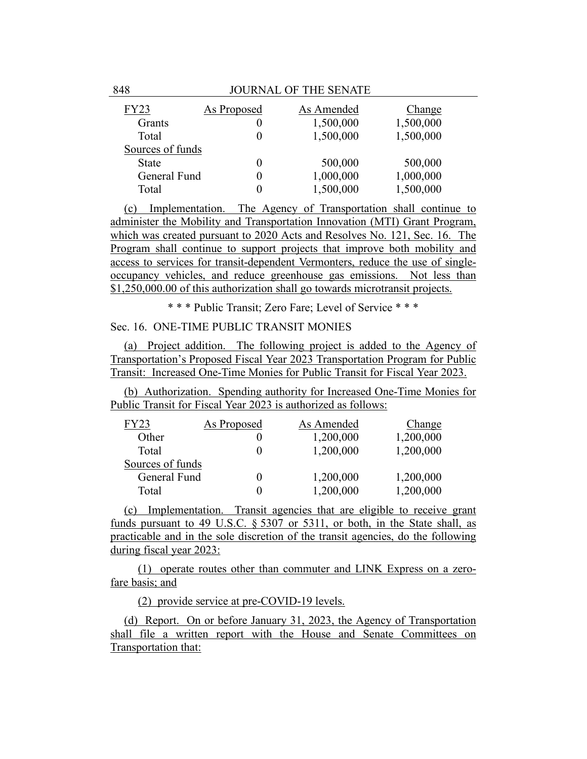| FY23 | As Proposed | As Amended | Change |
|---|---|---|---|
| Grants | 0 | 1,500,000 | 1,500,000 |
| Total | 0 | 1,500,000 | 1,500,000 |
| Sources of funds | | | |
| State | 0 | 500,000 | 500,000 |
| General Fund | 0 | 1,000,000 | 1,000,000 |
| Total | 0 | 1,500,000 | 1,500,000 |

(c) Implementation. The Agency of Transportation shall continue to administer the Mobility and Transportation Innovation (MTI) Grant Program, which was created pursuant to 2020 Acts and Resolves No. 121, Sec. 16. The Program shall continue to support projects that improve both mobility and access to services for transit-dependent Vermonters, reduce the use of single-occupancy vehicles, and reduce greenhouse gas emissions. Not less than $1,250,000.00 of this authorization shall go towards microtransit projects.

\* \* \* Public Transit; Zero Fare; Level of Service \* \* \*

Sec. 16. ONE-TIME PUBLIC TRANSIT MONIES

(a) Project addition. The following project is added to the Agency of Transportation's Proposed Fiscal Year 2023 Transportation Program for Public Transit: Increased One-Time Monies for Public Transit for Fiscal Year 2023.

(b) Authorization. Spending authority for Increased One-Time Monies for Public Transit for Fiscal Year 2023 is authorized as follows:

| FY23 | As Proposed | As Amended | Change |
|---|---|---|---|
| Other | 0 | 1,200,000 | 1,200,000 |
| Total | 0 | 1,200,000 | 1,200,000 |
| Sources of funds | | | |
| General Fund | 0 | 1,200,000 | 1,200,000 |
| Total | 0 | 1,200,000 | 1,200,000 |

(c) Implementation. Transit agencies that are eligible to receive grant funds pursuant to 49 U.S.C. § 5307 or 5311, or both, in the State shall, as practicable and in the sole discretion of the transit agencies, do the following during fiscal year 2023:

(1) operate routes other than commuter and LINK Express on a zero-fare basis; and

(2) provide service at pre-COVID-19 levels.

(d) Report. On or before January 31, 2023, the Agency of Transportation shall file a written report with the House and Senate Committees on Transportation that: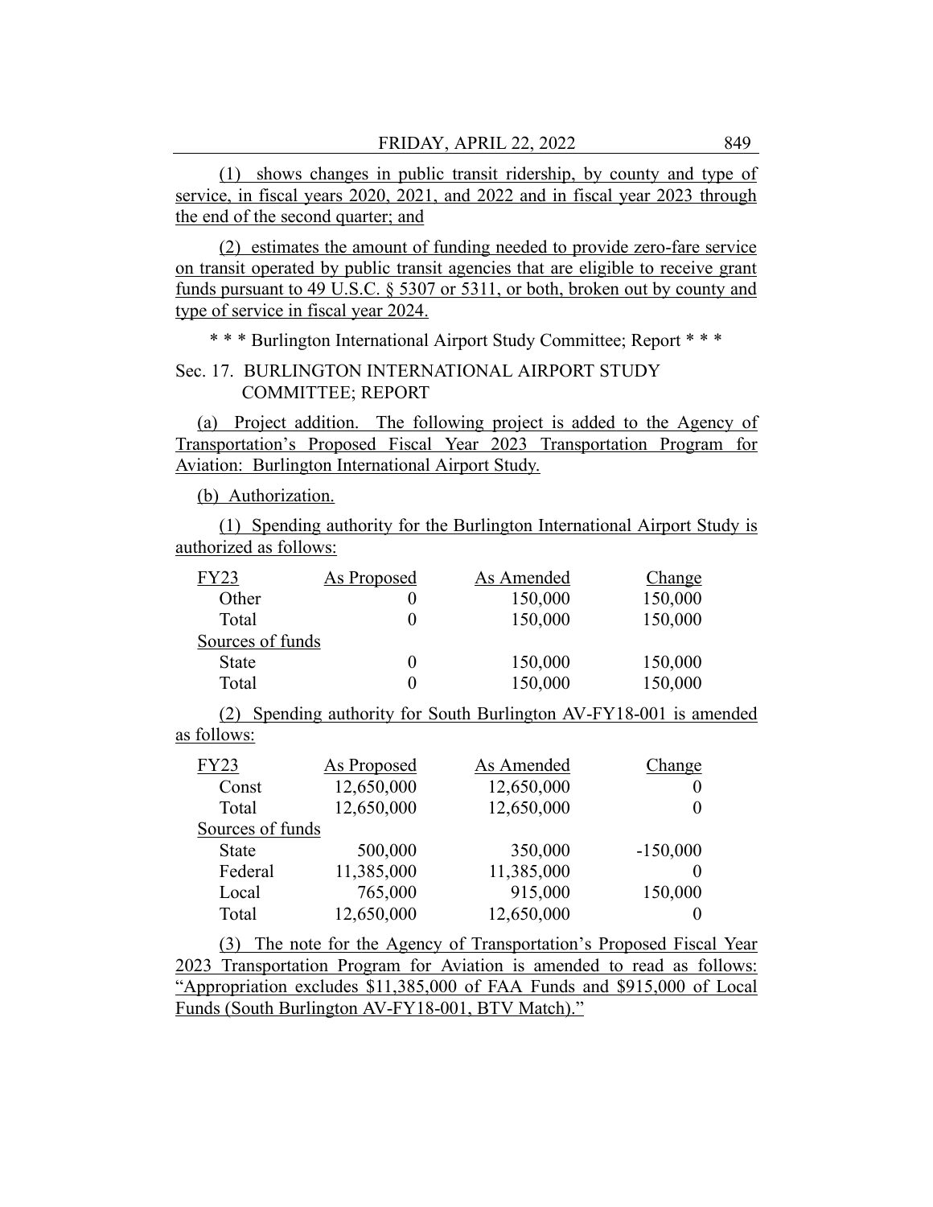(1) shows changes in public transit ridership, by county and type of service, in fiscal years 2020, 2021, and 2022 and in fiscal year 2023 through the end of the second quarter; and

(2) estimates the amount of funding needed to provide zero-fare service on transit operated by public transit agencies that are eligible to receive grant funds pursuant to 49 U.S.C. § 5307 or 5311, or both, broken out by county and type of service in fiscal year 2024.

\* \* \* Burlington International Airport Study Committee; Report \* \* \*

Sec. 17. BURLINGTON INTERNATIONAL AIRPORT STUDY COMMITTEE; REPORT

(a) Project addition. The following project is added to the Agency of Transportation's Proposed Fiscal Year 2023 Transportation Program for Aviation: Burlington International Airport Study.

(b) Authorization.

(1) Spending authority for the Burlington International Airport Study is authorized as follows:

| FY23 | As Proposed | As Amended | Change |
|---|---|---|---|
| Other | 0 | 150,000 | 150,000 |
| Total | 0 | 150,000 | 150,000 |
| Sources of funds | | | |
| State | 0 | 150,000 | 150,000 |
| Total | 0 | 150,000 | 150,000 |

(2) Spending authority for South Burlington AV-FY18-001 is amended as follows:

| FY23 | As Proposed | As Amended | Change |
|---|---|---|---|
| Const | 12,650,000 | 12,650,000 | 0 |
| Total | 12,650,000 | 12,650,000 | 0 |
| Sources of funds | | | |
| State | 500,000 | 350,000 | -150,000 |
| Federal | 11,385,000 | 11,385,000 | 0 |
| Local | 765,000 | 915,000 | 150,000 |
| Total | 12,650,000 | 12,650,000 | 0 |

(3) The note for the Agency of Transportation's Proposed Fiscal Year 2023 Transportation Program for Aviation is amended to read as follows: "Appropriation excludes $11,385,000 of FAA Funds and $915,000 of Local Funds (South Burlington AV-FY18-001, BTV Match)."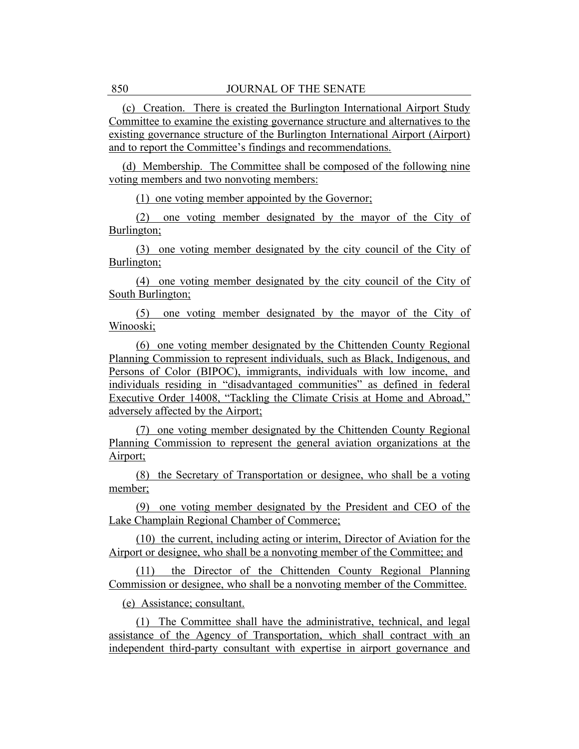(c) Creation. There is created the Burlington International Airport Study Committee to examine the existing governance structure and alternatives to the existing governance structure of the Burlington International Airport (Airport) and to report the Committee's findings and recommendations.

(d) Membership. The Committee shall be composed of the following nine voting members and two nonvoting members:

(1) one voting member appointed by the Governor;

(2) one voting member designated by the mayor of the City of Burlington;

(3) one voting member designated by the city council of the City of Burlington;

(4) one voting member designated by the city council of the City of South Burlington;

(5) one voting member designated by the mayor of the City of Winooski;

(6) one voting member designated by the Chittenden County Regional Planning Commission to represent individuals, such as Black, Indigenous, and Persons of Color (BIPOC), immigrants, individuals with low income, and individuals residing in "disadvantaged communities" as defined in federal Executive Order 14008, "Tackling the Climate Crisis at Home and Abroad," adversely affected by the Airport;

(7) one voting member designated by the Chittenden County Regional Planning Commission to represent the general aviation organizations at the Airport;

(8) the Secretary of Transportation or designee, who shall be a voting member;

(9) one voting member designated by the President and CEO of the Lake Champlain Regional Chamber of Commerce;

(10) the current, including acting or interim, Director of Aviation for the Airport or designee, who shall be a nonvoting member of the Committee; and

(11) the Director of the Chittenden County Regional Planning Commission or designee, who shall be a nonvoting member of the Committee.

(e) Assistance; consultant.

(1) The Committee shall have the administrative, technical, and legal assistance of the Agency of Transportation, which shall contract with an independent third-party consultant with expertise in airport governance and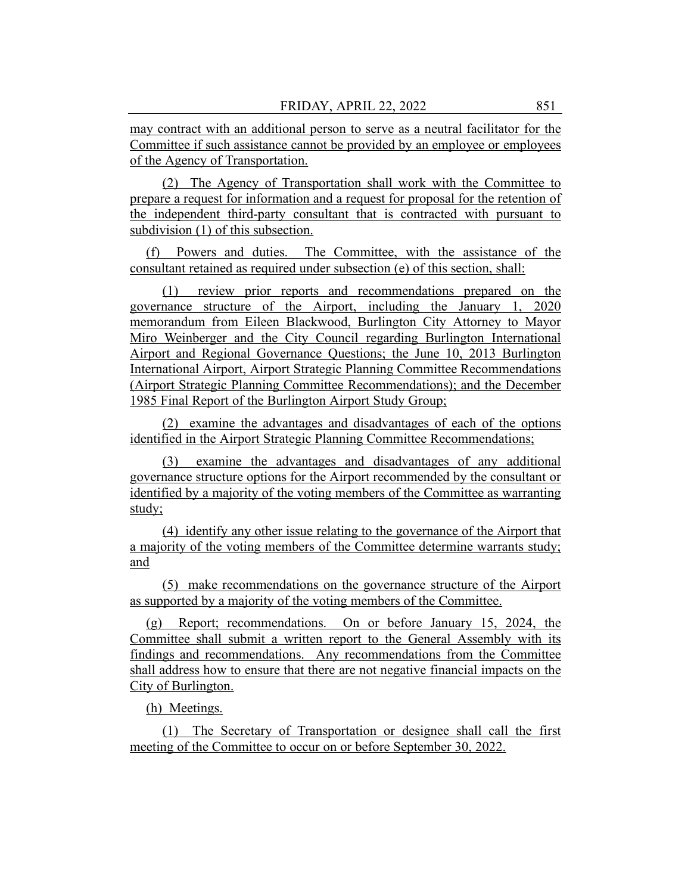may contract with an additional person to serve as a neutral facilitator for the Committee if such assistance cannot be provided by an employee or employees of the Agency of Transportation.

(2) The Agency of Transportation shall work with the Committee to prepare a request for information and a request for proposal for the retention of the independent third-party consultant that is contracted with pursuant to subdivision (1) of this subsection.

(f) Powers and duties. The Committee, with the assistance of the consultant retained as required under subsection (e) of this section, shall:

(1) review prior reports and recommendations prepared on the governance structure of the Airport, including the January 1, 2020 memorandum from Eileen Blackwood, Burlington City Attorney to Mayor Miro Weinberger and the City Council regarding Burlington International Airport and Regional Governance Questions; the June 10, 2013 Burlington International Airport, Airport Strategic Planning Committee Recommendations (Airport Strategic Planning Committee Recommendations); and the December 1985 Final Report of the Burlington Airport Study Group;

(2) examine the advantages and disadvantages of each of the options identified in the Airport Strategic Planning Committee Recommendations;

(3) examine the advantages and disadvantages of any additional governance structure options for the Airport recommended by the consultant or identified by a majority of the voting members of the Committee as warranting study;

(4) identify any other issue relating to the governance of the Airport that a majority of the voting members of the Committee determine warrants study; and

(5) make recommendations on the governance structure of the Airport as supported by a majority of the voting members of the Committee.

(g) Report; recommendations. On or before January 15, 2024, the Committee shall submit a written report to the General Assembly with its findings and recommendations. Any recommendations from the Committee shall address how to ensure that there are not negative financial impacts on the City of Burlington.

(h) Meetings.

(1) The Secretary of Transportation or designee shall call the first meeting of the Committee to occur on or before September 30, 2022.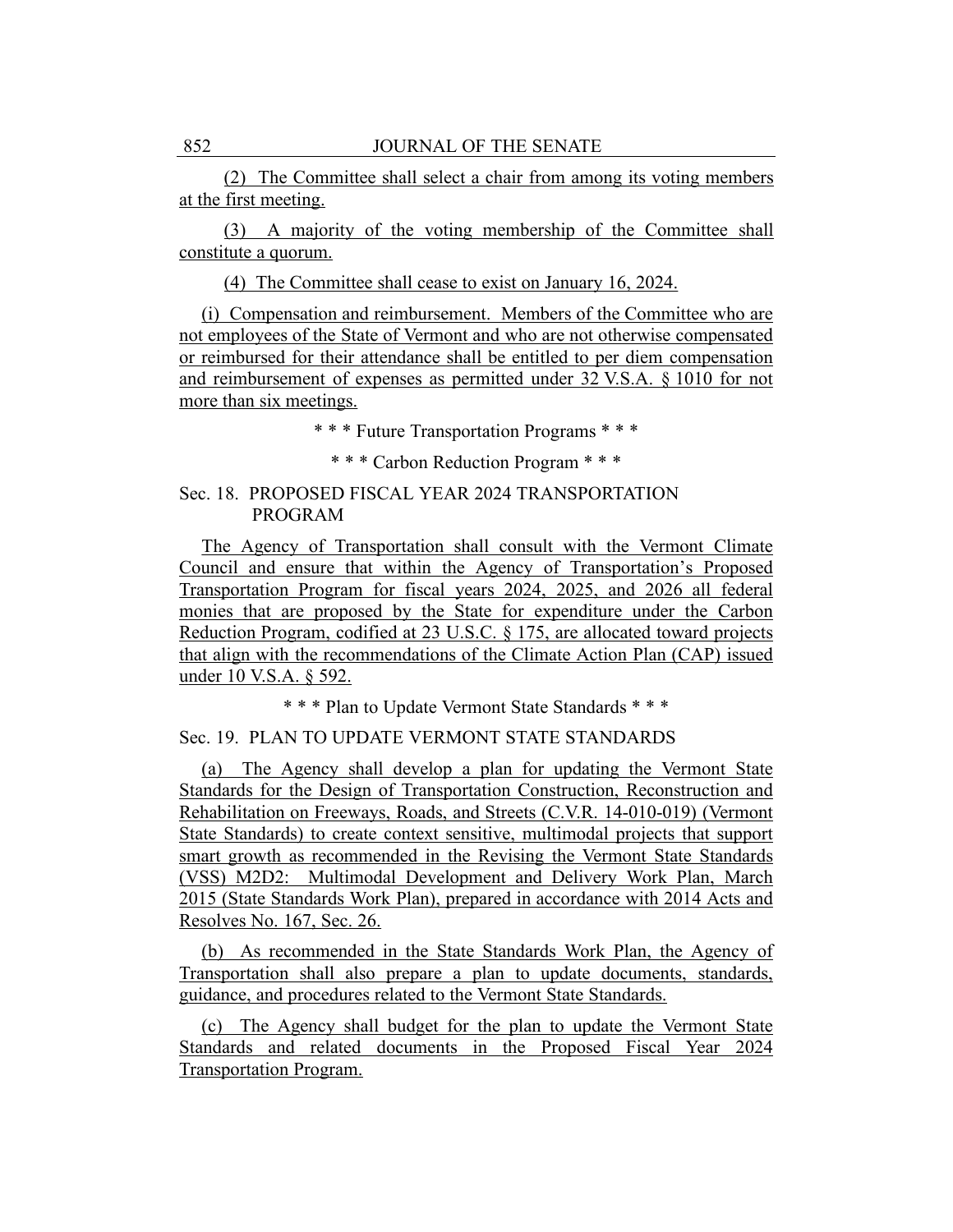(2) The Committee shall select a chair from among its voting members at the first meeting.

(3) A majority of the voting membership of the Committee shall constitute a quorum.

(4) The Committee shall cease to exist on January 16, 2024.

(i) Compensation and reimbursement. Members of the Committee who are not employees of the State of Vermont and who are not otherwise compensated or reimbursed for their attendance shall be entitled to per diem compensation and reimbursement of expenses as permitted under 32 V.S.A. § 1010 for not more than six meetings.

\* \* \* Future Transportation Programs \* \* \*

\* \* \* Carbon Reduction Program \* \* \*

Sec. 18. PROPOSED FISCAL YEAR 2024 TRANSPORTATION PROGRAM

The Agency of Transportation shall consult with the Vermont Climate Council and ensure that within the Agency of Transportation's Proposed Transportation Program for fiscal years 2024, 2025, and 2026 all federal monies that are proposed by the State for expenditure under the Carbon Reduction Program, codified at 23 U.S.C. § 175, are allocated toward projects that align with the recommendations of the Climate Action Plan (CAP) issued under 10 V.S.A. § 592.

\* \* \* Plan to Update Vermont State Standards \* \* \*

Sec. 19. PLAN TO UPDATE VERMONT STATE STANDARDS

(a) The Agency shall develop a plan for updating the Vermont State Standards for the Design of Transportation Construction, Reconstruction and Rehabilitation on Freeways, Roads, and Streets (C.V.R. 14-010-019) (Vermont State Standards) to create context sensitive, multimodal projects that support smart growth as recommended in the Revising the Vermont State Standards (VSS) M2D2: Multimodal Development and Delivery Work Plan, March 2015 (State Standards Work Plan), prepared in accordance with 2014 Acts and Resolves No. 167, Sec. 26.

(b) As recommended in the State Standards Work Plan, the Agency of Transportation shall also prepare a plan to update documents, standards, guidance, and procedures related to the Vermont State Standards.

(c) The Agency shall budget for the plan to update the Vermont State Standards and related documents in the Proposed Fiscal Year 2024 Transportation Program.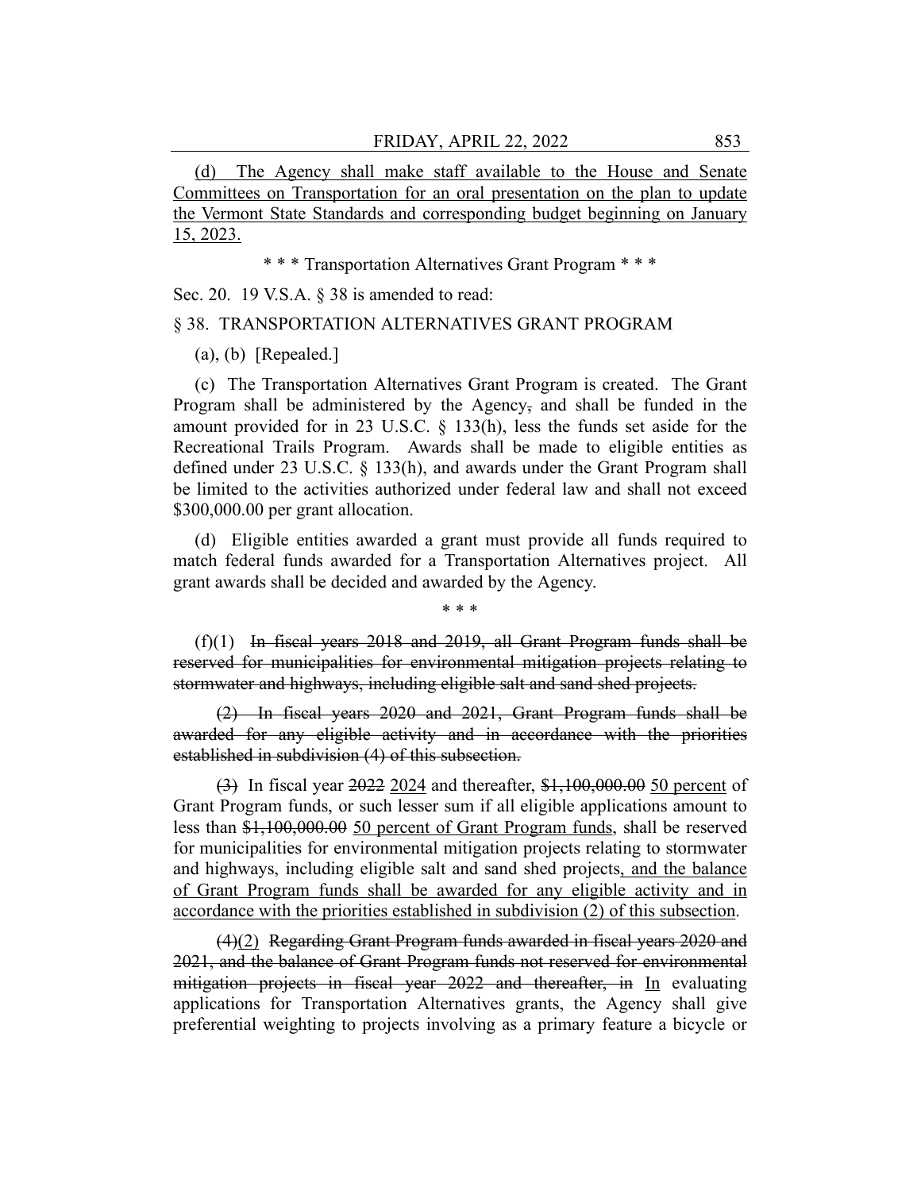<u>(d) The Agency shall make staff available to the House and Senate Committees on Transportation for an oral presentation on the plan to update the Vermont State Standards and corresponding budget beginning on January 15, 2023.</u>

\* \* \* Transportation Alternatives Grant Program \* \* \*

Sec. 20. 19 V.S.A. § 38 is amended to read:

§ 38. TRANSPORTATION ALTERNATIVES GRANT PROGRAM

(a), (b) [Repealed.]

(c) The Transportation Alternatives Grant Program is created. The Grant Program shall be administered by the Agency~~,~~ and shall be funded in the amount provided for in 23 U.S.C. § 133(h), less the funds set aside for the Recreational Trails Program. Awards shall be made to eligible entities as defined under 23 U.S.C. § 133(h), and awards under the Grant Program shall be limited to the activities authorized under federal law and shall not exceed $300,000.00 per grant allocation.

(d) Eligible entities awarded a grant must provide all funds required to match federal funds awarded for a Transportation Alternatives project. All grant awards shall be decided and awarded by the Agency.

\* \* \*

(f)(1) ~~In fiscal years 2018 and 2019, all Grant Program funds shall be reserved for municipalities for environmental mitigation projects relating to stormwater and highways, including eligible salt and sand shed projects.~~

~~(2) In fiscal years 2020 and 2021, Grant Program funds shall be awarded for any eligible activity and in accordance with the priorities established in subdivision (4) of this subsection.~~

~~(3)~~ In fiscal year ~~2022~~ <u>2024</u> and thereafter, ~~$1,100,000.00~~ <u>50 percent</u> of Grant Program funds, or such lesser sum if all eligible applications amount to less than ~~$1,100,000.00~~ <u>50 percent of Grant Program funds</u>, shall be reserved for municipalities for environmental mitigation projects relating to stormwater and highways, including eligible salt and sand shed projects<u>, and the balance of Grant Program funds shall be awarded for any eligible activity and in accordance with the priorities established in subdivision (2) of this subsection</u>.

~~(4)~~<u>(2)</u> ~~Regarding Grant Program funds awarded in fiscal years 2020 and 2021, and the balance of Grant Program funds not reserved for environmental mitigation projects in fiscal year 2022 and thereafter, in~~ <u>In</u> evaluating applications for Transportation Alternatives grants, the Agency shall give preferential weighting to projects involving as a primary feature a bicycle or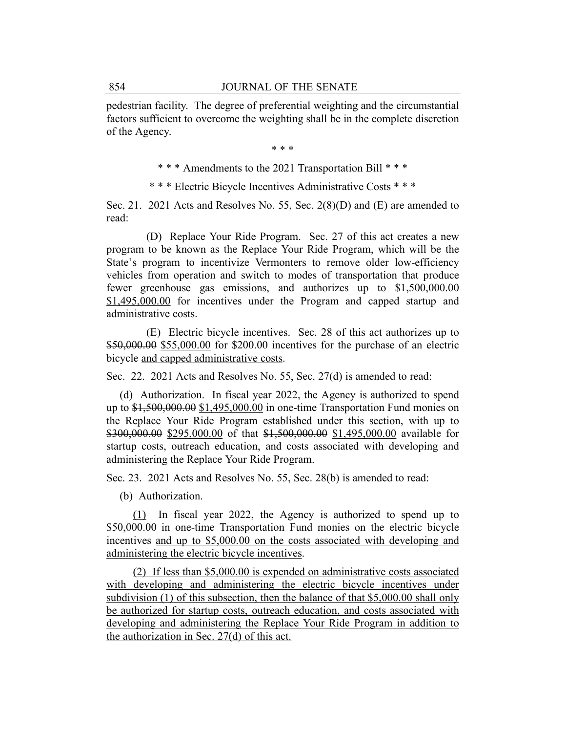pedestrian facility. The degree of preferential weighting and the circumstantial factors sufficient to overcome the weighting shall be in the complete discretion of the Agency.

\* \* \*

\* \* \* Amendments to the 2021 Transportation Bill \* \* \*

\* \* \* Electric Bicycle Incentives Administrative Costs \* \* \*

Sec. 21. 2021 Acts and Resolves No. 55, Sec. 2(8)(D) and (E) are amended to read:

(D) Replace Your Ride Program. Sec. 27 of this act creates a new program to be known as the Replace Your Ride Program, which will be the State's program to incentivize Vermonters to remove older low-efficiency vehicles from operation and switch to modes of transportation that produce fewer greenhouse gas emissions, and authorizes up to ~~$1,500,000.00~~ <u>$1,495,000.00</u> for incentives under the Program and capped startup and administrative costs.

(E) Electric bicycle incentives. Sec. 28 of this act authorizes up to ~~$50,000.00~~ <u>$55,000.00</u> for $200.00 incentives for the purchase of an electric bicycle <u>and capped administrative costs</u>.

Sec. 22. 2021 Acts and Resolves No. 55, Sec. 27(d) is amended to read:

(d) Authorization. In fiscal year 2022, the Agency is authorized to spend up to ~~$1,500,000.00~~ <u>$1,495,000.00</u> in one-time Transportation Fund monies on the Replace Your Ride Program established under this section, with up to ~~$300,000.00~~ <u>$295,000.00</u> of that ~~$1,500,000.00~~ <u>$1,495,000.00</u> available for startup costs, outreach education, and costs associated with developing and administering the Replace Your Ride Program.

Sec. 23. 2021 Acts and Resolves No. 55, Sec. 28(b) is amended to read:

(b) Authorization.

<u>(1)</u> In fiscal year 2022, the Agency is authorized to spend up to $50,000.00 in one-time Transportation Fund monies on the electric bicycle incentives <u>and up to $5,000.00 on the costs associated with developing and administering the electric bicycle incentives</u>.

<u>(2) If less than $5,000.00 is expended on administrative costs associated with developing and administering the electric bicycle incentives under subdivision (1) of this subsection, then the balance of that $5,000.00 shall only be authorized for startup costs, outreach education, and costs associated with developing and administering the Replace Your Ride Program in addition to the authorization in Sec. 27(d) of this act.</u>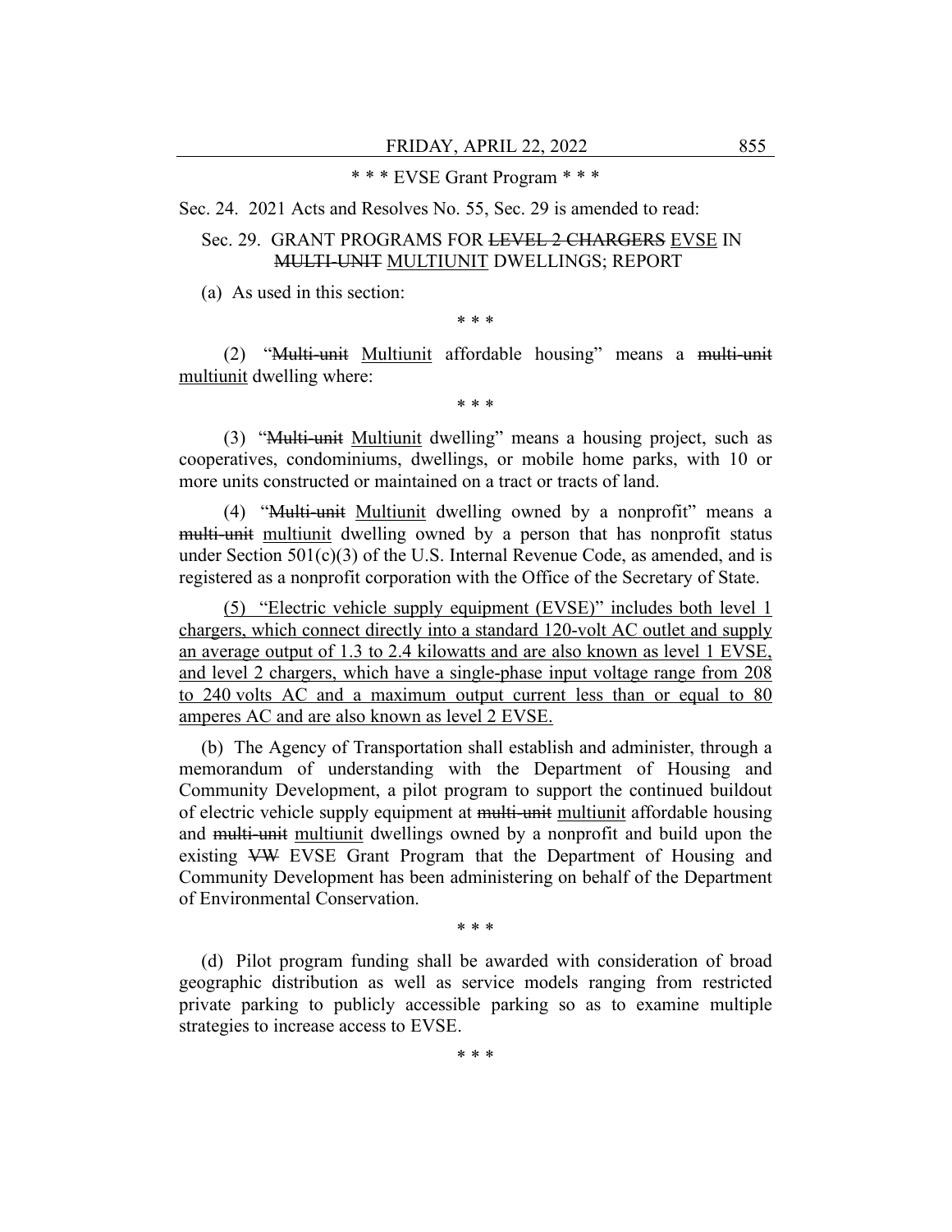\* \* \* EVSE Grant Program \* \* \*

Sec. 24. 2021 Acts and Resolves No. 55, Sec. 29 is amended to read:

Sec. 29. GRANT PROGRAMS FOR ~~LEVEL 2 CHARGERS~~ <u>EVSE</u> IN ~~MULTI-UNIT~~ <u>MULTIUNIT</u> DWELLINGS; REPORT

(a) As used in this section:

\* \* \*

(2) "~~Multi-unit~~ <u>Multiunit</u> affordable housing" means a ~~multi-unit~~ <u>multiunit</u> dwelling where:

\* \* \*

(3) "~~Multi-unit~~ <u>Multiunit</u> dwelling" means a housing project, such as cooperatives, condominiums, dwellings, or mobile home parks, with 10 or more units constructed or maintained on a tract or tracts of land.

(4) "~~Multi-unit~~ <u>Multiunit</u> dwelling owned by a nonprofit" means a ~~multi-unit~~ <u>multiunit</u> dwelling owned by a person that has nonprofit status under Section 501(c)(3) of the U.S. Internal Revenue Code, as amended, and is registered as a nonprofit corporation with the Office of the Secretary of State.

<u>(5) "Electric vehicle supply equipment (EVSE)" includes both level 1 chargers, which connect directly into a standard 120-volt AC outlet and supply an average output of 1.3 to 2.4 kilowatts and are also known as level 1 EVSE, and level 2 chargers, which have a single-phase input voltage range from 208 to 240 volts AC and a maximum output current less than or equal to 80 amperes AC and are also known as level 2 EVSE.</u>

(b) The Agency of Transportation shall establish and administer, through a memorandum of understanding with the Department of Housing and Community Development, a pilot program to support the continued buildout of electric vehicle supply equipment at ~~multi-unit~~ <u>multiunit</u> affordable housing and ~~multi-unit~~ <u>multiunit</u> dwellings owned by a nonprofit and build upon the existing ~~VW~~ EVSE Grant Program that the Department of Housing and Community Development has been administering on behalf of the Department of Environmental Conservation.

\* \* \*

(d) Pilot program funding shall be awarded with consideration of broad geographic distribution as well as service models ranging from restricted private parking to publicly accessible parking so as to examine multiple strategies to increase access to EVSE.

\* \* \*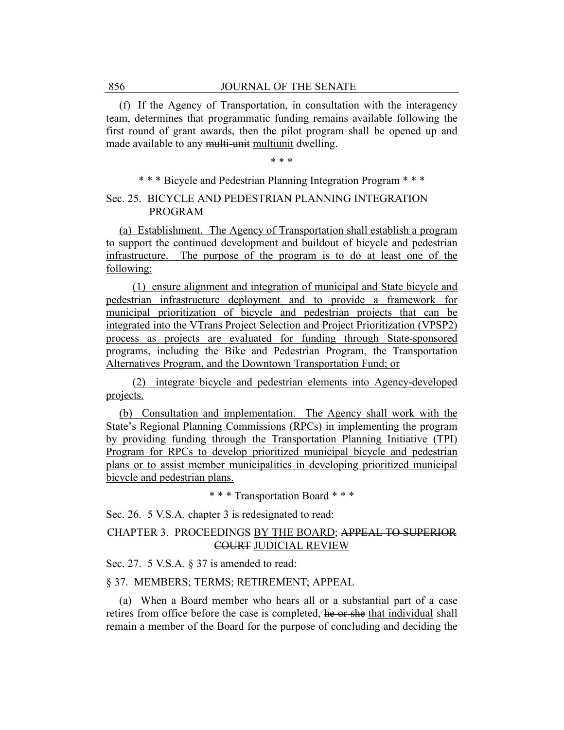(f) If the Agency of Transportation, in consultation with the interagency team, determines that programmatic funding remains available following the first round of grant awards, then the pilot program shall be opened up and made available to any ~~multi-unit~~ multiunit dwelling.

\* \* \*

\* \* \* Bicycle and Pedestrian Planning Integration Program \* \* \*

Sec. 25. BICYCLE AND PEDESTRIAN PLANNING INTEGRATION PROGRAM

(a) Establishment. The Agency of Transportation shall establish a program to support the continued development and buildout of bicycle and pedestrian infrastructure. The purpose of the program is to do at least one of the following:

(1) ensure alignment and integration of municipal and State bicycle and pedestrian infrastructure deployment and to provide a framework for municipal prioritization of bicycle and pedestrian projects that can be integrated into the VTrans Project Selection and Project Prioritization (VPSP2) process as projects are evaluated for funding through State-sponsored programs, including the Bike and Pedestrian Program, the Transportation Alternatives Program, and the Downtown Transportation Fund; or

(2) integrate bicycle and pedestrian elements into Agency-developed projects.

(b) Consultation and implementation. The Agency shall work with the State's Regional Planning Commissions (RPCs) in implementing the program by providing funding through the Transportation Planning Initiative (TPI) Program for RPCs to develop prioritized municipal bicycle and pedestrian plans or to assist member municipalities in developing prioritized municipal bicycle and pedestrian plans.

\* \* \* Transportation Board \* \* \*

Sec. 26. 5 V.S.A. chapter 3 is redesignated to read:

CHAPTER 3. PROCEEDINGS BY THE BOARD; ~~APPEAL TO SUPERIOR COURT~~ JUDICIAL REVIEW

Sec. 27. 5 V.S.A. § 37 is amended to read:

§ 37. MEMBERS; TERMS; RETIREMENT; APPEAL

(a) When a Board member who hears all or a substantial part of a case retires from office before the case is completed, ~~he or she~~ that individual shall remain a member of the Board for the purpose of concluding and deciding the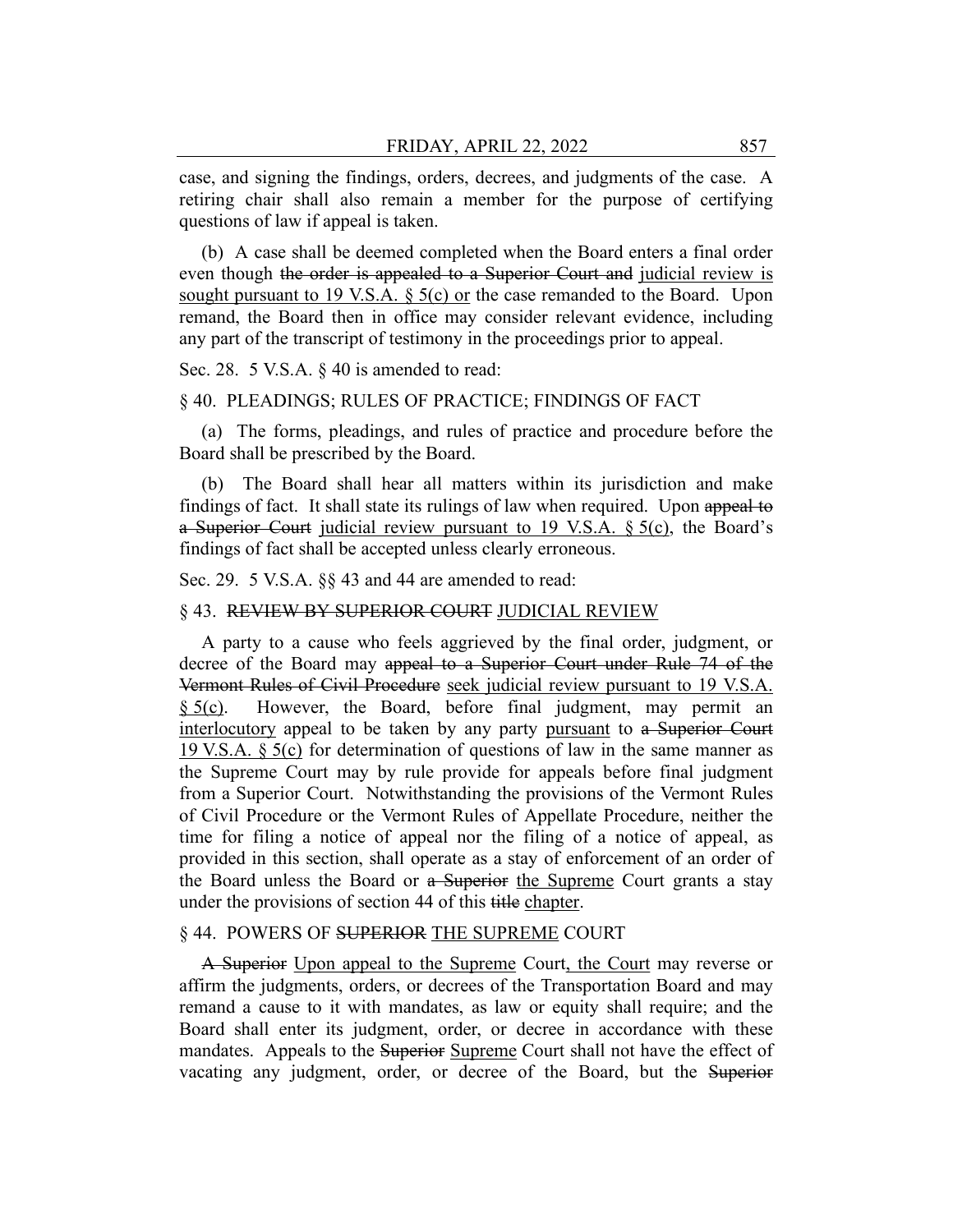case, and signing the findings, orders, decrees, and judgments of the case. A retiring chair shall also remain a member for the purpose of certifying questions of law if appeal is taken.

(b) A case shall be deemed completed when the Board enters a final order even though ~~the order is appealed to a Superior Court and~~ <u>judicial review is sought pursuant to 19 V.S.A. § 5(c) or</u> the case remanded to the Board. Upon remand, the Board then in office may consider relevant evidence, including any part of the transcript of testimony in the proceedings prior to appeal.

Sec. 28. 5 V.S.A. § 40 is amended to read:

§ 40. PLEADINGS; RULES OF PRACTICE; FINDINGS OF FACT

(a) The forms, pleadings, and rules of practice and procedure before the Board shall be prescribed by the Board.

(b) The Board shall hear all matters within its jurisdiction and make findings of fact. It shall state its rulings of law when required. Upon ~~appeal to a Superior Court~~ <u>judicial review pursuant to 19 V.S.A. § 5(c)</u>, the Board's findings of fact shall be accepted unless clearly erroneous.

Sec. 29. 5 V.S.A. §§ 43 and 44 are amended to read:

§ 43. ~~REVIEW BY SUPERIOR COURT~~ <u>JUDICIAL REVIEW</u>

A party to a cause who feels aggrieved by the final order, judgment, or decree of the Board may ~~appeal to a Superior Court under Rule 74 of the Vermont Rules of Civil Procedure~~ <u>seek judicial review pursuant to 19 V.S.A. § 5(c)</u>. However, the Board, before final judgment, may permit an <u>interlocutory</u> appeal to be taken by any party <u>pursuant</u> to ~~a Superior Court~~ <u>19 V.S.A. § 5(c)</u> for determination of questions of law in the same manner as the Supreme Court may by rule provide for appeals before final judgment from a Superior Court. Notwithstanding the provisions of the Vermont Rules of Civil Procedure or the Vermont Rules of Appellate Procedure, neither the time for filing a notice of appeal nor the filing of a notice of appeal, as provided in this section, shall operate as a stay of enforcement of an order of the Board unless the Board or ~~a Superior~~ <u>the Supreme</u> Court grants a stay under the provisions of section 44 of this ~~title~~ <u>chapter</u>.

§ 44. POWERS OF ~~SUPERIOR~~ <u>THE SUPREME</u> COURT

~~A Superior~~ <u>Upon appeal to the Supreme</u> Court<u>, the Court</u> may reverse or affirm the judgments, orders, or decrees of the Transportation Board and may remand a cause to it with mandates, as law or equity shall require; and the Board shall enter its judgment, order, or decree in accordance with these mandates. Appeals to the ~~Superior~~ <u>Supreme</u> Court shall not have the effect of vacating any judgment, order, or decree of the Board, but the ~~Superior~~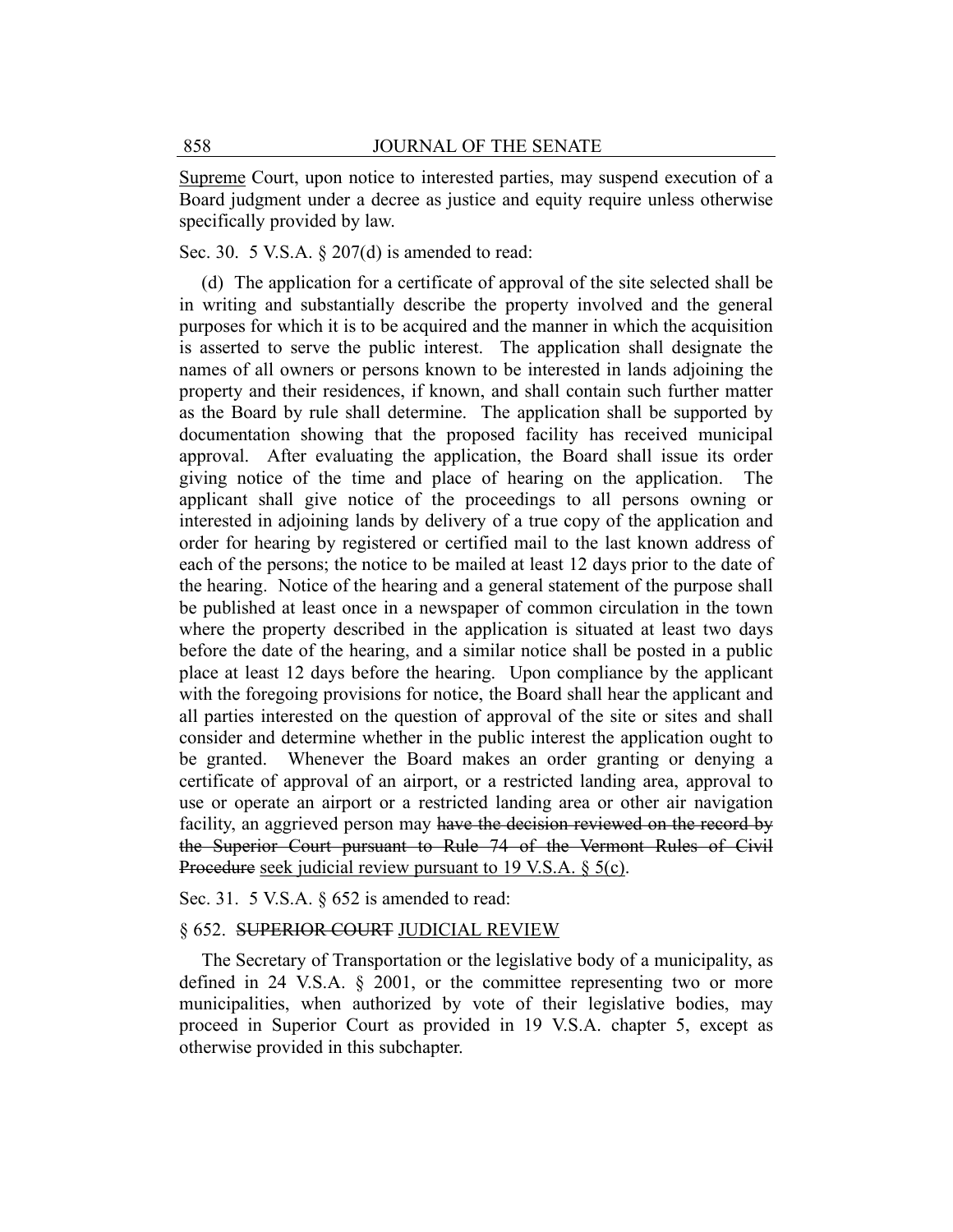<u>Supreme</u> Court, upon notice to interested parties, may suspend execution of a Board judgment under a decree as justice and equity require unless otherwise specifically provided by law.

Sec. 30. 5 V.S.A. § 207(d) is amended to read:

(d) The application for a certificate of approval of the site selected shall be in writing and substantially describe the property involved and the general purposes for which it is to be acquired and the manner in which the acquisition is asserted to serve the public interest. The application shall designate the names of all owners or persons known to be interested in lands adjoining the property and their residences, if known, and shall contain such further matter as the Board by rule shall determine. The application shall be supported by documentation showing that the proposed facility has received municipal approval. After evaluating the application, the Board shall issue its order giving notice of the time and place of hearing on the application. The applicant shall give notice of the proceedings to all persons owning or interested in adjoining lands by delivery of a true copy of the application and order for hearing by registered or certified mail to the last known address of each of the persons; the notice to be mailed at least 12 days prior to the date of the hearing. Notice of the hearing and a general statement of the purpose shall be published at least once in a newspaper of common circulation in the town where the property described in the application is situated at least two days before the date of the hearing, and a similar notice shall be posted in a public place at least 12 days before the hearing. Upon compliance by the applicant with the foregoing provisions for notice, the Board shall hear the applicant and all parties interested on the question of approval of the site or sites and shall consider and determine whether in the public interest the application ought to be granted. Whenever the Board makes an order granting or denying a certificate of approval of an airport, or a restricted landing area, approval to use or operate an airport or a restricted landing area or other air navigation facility, an aggrieved person may ~~have the decision reviewed on the record by the Superior Court pursuant to Rule 74 of the Vermont Rules of Civil Procedure~~ <u>seek judicial review pursuant to 19 V.S.A. § 5(c)</u>.

Sec. 31. 5 V.S.A. § 652 is amended to read:

§ 652. ~~SUPERIOR COURT~~ <u>JUDICIAL REVIEW</u>

The Secretary of Transportation or the legislative body of a municipality, as defined in 24 V.S.A. § 2001, or the committee representing two or more municipalities, when authorized by vote of their legislative bodies, may proceed in Superior Court as provided in 19 V.S.A. chapter 5, except as otherwise provided in this subchapter.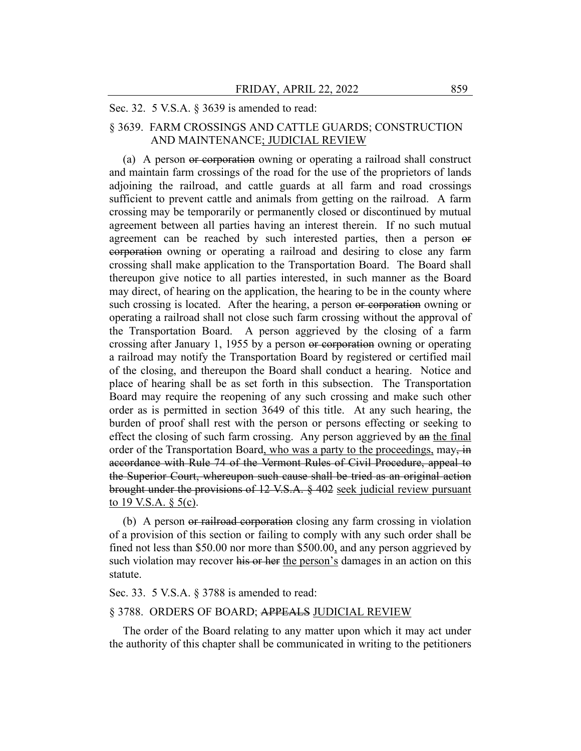Sec. 32. 5 V.S.A. § 3639 is amended to read:

§ 3639. FARM CROSSINGS AND CATTLE GUARDS; CONSTRUCTION AND MAINTENANCE; JUDICIAL REVIEW

(a) A person ~~or corporation~~ owning or operating a railroad shall construct and maintain farm crossings of the road for the use of the proprietors of lands adjoining the railroad, and cattle guards at all farm and road crossings sufficient to prevent cattle and animals from getting on the railroad. A farm crossing may be temporarily or permanently closed or discontinued by mutual agreement between all parties having an interest therein. If no such mutual agreement can be reached by such interested parties, then a person ~~or corporation~~ owning or operating a railroad and desiring to close any farm crossing shall make application to the Transportation Board. The Board shall thereupon give notice to all parties interested, in such manner as the Board may direct, of hearing on the application, the hearing to be in the county where such crossing is located. After the hearing, a person ~~or corporation~~ owning or operating a railroad shall not close such farm crossing without the approval of the Transportation Board. A person aggrieved by the closing of a farm crossing after January 1, 1955 by a person ~~or corporation~~ owning or operating a railroad may notify the Transportation Board by registered or certified mail of the closing, and thereupon the Board shall conduct a hearing. Notice and place of hearing shall be as set forth in this subsection. The Transportation Board may require the reopening of any such crossing and make such other order as is permitted in section 3649 of this title. At any such hearing, the burden of proof shall rest with the person or persons effecting or seeking to effect the closing of such farm crossing. Any person aggrieved by ~~an~~ <u>the final</u> order of the Transportation Board<u>, who was a party to the proceedings,</u> may~~, in accordance with Rule 74 of the Vermont Rules of Civil Procedure, appeal to the Superior Court, whereupon such cause shall be tried as an original action brought under the provisions of 12 V.S.A. § 402~~ <u>seek judicial review pursuant to 19 V.S.A. § 5(c)</u>.

(b) A person ~~or railroad corporation~~ closing any farm crossing in violation of a provision of this section or failing to comply with any such order shall be fined not less than $50.00 nor more than $500.00<u>,</u> and any person aggrieved by such violation may recover ~~his or her~~ <u>the person's</u> damages in an action on this statute.

Sec. 33. 5 V.S.A. § 3788 is amended to read:

§ 3788. ORDERS OF BOARD; ~~APPEALS~~ <u>JUDICIAL REVIEW</u>

The order of the Board relating to any matter upon which it may act under the authority of this chapter shall be communicated in writing to the petitioners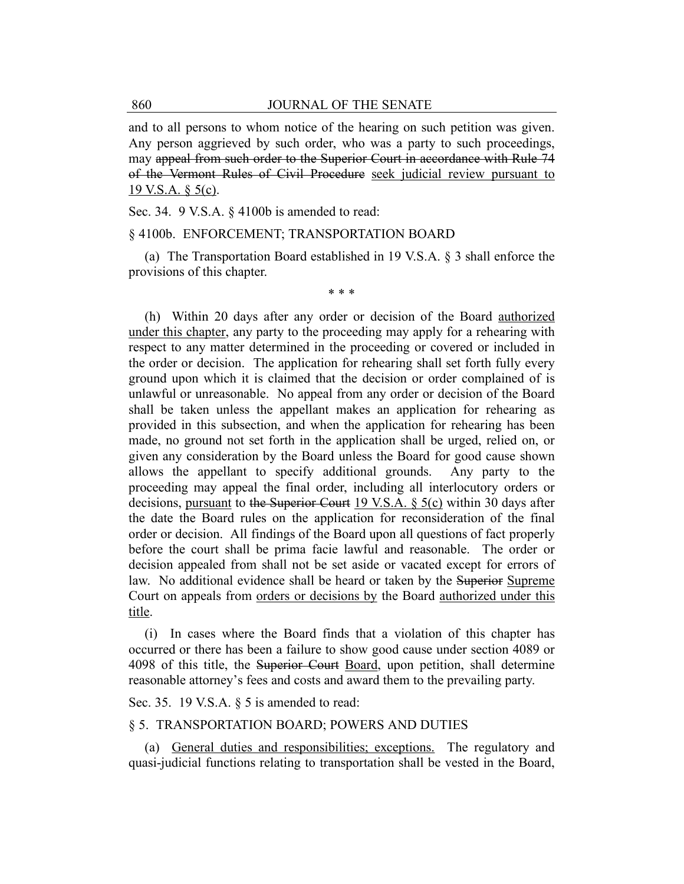and to all persons to whom notice of the hearing on such petition was given. Any person aggrieved by such order, who was a party to such proceedings, may ~~appeal from such order to the Superior Court in accordance with Rule 74 of the Vermont Rules of Civil Procedure~~ <u>seek judicial review pursuant to 19 V.S.A. § 5(c)</u>.

Sec. 34. 9 V.S.A. § 4100b is amended to read:

§ 4100b. ENFORCEMENT; TRANSPORTATION BOARD

(a) The Transportation Board established in 19 V.S.A. § 3 shall enforce the provisions of this chapter.

\* \* \*

(h) Within 20 days after any order or decision of the Board <u>authorized under this chapter</u>, any party to the proceeding may apply for a rehearing with respect to any matter determined in the proceeding or covered or included in the order or decision. The application for rehearing shall set forth fully every ground upon which it is claimed that the decision or order complained of is unlawful or unreasonable. No appeal from any order or decision of the Board shall be taken unless the appellant makes an application for rehearing as provided in this subsection, and when the application for rehearing has been made, no ground not set forth in the application shall be urged, relied on, or given any consideration by the Board unless the Board for good cause shown allows the appellant to specify additional grounds. Any party to the proceeding may appeal the final order, including all interlocutory orders or decisions, <u>pursuant</u> to ~~the Superior Court~~ <u>19 V.S.A. § 5(c)</u> within 30 days after the date the Board rules on the application for reconsideration of the final order or decision. All findings of the Board upon all questions of fact properly before the court shall be prima facie lawful and reasonable. The order or decision appealed from shall not be set aside or vacated except for errors of law. No additional evidence shall be heard or taken by the ~~Superior~~ <u>Supreme</u> Court on appeals from <u>orders or decisions by</u> the Board <u>authorized under this title</u>.

(i) In cases where the Board finds that a violation of this chapter has occurred or there has been a failure to show good cause under section 4089 or 4098 of this title, the ~~Superior Court~~ <u>Board</u>, upon petition, shall determine reasonable attorney's fees and costs and award them to the prevailing party.

Sec. 35. 19 V.S.A. § 5 is amended to read:

§ 5. TRANSPORTATION BOARD; POWERS AND DUTIES

(a) <u>General duties and responsibilities; exceptions.</u> The regulatory and quasi-judicial functions relating to transportation shall be vested in the Board,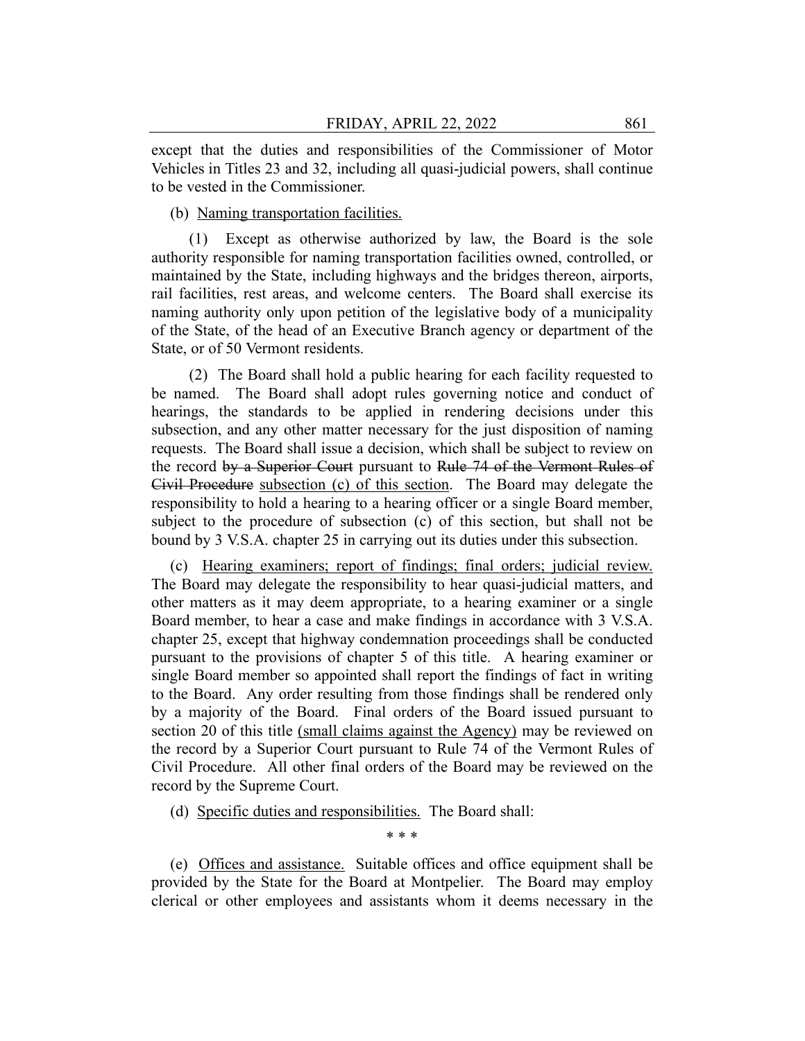except that the duties and responsibilities of the Commissioner of Motor Vehicles in Titles 23 and 32, including all quasi-judicial powers, shall continue to be vested in the Commissioner.

(b) Naming transportation facilities.

(1) Except as otherwise authorized by law, the Board is the sole authority responsible for naming transportation facilities owned, controlled, or maintained by the State, including highways and the bridges thereon, airports, rail facilities, rest areas, and welcome centers. The Board shall exercise its naming authority only upon petition of the legislative body of a municipality of the State, of the head of an Executive Branch agency or department of the State, or of 50 Vermont residents.

(2) The Board shall hold a public hearing for each facility requested to be named. The Board shall adopt rules governing notice and conduct of hearings, the standards to be applied in rendering decisions under this subsection, and any other matter necessary for the just disposition of naming requests. The Board shall issue a decision, which shall be subject to review on the record ~~by a Superior Court~~ pursuant to ~~Rule 74 of the Vermont Rules of Civil Procedure~~ subsection (c) of this section. The Board may delegate the responsibility to hold a hearing to a hearing officer or a single Board member, subject to the procedure of subsection (c) of this section, but shall not be bound by 3 V.S.A. chapter 25 in carrying out its duties under this subsection.

(c) Hearing examiners; report of findings; final orders; judicial review. The Board may delegate the responsibility to hear quasi-judicial matters, and other matters as it may deem appropriate, to a hearing examiner or a single Board member, to hear a case and make findings in accordance with 3 V.S.A. chapter 25, except that highway condemnation proceedings shall be conducted pursuant to the provisions of chapter 5 of this title. A hearing examiner or single Board member so appointed shall report the findings of fact in writing to the Board. Any order resulting from those findings shall be rendered only by a majority of the Board. Final orders of the Board issued pursuant to section 20 of this title (small claims against the Agency) may be reviewed on the record by a Superior Court pursuant to Rule 74 of the Vermont Rules of Civil Procedure. All other final orders of the Board may be reviewed on the record by the Supreme Court.

(d) Specific duties and responsibilities. The Board shall:

\* \* \*

(e) Offices and assistance. Suitable offices and office equipment shall be provided by the State for the Board at Montpelier. The Board may employ clerical or other employees and assistants whom it deems necessary in the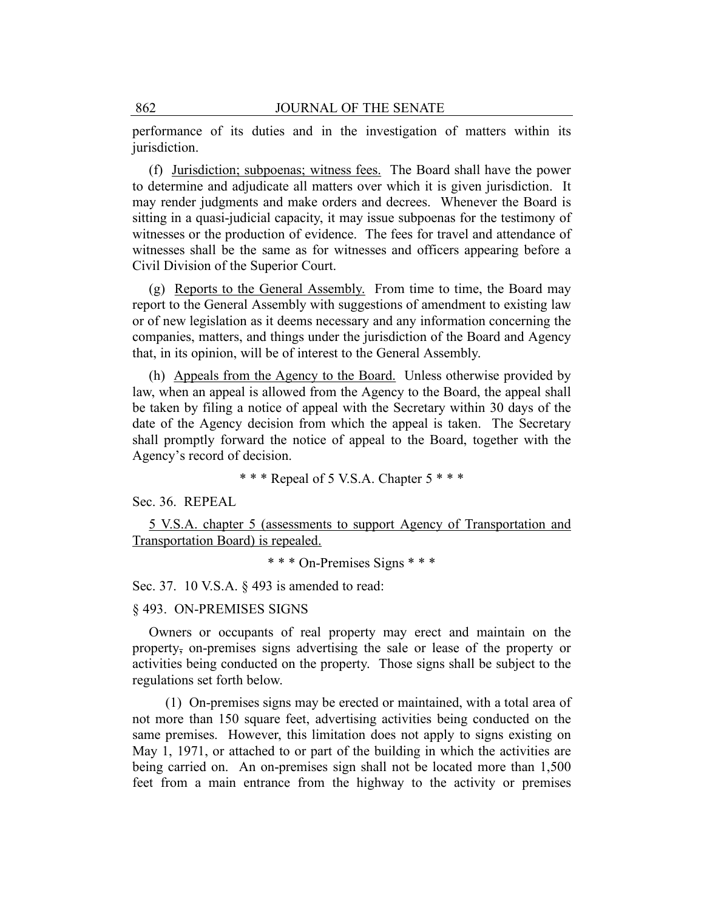performance of its duties and in the investigation of matters within its jurisdiction.

(f) Jurisdiction; subpoenas; witness fees. The Board shall have the power to determine and adjudicate all matters over which it is given jurisdiction. It may render judgments and make orders and decrees. Whenever the Board is sitting in a quasi-judicial capacity, it may issue subpoenas for the testimony of witnesses or the production of evidence. The fees for travel and attendance of witnesses shall be the same as for witnesses and officers appearing before a Civil Division of the Superior Court.

(g) Reports to the General Assembly. From time to time, the Board may report to the General Assembly with suggestions of amendment to existing law or of new legislation as it deems necessary and any information concerning the companies, matters, and things under the jurisdiction of the Board and Agency that, in its opinion, will be of interest to the General Assembly.

(h) Appeals from the Agency to the Board. Unless otherwise provided by law, when an appeal is allowed from the Agency to the Board, the appeal shall be taken by filing a notice of appeal with the Secretary within 30 days of the date of the Agency decision from which the appeal is taken. The Secretary shall promptly forward the notice of appeal to the Board, together with the Agency's record of decision.

\* \* \* Repeal of 5 V.S.A. Chapter 5 \* \* \*

Sec. 36. REPEAL

5 V.S.A. chapter 5 (assessments to support Agency of Transportation and Transportation Board) is repealed.

\* \* \* On-Premises Signs \* \* \*

Sec. 37. 10 V.S.A. § 493 is amended to read:

§ 493. ON-PREMISES SIGNS

Owners or occupants of real property may erect and maintain on the property, on-premises signs advertising the sale or lease of the property or activities being conducted on the property. Those signs shall be subject to the regulations set forth below.

(1) On-premises signs may be erected or maintained, with a total area of not more than 150 square feet, advertising activities being conducted on the same premises. However, this limitation does not apply to signs existing on May 1, 1971, or attached to or part of the building in which the activities are being carried on. An on-premises sign shall not be located more than 1,500 feet from a main entrance from the highway to the activity or premises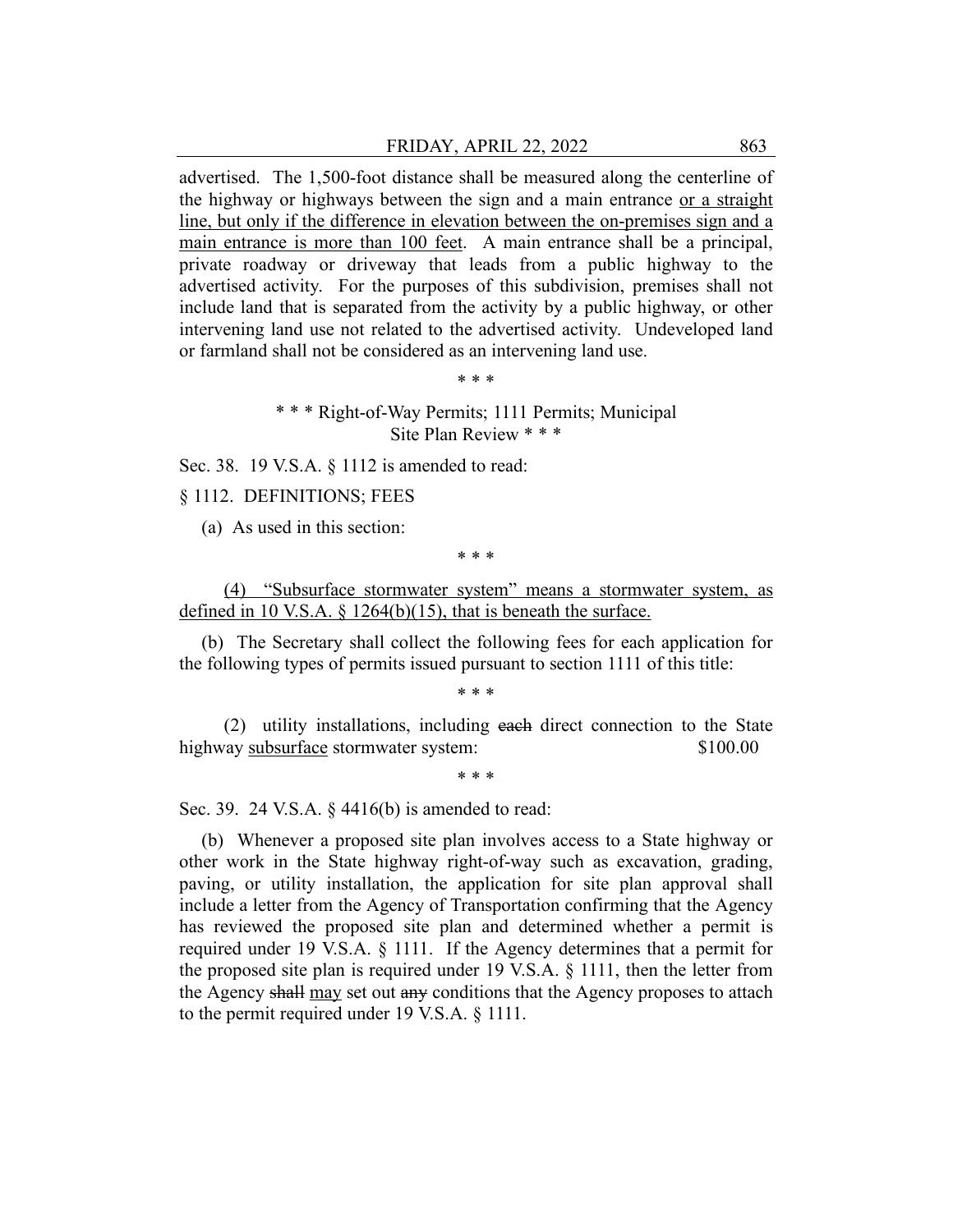advertised. The 1,500-foot distance shall be measured along the centerline of the highway or highways between the sign and a main entrance <u>or a straight line, but only if the difference in elevation between the on-premises sign and a main entrance is more than 100 feet</u>. A main entrance shall be a principal, private roadway or driveway that leads from a public highway to the advertised activity. For the purposes of this subdivision, premises shall not include land that is separated from the activity by a public highway, or other intervening land use not related to the advertised activity. Undeveloped land or farmland shall not be considered as an intervening land use.

\* \* \*

\* \* \* Right-of-Way Permits; 1111 Permits; Municipal Site Plan Review \* \* \*

Sec. 38. 19 V.S.A. § 1112 is amended to read:

§ 1112. DEFINITIONS; FEES

(a) As used in this section:

\* \* \*

<u>(4) "Subsurface stormwater system" means a stormwater system, as defined in 10 V.S.A. § 1264(b)(15), that is beneath the surface.</u>

(b) The Secretary shall collect the following fees for each application for the following types of permits issued pursuant to section 1111 of this title:

\* \* \*

(2) utility installations, including ~~each~~ direct connection to the State highway <u>subsurface</u> stormwater system: $100.00

\* \* \*

Sec. 39. 24 V.S.A. § 4416(b) is amended to read:

(b) Whenever a proposed site plan involves access to a State highway or other work in the State highway right-of-way such as excavation, grading, paving, or utility installation, the application for site plan approval shall include a letter from the Agency of Transportation confirming that the Agency has reviewed the proposed site plan and determined whether a permit is required under 19 V.S.A. § 1111. If the Agency determines that a permit for the proposed site plan is required under 19 V.S.A. § 1111, then the letter from the Agency ~~shall~~ <u>may</u> set out ~~any~~ conditions that the Agency proposes to attach to the permit required under 19 V.S.A. § 1111.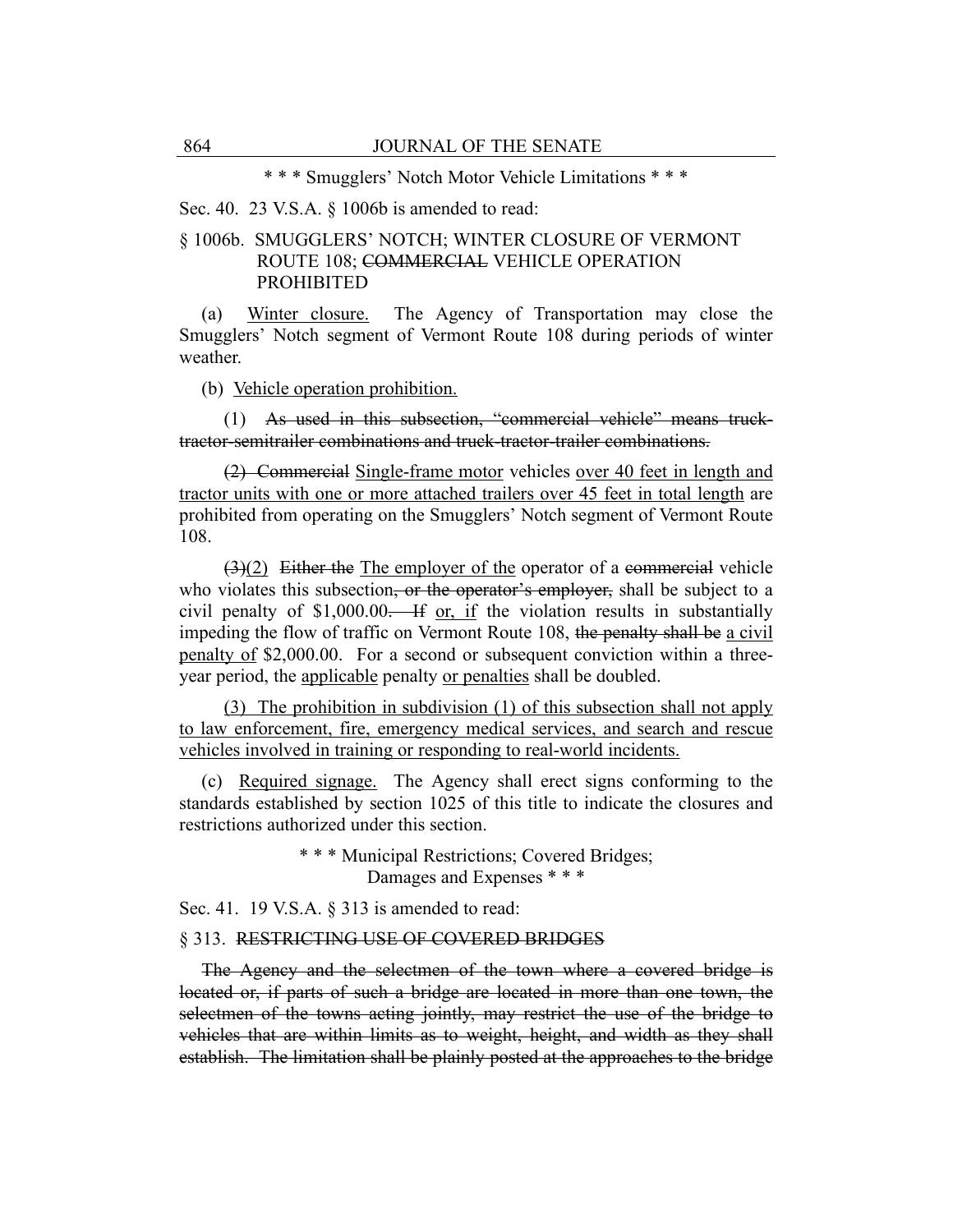\* \* \* Smugglers' Notch Motor Vehicle Limitations \* \* \*

Sec. 40. 23 V.S.A. § 1006b is amended to read:

§ 1006b. SMUGGLERS' NOTCH; WINTER CLOSURE OF VERMONT ROUTE 108; ~~COMMERCIAL~~ VEHICLE OPERATION PROHIBITED

(a) <u>Winter closure.</u> The Agency of Transportation may close the Smugglers' Notch segment of Vermont Route 108 during periods of winter weather.

(b) <u>Vehicle operation prohibition.</u>

(1) ~~As used in this subsection, "commercial vehicle" means truck-tractor-semitrailer combinations and truck-tractor-trailer combinations.~~

~~(2) Commercial~~ <u>Single-frame motor</u> vehicles <u>over 40 feet in length and tractor units with one or more attached trailers over 45 feet in total length</u> are prohibited from operating on the Smugglers' Notch segment of Vermont Route 108.

~~(3)~~(2) ~~Either the~~ <u>The employer of the</u> operator of a ~~commercial~~ vehicle who violates this subsection~~, or the operator's employer,~~ shall be subject to a civil penalty of $1,000.00~~. If~~ <u>or, if</u> the violation results in substantially impeding the flow of traffic on Vermont Route 108, ~~the penalty shall be~~ <u>a civil penalty of</u> $2,000.00. For a second or subsequent conviction within a three-year period, the <u>applicable</u> penalty <u>or penalties</u> shall be doubled.

<u>(3) The prohibition in subdivision (1) of this subsection shall not apply to law enforcement, fire, emergency medical services, and search and rescue vehicles involved in training or responding to real-world incidents.</u>

(c) <u>Required signage.</u> The Agency shall erect signs conforming to the standards established by section 1025 of this title to indicate the closures and restrictions authorized under this section.

\* \* \* Municipal Restrictions; Covered Bridges; Damages and Expenses \* \* \*

Sec. 41. 19 V.S.A. § 313 is amended to read:

§ 313. ~~RESTRICTING USE OF COVERED BRIDGES~~

~~The Agency and the selectmen of the town where a covered bridge is located or, if parts of such a bridge are located in more than one town, the selectmen of the towns acting jointly, may restrict the use of the bridge to vehicles that are within limits as to weight, height, and width as they shall establish. The limitation shall be plainly posted at the approaches to the bridge~~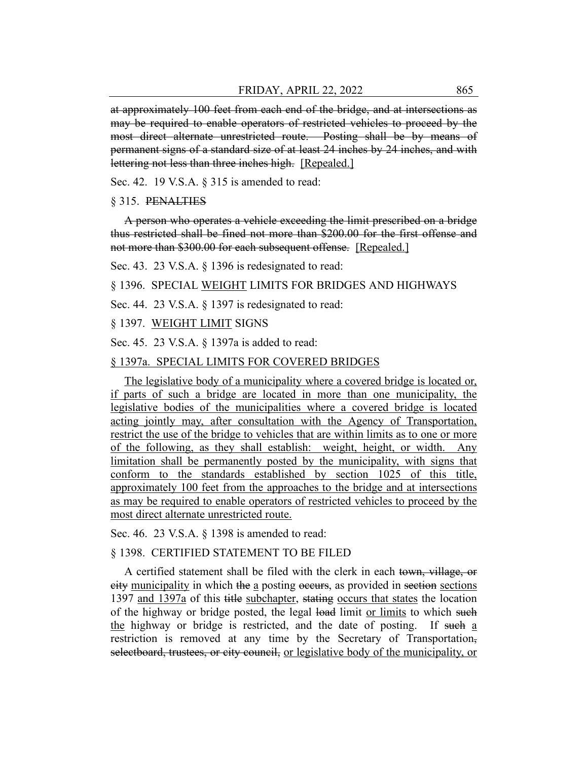~~at approximately 100 feet from each end of the bridge, and at intersections as may be required to enable operators of restricted vehicles to proceed by the most direct alternate unrestricted route. Posting shall be by means of permanent signs of a standard size of at least 24 inches by 24 inches, and with lettering not less than three inches high.~~ [Repealed.]

Sec. 42. 19 V.S.A. § 315 is amended to read:

§ 315. ~~PENALTIES~~

~~A person who operates a vehicle exceeding the limit prescribed on a bridge thus restricted shall be fined not more than $200.00 for the first offense and not more than $300.00 for each subsequent offense.~~ [Repealed.]

Sec. 43. 23 V.S.A. § 1396 is redesignated to read:

§ 1396. SPECIAL <u>WEIGHT</u> LIMITS FOR BRIDGES AND HIGHWAYS

Sec. 44. 23 V.S.A. § 1397 is redesignated to read:

§ 1397. <u>WEIGHT LIMIT</u> SIGNS

Sec. 45. 23 V.S.A. § 1397a is added to read:

<u>§ 1397a. SPECIAL LIMITS FOR COVERED BRIDGES</u>

<u>The legislative body of a municipality where a covered bridge is located or, if parts of such a bridge are located in more than one municipality, the legislative bodies of the municipalities where a covered bridge is located acting jointly may, after consultation with the Agency of Transportation, restrict the use of the bridge to vehicles that are within limits as to one or more of the following, as they shall establish: weight, height, or width. Any limitation shall be permanently posted by the municipality, with signs that conform to the standards established by section 1025 of this title, approximately 100 feet from the approaches to the bridge and at intersections as may be required to enable operators of restricted vehicles to proceed by the most direct alternate unrestricted route.</u>

Sec. 46. 23 V.S.A. § 1398 is amended to read:

§ 1398. CERTIFIED STATEMENT TO BE FILED

A certified statement shall be filed with the clerk in each ~~town, village, or city~~ <u>municipality</u> in which ~~the~~ <u>a</u> posting ~~occurs~~, as provided in ~~section~~ <u>sections</u> 1397 <u>and 1397a</u> of this ~~title~~ <u>subchapter</u>, ~~stating~~ <u>occurs that states</u> the location of the highway or bridge posted, the legal ~~load~~ limit <u>or limits</u> to which ~~such~~ <u>the</u> highway or bridge is restricted, and the date of posting. If ~~such~~ <u>a</u> restriction is removed at any time by the Secretary of Transportation~~, selectboard, trustees, or city council,~~ <u>or legislative body of the municipality, or</u>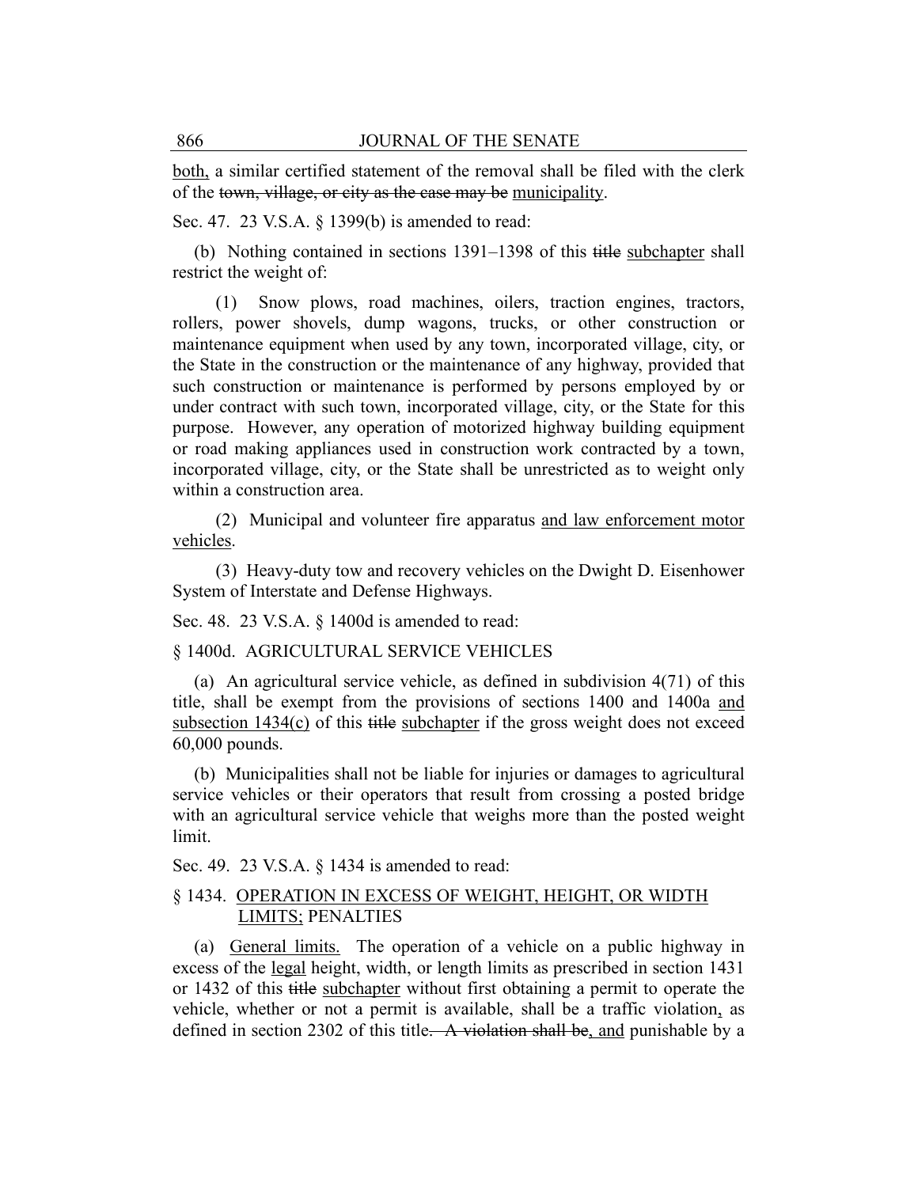<u>both,</u> a similar certified statement of the removal shall be filed with the clerk of the ~~town, village, or city as the case may be~~ <u>municipality</u>.

Sec. 47. 23 V.S.A. § 1399(b) is amended to read:

(b) Nothing contained in sections 1391–1398 of this ~~title~~ <u>subchapter</u> shall restrict the weight of:

(1) Snow plows, road machines, oilers, traction engines, tractors, rollers, power shovels, dump wagons, trucks, or other construction or maintenance equipment when used by any town, incorporated village, city, or the State in the construction or the maintenance of any highway, provided that such construction or maintenance is performed by persons employed by or under contract with such town, incorporated village, city, or the State for this purpose. However, any operation of motorized highway building equipment or road making appliances used in construction work contracted by a town, incorporated village, city, or the State shall be unrestricted as to weight only within a construction area.

(2) Municipal and volunteer fire apparatus <u>and law enforcement motor vehicles</u>.

(3) Heavy-duty tow and recovery vehicles on the Dwight D. Eisenhower System of Interstate and Defense Highways.

Sec. 48. 23 V.S.A. § 1400d is amended to read:

§ 1400d. AGRICULTURAL SERVICE VEHICLES

(a) An agricultural service vehicle, as defined in subdivision 4(71) of this title, shall be exempt from the provisions of sections 1400 and 1400a <u>and subsection 1434(c)</u> of this ~~title~~ <u>subchapter</u> if the gross weight does not exceed 60,000 pounds.

(b) Municipalities shall not be liable for injuries or damages to agricultural service vehicles or their operators that result from crossing a posted bridge with an agricultural service vehicle that weighs more than the posted weight limit.

Sec. 49. 23 V.S.A. § 1434 is amended to read:

§ 1434. <u>OPERATION IN EXCESS OF WEIGHT, HEIGHT, OR WIDTH LIMITS;</u> PENALTIES

(a) <u>General limits.</u> The operation of a vehicle on a public highway in excess of the <u>legal</u> height, width, or length limits as prescribed in section 1431 or 1432 of this ~~title~~ <u>subchapter</u> without first obtaining a permit to operate the vehicle, whether or not a permit is available, shall be a traffic violation<u>,</u> as defined in section 2302 of this title~~. A violation shall be~~<u>, and</u> punishable by a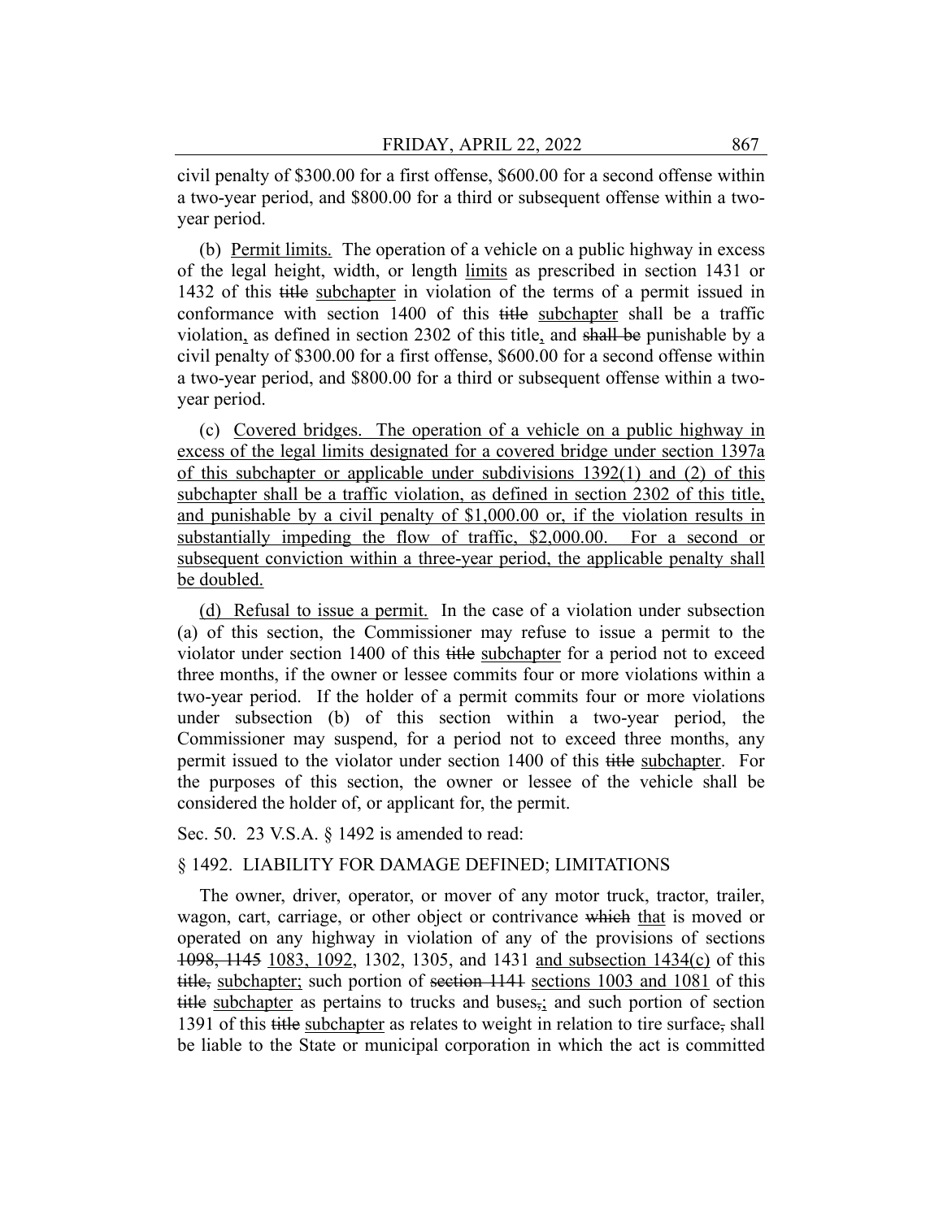civil penalty of $300.00 for a first offense, $600.00 for a second offense within a two-year period, and $800.00 for a third or subsequent offense within a two-year period.

(b) Permit limits. The operation of a vehicle on a public highway in excess of the legal height, width, or length limits as prescribed in section 1431 or 1432 of this ~~title~~ subchapter in violation of the terms of a permit issued in conformance with section 1400 of this ~~title~~ subchapter shall be a traffic violation, as defined in section 2302 of this title, and ~~shall be~~ punishable by a civil penalty of $300.00 for a first offense, $600.00 for a second offense within a two-year period, and $800.00 for a third or subsequent offense within a two-year period.

(c) Covered bridges. The operation of a vehicle on a public highway in excess of the legal limits designated for a covered bridge under section 1397a of this subchapter or applicable under subdivisions 1392(1) and (2) of this subchapter shall be a traffic violation, as defined in section 2302 of this title, and punishable by a civil penalty of $1,000.00 or, if the violation results in substantially impeding the flow of traffic, $2,000.00. For a second or subsequent conviction within a three-year period, the applicable penalty shall be doubled.

(d) Refusal to issue a permit. In the case of a violation under subsection (a) of this section, the Commissioner may refuse to issue a permit to the violator under section 1400 of this ~~title~~ subchapter for a period not to exceed three months, if the owner or lessee commits four or more violations within a two-year period. If the holder of a permit commits four or more violations under subsection (b) of this section within a two-year period, the Commissioner may suspend, for a period not to exceed three months, any permit issued to the violator under section 1400 of this ~~title~~ subchapter. For the purposes of this section, the owner or lessee of the vehicle shall be considered the holder of, or applicant for, the permit.

Sec. 50. 23 V.S.A. § 1492 is amended to read:

§ 1492. LIABILITY FOR DAMAGE DEFINED; LIMITATIONS

The owner, driver, operator, or mover of any motor truck, tractor, trailer, wagon, cart, carriage, or other object or contrivance ~~which~~ that is moved or operated on any highway in violation of any of the provisions of sections ~~1098, 1145~~ 1083, 1092, 1302, 1305, and 1431 and subsection 1434(c) of this ~~title,~~ subchapter; such portion of ~~section 1141~~ sections 1003 and 1081 of this ~~title~~ subchapter as pertains to trucks and buses~~,~~; and such portion of section 1391 of this ~~title~~ subchapter as relates to weight in relation to tire surface~~,~~ shall be liable to the State or municipal corporation in which the act is committed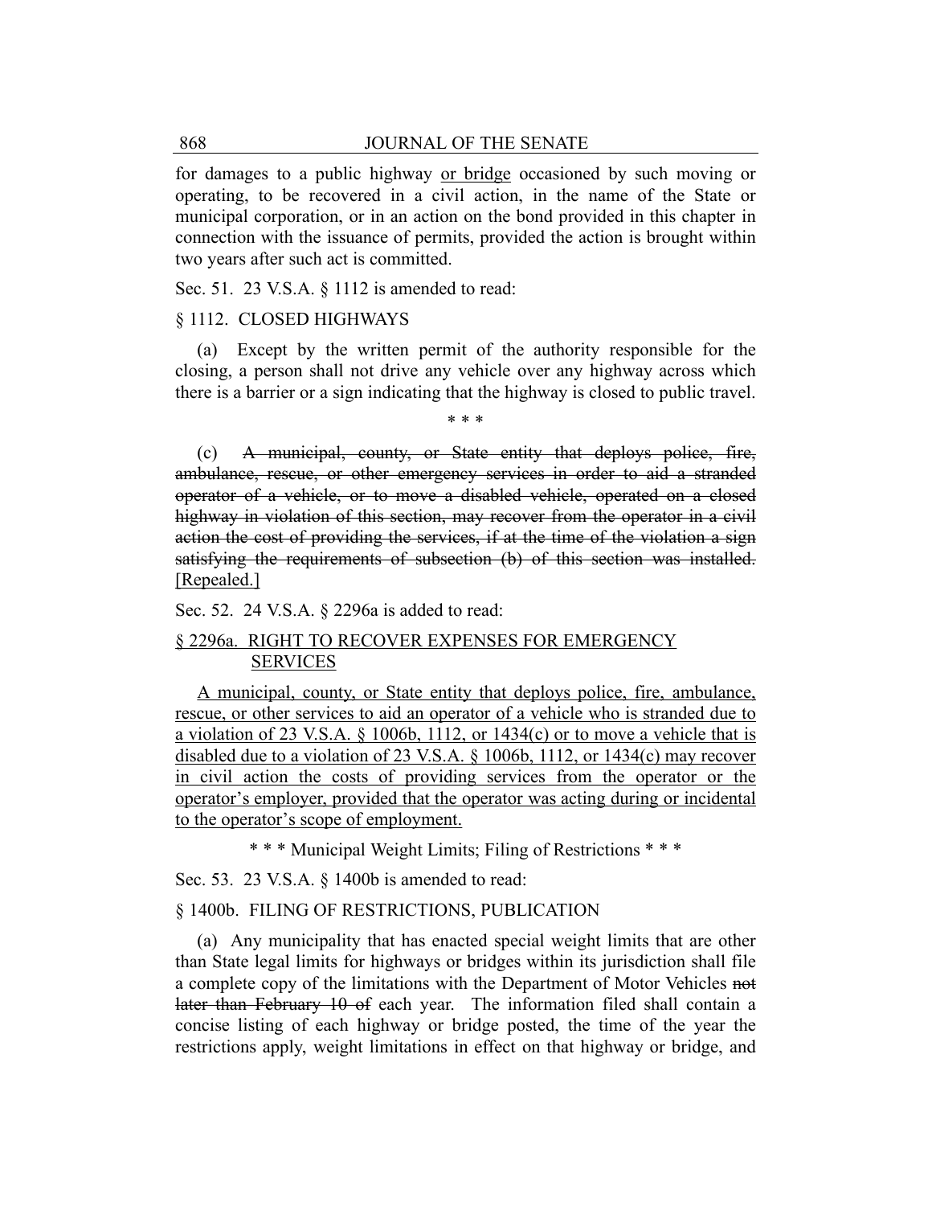for damages to a public highway <u>or bridge</u> occasioned by such moving or operating, to be recovered in a civil action, in the name of the State or municipal corporation, or in an action on the bond provided in this chapter in connection with the issuance of permits, provided the action is brought within two years after such act is committed.

Sec. 51. 23 V.S.A. § 1112 is amended to read:

§ 1112. CLOSED HIGHWAYS

(a) Except by the written permit of the authority responsible for the closing, a person shall not drive any vehicle over any highway across which there is a barrier or a sign indicating that the highway is closed to public travel.

\* \* \*

(c) ~~A municipal, county, or State entity that deploys police, fire, ambulance, rescue, or other emergency services in order to aid a stranded operator of a vehicle, or to move a disabled vehicle, operated on a closed highway in violation of this section, may recover from the operator in a civil action the cost of providing the services, if at the time of the violation a sign satisfying the requirements of subsection (b) of this section was installed.~~ <u>[Repealed.]</u>

Sec. 52. 24 V.S.A. § 2296a is added to read:

<u>§ 2296a. RIGHT TO RECOVER EXPENSES FOR EMERGENCY SERVICES</u>

<u>A municipal, county, or State entity that deploys police, fire, ambulance, rescue, or other services to aid an operator of a vehicle who is stranded due to a violation of 23 V.S.A. § 1006b, 1112, or 1434(c) or to move a vehicle that is disabled due to a violation of 23 V.S.A. § 1006b, 1112, or 1434(c) may recover in civil action the costs of providing services from the operator or the operator's employer, provided that the operator was acting during or incidental to the operator's scope of employment.</u>

\* \* \* Municipal Weight Limits; Filing of Restrictions \* \* \*

Sec. 53. 23 V.S.A. § 1400b is amended to read:

§ 1400b. FILING OF RESTRICTIONS, PUBLICATION

(a) Any municipality that has enacted special weight limits that are other than State legal limits for highways or bridges within its jurisdiction shall file a complete copy of the limitations with the Department of Motor Vehicles ~~not later than February 10 of~~ each year. The information filed shall contain a concise listing of each highway or bridge posted, the time of the year the restrictions apply, weight limitations in effect on that highway or bridge, and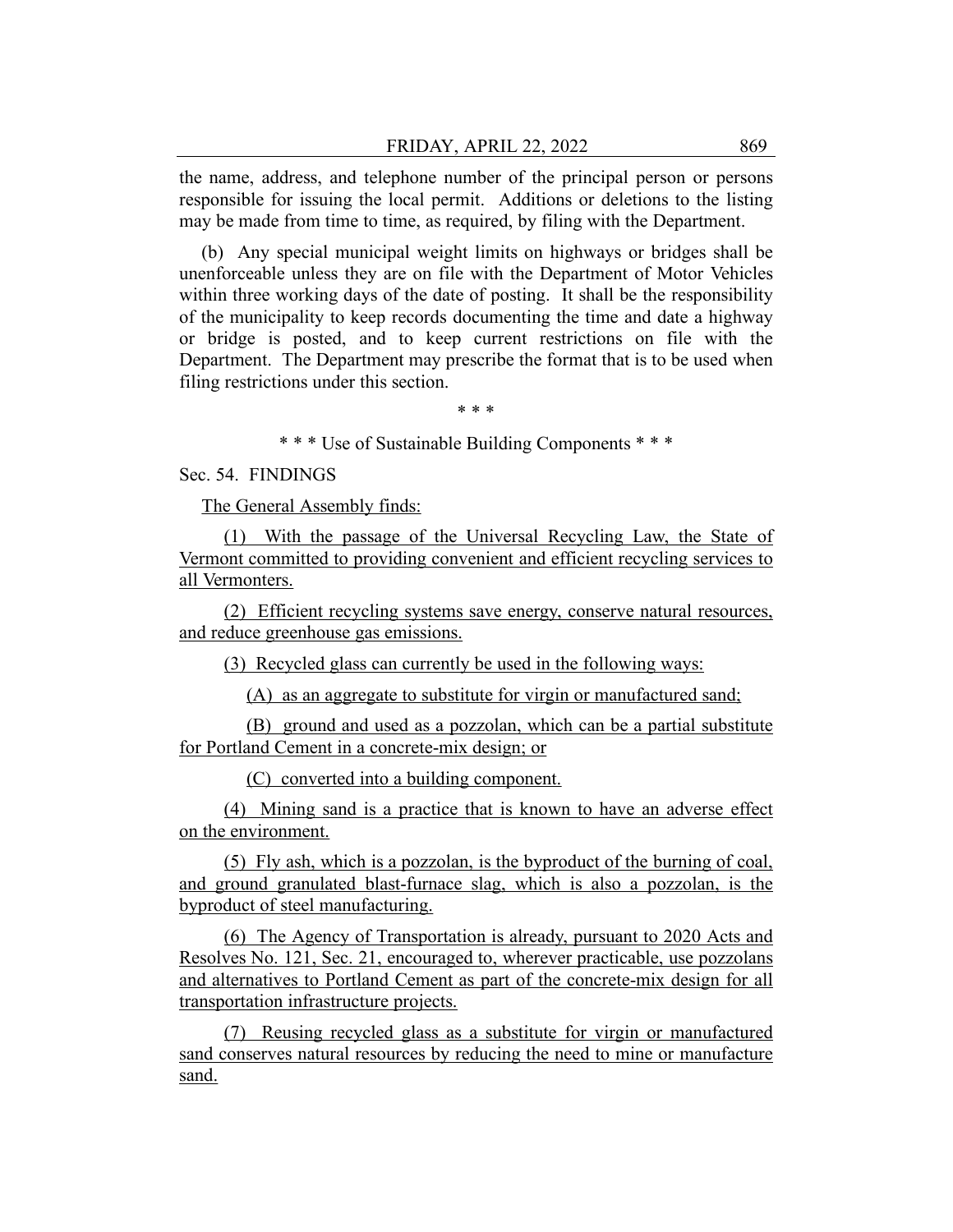the name, address, and telephone number of the principal person or persons responsible for issuing the local permit. Additions or deletions to the listing may be made from time to time, as required, by filing with the Department.

(b) Any special municipal weight limits on highways or bridges shall be unenforceable unless they are on file with the Department of Motor Vehicles within three working days of the date of posting. It shall be the responsibility of the municipality to keep records documenting the time and date a highway or bridge is posted, and to keep current restrictions on file with the Department. The Department may prescribe the format that is to be used when filing restrictions under this section.

\* \* \*

\* \* \* Use of Sustainable Building Components \* \* \*

Sec. 54. FINDINGS

The General Assembly finds:

(1) With the passage of the Universal Recycling Law, the State of Vermont committed to providing convenient and efficient recycling services to all Vermonters.

(2) Efficient recycling systems save energy, conserve natural resources, and reduce greenhouse gas emissions.

(3) Recycled glass can currently be used in the following ways:

(A) as an aggregate to substitute for virgin or manufactured sand;

(B) ground and used as a pozzolan, which can be a partial substitute for Portland Cement in a concrete-mix design; or

(C) converted into a building component.

(4) Mining sand is a practice that is known to have an adverse effect on the environment.

(5) Fly ash, which is a pozzolan, is the byproduct of the burning of coal, and ground granulated blast-furnace slag, which is also a pozzolan, is the byproduct of steel manufacturing.

(6) The Agency of Transportation is already, pursuant to 2020 Acts and Resolves No. 121, Sec. 21, encouraged to, wherever practicable, use pozzolans and alternatives to Portland Cement as part of the concrete-mix design for all transportation infrastructure projects.

(7) Reusing recycled glass as a substitute for virgin or manufactured sand conserves natural resources by reducing the need to mine or manufacture sand.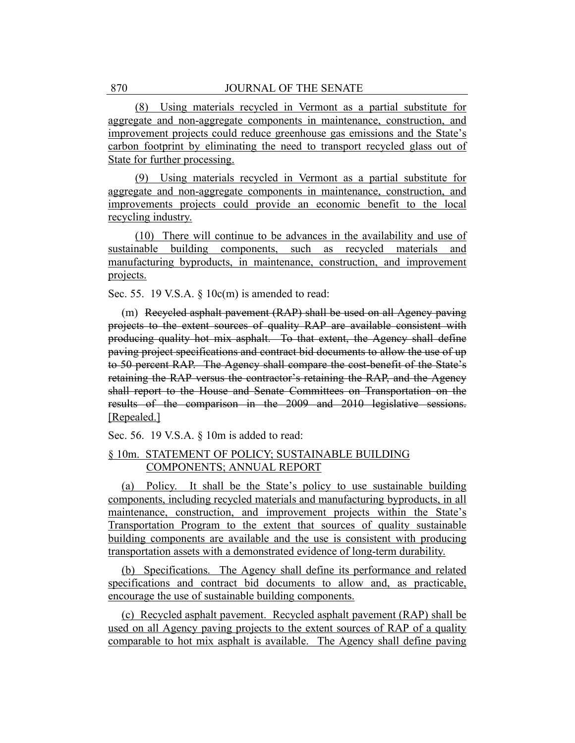(8) Using materials recycled in Vermont as a partial substitute for aggregate and non-aggregate components in maintenance, construction, and improvement projects could reduce greenhouse gas emissions and the State's carbon footprint by eliminating the need to transport recycled glass out of State for further processing.

(9) Using materials recycled in Vermont as a partial substitute for aggregate and non-aggregate components in maintenance, construction, and improvements projects could provide an economic benefit to the local recycling industry.

(10) There will continue to be advances in the availability and use of sustainable building components, such as recycled materials and manufacturing byproducts, in maintenance, construction, and improvement projects.

Sec. 55. 19 V.S.A. § 10c(m) is amended to read:

(m) ~~Recycled asphalt pavement (RAP) shall be used on all Agency paving projects to the extent sources of quality RAP are available consistent with producing quality hot mix asphalt. To that extent, the Agency shall define paving project specifications and contract bid documents to allow the use of up to 50 percent RAP. The Agency shall compare the cost-benefit of the State's retaining the RAP versus the contractor's retaining the RAP, and the Agency shall report to the House and Senate Committees on Transportation on the results of the comparison in the 2009 and 2010 legislative sessions.~~ [Repealed.]

Sec. 56. 19 V.S.A. § 10m is added to read:

§ 10m. STATEMENT OF POLICY; SUSTAINABLE BUILDING COMPONENTS; ANNUAL REPORT

(a) Policy. It shall be the State's policy to use sustainable building components, including recycled materials and manufacturing byproducts, in all maintenance, construction, and improvement projects within the State's Transportation Program to the extent that sources of quality sustainable building components are available and the use is consistent with producing transportation assets with a demonstrated evidence of long-term durability.

(b) Specifications. The Agency shall define its performance and related specifications and contract bid documents to allow and, as practicable, encourage the use of sustainable building components.

(c) Recycled asphalt pavement. Recycled asphalt pavement (RAP) shall be used on all Agency paving projects to the extent sources of RAP of a quality comparable to hot mix asphalt is available. The Agency shall define paving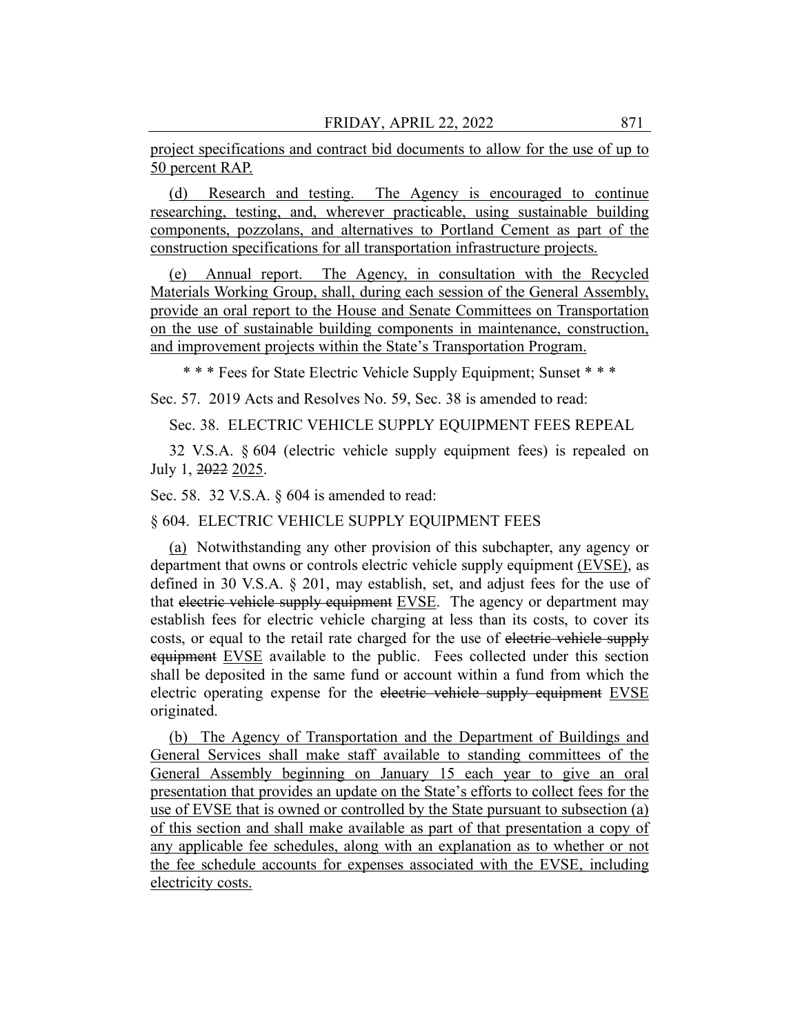project specifications and contract bid documents to allow for the use of up to 50 percent RAP.

(d) Research and testing. The Agency is encouraged to continue researching, testing, and, wherever practicable, using sustainable building components, pozzolans, and alternatives to Portland Cement as part of the construction specifications for all transportation infrastructure projects.

(e) Annual report. The Agency, in consultation with the Recycled Materials Working Group, shall, during each session of the General Assembly, provide an oral report to the House and Senate Committees on Transportation on the use of sustainable building components in maintenance, construction, and improvement projects within the State's Transportation Program.

* * * Fees for State Electric Vehicle Supply Equipment; Sunset * * *

Sec. 57. 2019 Acts and Resolves No. 59, Sec. 38 is amended to read:

Sec. 38. ELECTRIC VEHICLE SUPPLY EQUIPMENT FEES REPEAL

32 V.S.A. § 604 (electric vehicle supply equipment fees) is repealed on July 1, ~~2022~~ 2025.

Sec. 58. 32 V.S.A. § 604 is amended to read:

§ 604. ELECTRIC VEHICLE SUPPLY EQUIPMENT FEES

(a) Notwithstanding any other provision of this subchapter, any agency or department that owns or controls electric vehicle supply equipment (EVSE), as defined in 30 V.S.A. § 201, may establish, set, and adjust fees for the use of that ~~electric vehicle supply equipment~~ EVSE. The agency or department may establish fees for electric vehicle charging at less than its costs, to cover its costs, or equal to the retail rate charged for the use of ~~electric vehicle supply equipment~~ EVSE available to the public. Fees collected under this section shall be deposited in the same fund or account within a fund from which the electric operating expense for the ~~electric vehicle supply equipment~~ EVSE originated.

(b) The Agency of Transportation and the Department of Buildings and General Services shall make staff available to standing committees of the General Assembly beginning on January 15 each year to give an oral presentation that provides an update on the State's efforts to collect fees for the use of EVSE that is owned or controlled by the State pursuant to subsection (a) of this section and shall make available as part of that presentation a copy of any applicable fee schedules, along with an explanation as to whether or not the fee schedule accounts for expenses associated with the EVSE, including electricity costs.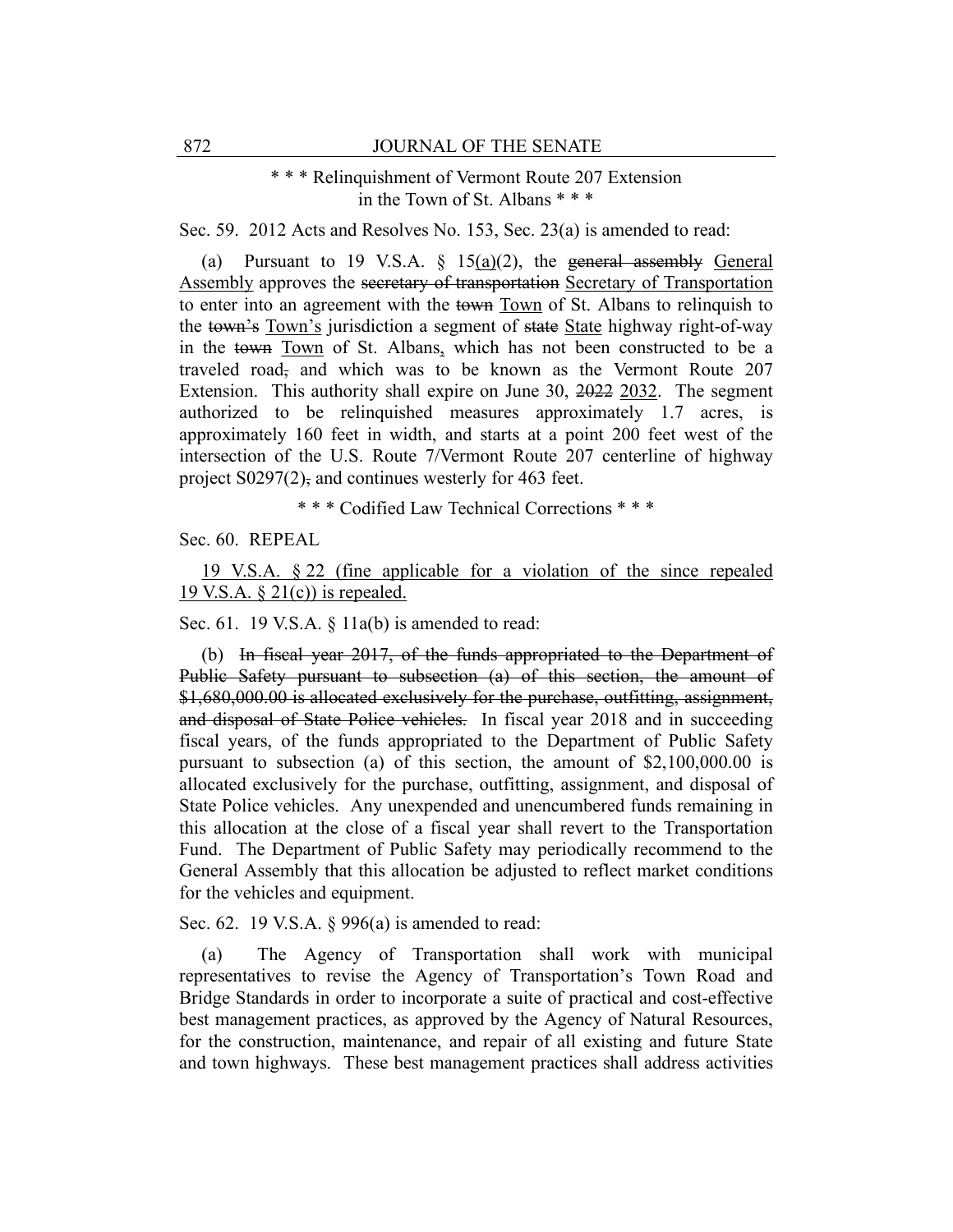\* \* \* Relinquishment of Vermont Route 207 Extension in the Town of St. Albans \* \* \*

Sec. 59. 2012 Acts and Resolves No. 153, Sec. 23(a) is amended to read:

(a) Pursuant to 19 V.S.A. § 15(a)(2), the ~~general assembly~~ General Assembly approves the ~~secretary of transportation~~ Secretary of Transportation to enter into an agreement with the ~~town~~ Town of St. Albans to relinquish to the ~~town's~~ Town's jurisdiction a segment of ~~state~~ State highway right-of-way in the ~~town~~ Town of St. Albans, which has not been constructed to be a traveled road~~,~~ and which was to be known as the Vermont Route 207 Extension. This authority shall expire on June 30, ~~2022~~ 2032. The segment authorized to be relinquished measures approximately 1.7 acres, is approximately 160 feet in width, and starts at a point 200 feet west of the intersection of the U.S. Route 7/Vermont Route 207 centerline of highway project S0297(2)~~,~~ and continues westerly for 463 feet.

\* \* \* Codified Law Technical Corrections \* \* \*

Sec. 60. REPEAL

19 V.S.A. § 22 (fine applicable for a violation of the since repealed 19 V.S.A. § 21(c)) is repealed.

Sec. 61. 19 V.S.A. § 11a(b) is amended to read:

(b) ~~In fiscal year 2017, of the funds appropriated to the Department of Public Safety pursuant to subsection (a) of this section, the amount of $1,680,000.00 is allocated exclusively for the purchase, outfitting, assignment, and disposal of State Police vehicles.~~ In fiscal year 2018 and in succeeding fiscal years, of the funds appropriated to the Department of Public Safety pursuant to subsection (a) of this section, the amount of $2,100,000.00 is allocated exclusively for the purchase, outfitting, assignment, and disposal of State Police vehicles. Any unexpended and unencumbered funds remaining in this allocation at the close of a fiscal year shall revert to the Transportation Fund. The Department of Public Safety may periodically recommend to the General Assembly that this allocation be adjusted to reflect market conditions for the vehicles and equipment.

Sec. 62. 19 V.S.A. § 996(a) is amended to read:

(a) The Agency of Transportation shall work with municipal representatives to revise the Agency of Transportation's Town Road and Bridge Standards in order to incorporate a suite of practical and cost-effective best management practices, as approved by the Agency of Natural Resources, for the construction, maintenance, and repair of all existing and future State and town highways. These best management practices shall address activities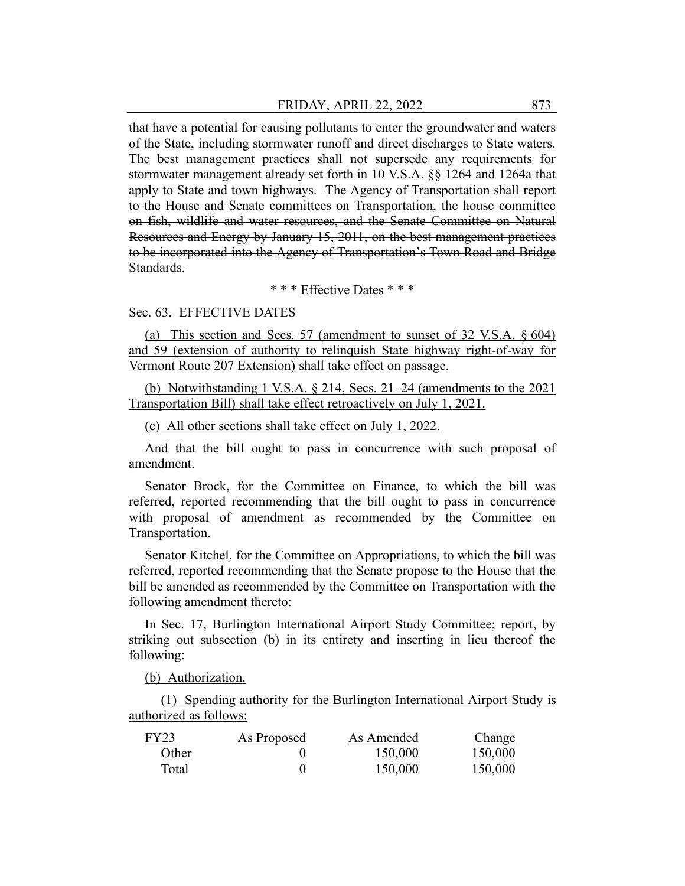that have a potential for causing pollutants to enter the groundwater and waters of the State, including stormwater runoff and direct discharges to State waters. The best management practices shall not supersede any requirements for stormwater management already set forth in 10 V.S.A. §§ 1264 and 1264a that apply to State and town highways. ~~The Agency of Transportation shall report to the House and Senate committees on Transportation, the house committee on fish, wildlife and water resources, and the Senate Committee on Natural Resources and Energy by January 15, 2011, on the best management practices to be incorporated into the Agency of Transportation's Town Road and Bridge Standards.~~

\* \* \* Effective Dates \* \* \*

Sec. 63. EFFECTIVE DATES

<u>(a) This section and Secs. 57 (amendment to sunset of 32 V.S.A. § 604) and 59 (extension of authority to relinquish State highway right-of-way for Vermont Route 207 Extension) shall take effect on passage.</u>

<u>(b) Notwithstanding 1 V.S.A. § 214, Secs. 21–24 (amendments to the 2021 Transportation Bill) shall take effect retroactively on July 1, 2021.</u>

<u>(c) All other sections shall take effect on July 1, 2022.</u>

And that the bill ought to pass in concurrence with such proposal of amendment.

Senator Brock, for the Committee on Finance, to which the bill was referred, reported recommending that the bill ought to pass in concurrence with proposal of amendment as recommended by the Committee on Transportation.

Senator Kitchel, for the Committee on Appropriations, to which the bill was referred, reported recommending that the Senate propose to the House that the bill be amended as recommended by the Committee on Transportation with the following amendment thereto:

In Sec. 17, Burlington International Airport Study Committee; report, by striking out subsection (b) in its entirety and inserting in lieu thereof the following:

<u>(b) Authorization.</u>

<u>(1) Spending authority for the Burlington International Airport Study is authorized as follows:</u>

| <u>FY23</u> | <u>As Proposed</u> | <u>As Amended</u> | <u>Change</u> |
|---|---|---|---|
| Other | 0 | 150,000 | 150,000 |
| Total | 0 | 150,000 | 150,000 |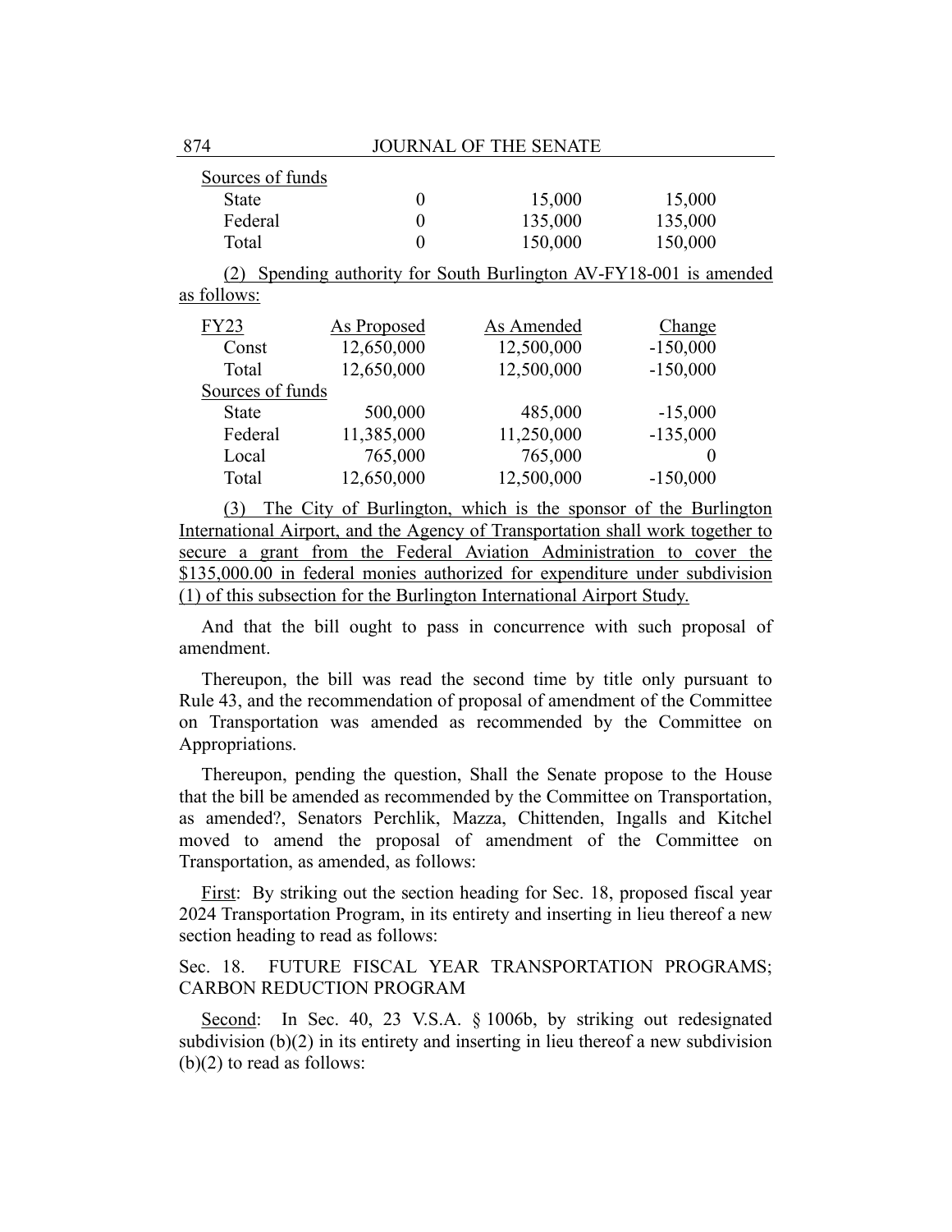| Sources of funds | | | |
|---|---|---|---|
| State | 0 | 15,000 | 15,000 |
| Federal | 0 | 135,000 | 135,000 |
| Total | 0 | 150,000 | 150,000 |

(2) Spending authority for South Burlington AV-FY18-001 is amended as follows:

| FY23 | As Proposed | As Amended | Change |
|---|---|---|---|
| Const | 12,650,000 | 12,500,000 | -150,000 |
| Total | 12,650,000 | 12,500,000 | -150,000 |
| Sources of funds | | | |
| State | 500,000 | 485,000 | -15,000 |
| Federal | 11,385,000 | 11,250,000 | -135,000 |
| Local | 765,000 | 765,000 | 0 |
| Total | 12,650,000 | 12,500,000 | -150,000 |

(3) The City of Burlington, which is the sponsor of the Burlington International Airport, and the Agency of Transportation shall work together to secure a grant from the Federal Aviation Administration to cover the $135,000.00 in federal monies authorized for expenditure under subdivision (1) of this subsection for the Burlington International Airport Study.

And that the bill ought to pass in concurrence with such proposal of amendment.

Thereupon, the bill was read the second time by title only pursuant to Rule 43, and the recommendation of proposal of amendment of the Committee on Transportation was amended as recommended by the Committee on Appropriations.

Thereupon, pending the question, Shall the Senate propose to the House that the bill be amended as recommended by the Committee on Transportation, as amended?, Senators Perchlik, Mazza, Chittenden, Ingalls and Kitchel moved to amend the proposal of amendment of the Committee on Transportation, as amended, as follows:

First: By striking out the section heading for Sec. 18, proposed fiscal year 2024 Transportation Program, in its entirety and inserting in lieu thereof a new section heading to read as follows:

Sec. 18. FUTURE FISCAL YEAR TRANSPORTATION PROGRAMS; CARBON REDUCTION PROGRAM

Second: In Sec. 40, 23 V.S.A. § 1006b, by striking out redesignated subdivision (b)(2) in its entirety and inserting in lieu thereof a new subdivision (b)(2) to read as follows: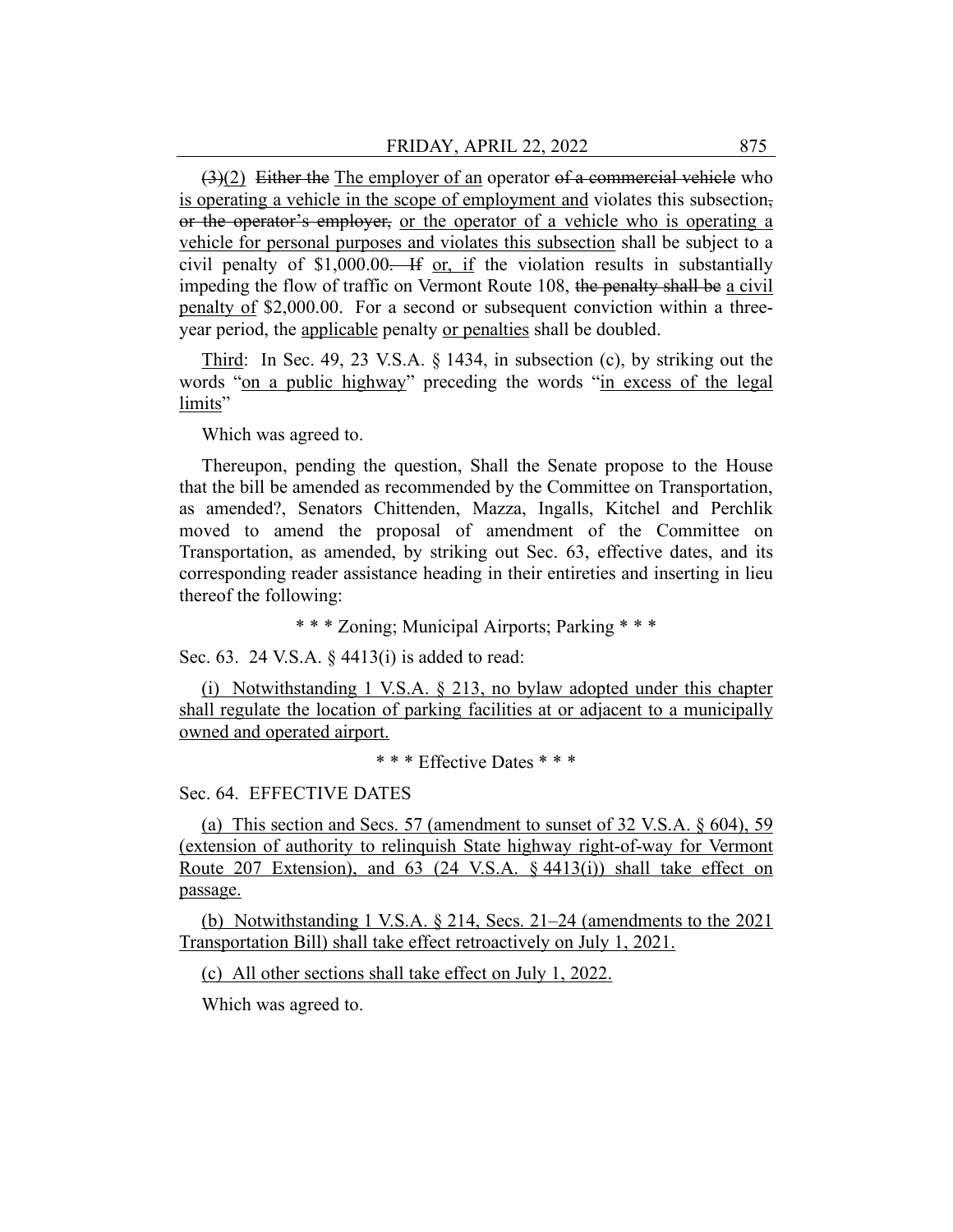~~(3)~~(2) ~~Either the~~ The employer of an operator ~~of a commercial vehicle~~ who is operating a vehicle in the scope of employment and violates this subsection~~,~~ ~~or the operator's employer,~~ or the operator of a vehicle who is operating a vehicle for personal purposes and violates this subsection shall be subject to a civil penalty of $1,000.00~~. If~~ or, if the violation results in substantially impeding the flow of traffic on Vermont Route 108, ~~the penalty shall be~~ a civil penalty of $2,000.00. For a second or subsequent conviction within a three-year period, the applicable penalty or penalties shall be doubled.

Third: In Sec. 49, 23 V.S.A. § 1434, in subsection (c), by striking out the words "on a public highway" preceding the words "in excess of the legal limits"

Which was agreed to.

Thereupon, pending the question, Shall the Senate propose to the House that the bill be amended as recommended by the Committee on Transportation, as amended?, Senators Chittenden, Mazza, Ingalls, Kitchel and Perchlik moved to amend the proposal of amendment of the Committee on Transportation, as amended, by striking out Sec. 63, effective dates, and its corresponding reader assistance heading in their entireties and inserting in lieu thereof the following:

\* \* \* Zoning; Municipal Airports; Parking \* \* \*

Sec. 63. 24 V.S.A. § 4413(i) is added to read:

(i) Notwithstanding 1 V.S.A. § 213, no bylaw adopted under this chapter shall regulate the location of parking facilities at or adjacent to a municipally owned and operated airport.

\* \* \* Effective Dates \* \* \*

Sec. 64. EFFECTIVE DATES

(a) This section and Secs. 57 (amendment to sunset of 32 V.S.A. § 604), 59 (extension of authority to relinquish State highway right-of-way for Vermont Route 207 Extension), and 63 (24 V.S.A. § 4413(i)) shall take effect on passage.

(b) Notwithstanding 1 V.S.A. § 214, Secs. 21–24 (amendments to the 2021 Transportation Bill) shall take effect retroactively on July 1, 2021.

(c) All other sections shall take effect on July 1, 2022.

Which was agreed to.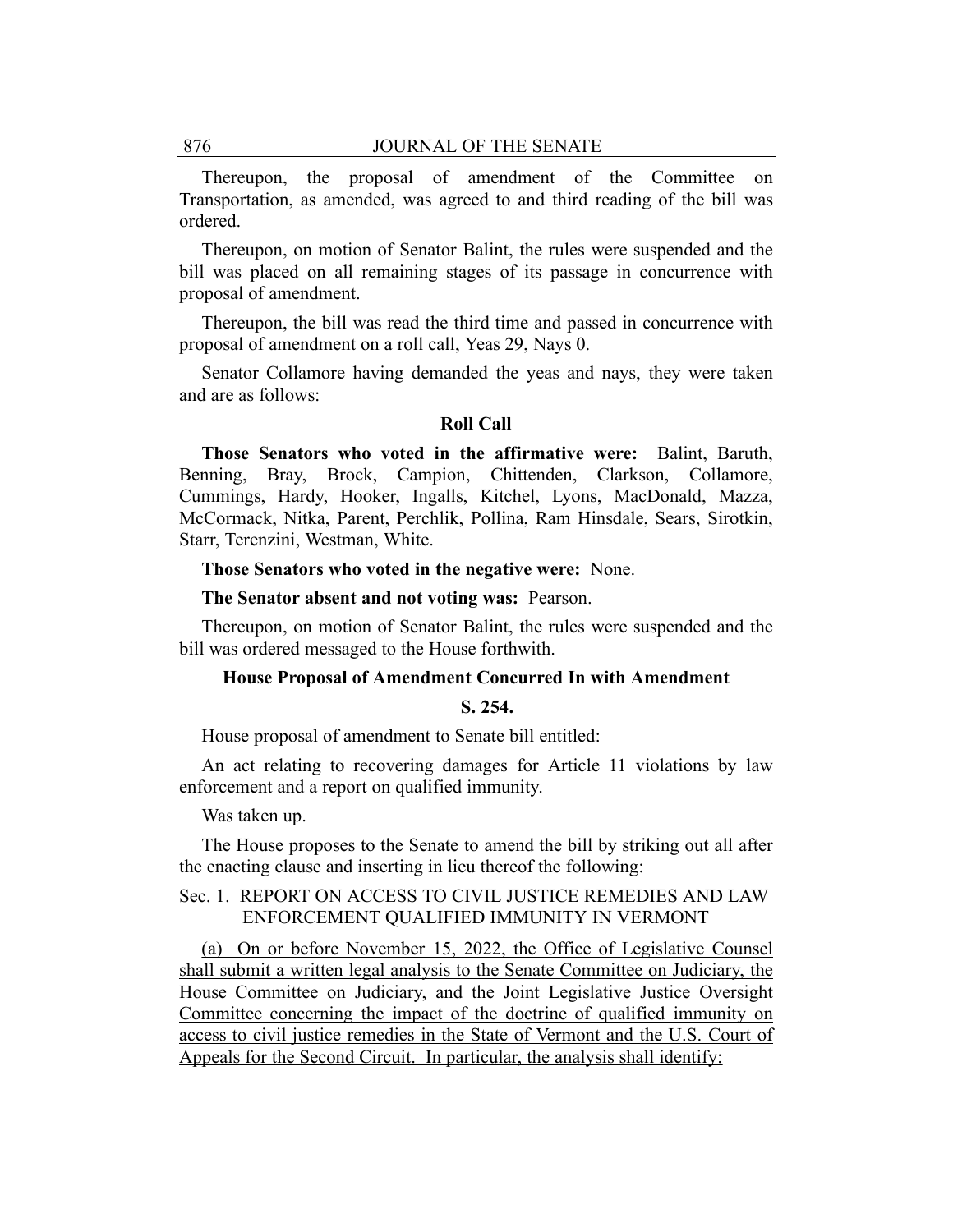Thereupon, the proposal of amendment of the Committee on Transportation, as amended, was agreed to and third reading of the bill was ordered.

Thereupon, on motion of Senator Balint, the rules were suspended and the bill was placed on all remaining stages of its passage in concurrence with proposal of amendment.

Thereupon, the bill was read the third time and passed in concurrence with proposal of amendment on a roll call, Yeas 29, Nays 0.

Senator Collamore having demanded the yeas and nays, they were taken and are as follows:

**Roll Call**

**Those Senators who voted in the affirmative were:** Balint, Baruth, Benning, Bray, Brock, Campion, Chittenden, Clarkson, Collamore, Cummings, Hardy, Hooker, Ingalls, Kitchel, Lyons, MacDonald, Mazza, McCormack, Nitka, Parent, Perchlik, Pollina, Ram Hinsdale, Sears, Sirotkin, Starr, Terenzini, Westman, White.

**Those Senators who voted in the negative were:** None.

**The Senator absent and not voting was:** Pearson.

Thereupon, on motion of Senator Balint, the rules were suspended and the bill was ordered messaged to the House forthwith.

**House Proposal of Amendment Concurred In with Amendment**

**S. 254.**

House proposal of amendment to Senate bill entitled:

An act relating to recovering damages for Article 11 violations by law enforcement and a report on qualified immunity.

Was taken up.

The House proposes to the Senate to amend the bill by striking out all after the enacting clause and inserting in lieu thereof the following:

Sec. 1. REPORT ON ACCESS TO CIVIL JUSTICE REMEDIES AND LAW ENFORCEMENT QUALIFIED IMMUNITY IN VERMONT

(a) On or before November 15, 2022, the Office of Legislative Counsel shall submit a written legal analysis to the Senate Committee on Judiciary, the House Committee on Judiciary, and the Joint Legislative Justice Oversight Committee concerning the impact of the doctrine of qualified immunity on access to civil justice remedies in the State of Vermont and the U.S. Court of Appeals for the Second Circuit. In particular, the analysis shall identify: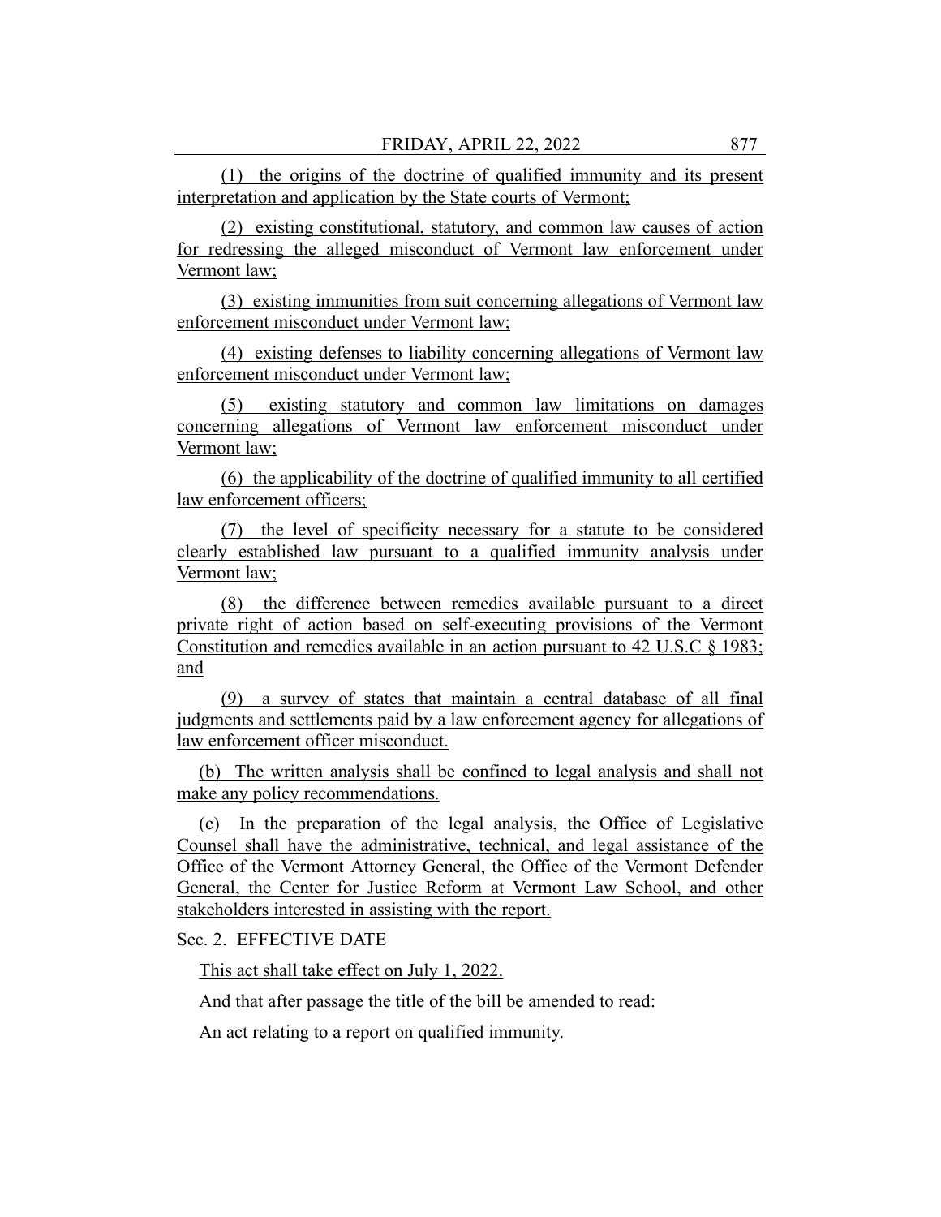(1) the origins of the doctrine of qualified immunity and its present interpretation and application by the State courts of Vermont;

(2) existing constitutional, statutory, and common law causes of action for redressing the alleged misconduct of Vermont law enforcement under Vermont law;

(3) existing immunities from suit concerning allegations of Vermont law enforcement misconduct under Vermont law;

(4) existing defenses to liability concerning allegations of Vermont law enforcement misconduct under Vermont law;

(5) existing statutory and common law limitations on damages concerning allegations of Vermont law enforcement misconduct under Vermont law;

(6) the applicability of the doctrine of qualified immunity to all certified law enforcement officers;

(7) the level of specificity necessary for a statute to be considered clearly established law pursuant to a qualified immunity analysis under Vermont law;

(8) the difference between remedies available pursuant to a direct private right of action based on self-executing provisions of the Vermont Constitution and remedies available in an action pursuant to 42 U.S.C § 1983; and

(9) a survey of states that maintain a central database of all final judgments and settlements paid by a law enforcement agency for allegations of law enforcement officer misconduct.

(b) The written analysis shall be confined to legal analysis and shall not make any policy recommendations.

(c) In the preparation of the legal analysis, the Office of Legislative Counsel shall have the administrative, technical, and legal assistance of the Office of the Vermont Attorney General, the Office of the Vermont Defender General, the Center for Justice Reform at Vermont Law School, and other stakeholders interested in assisting with the report.

Sec. 2. EFFECTIVE DATE

This act shall take effect on July 1, 2022.

And that after passage the title of the bill be amended to read:

An act relating to a report on qualified immunity.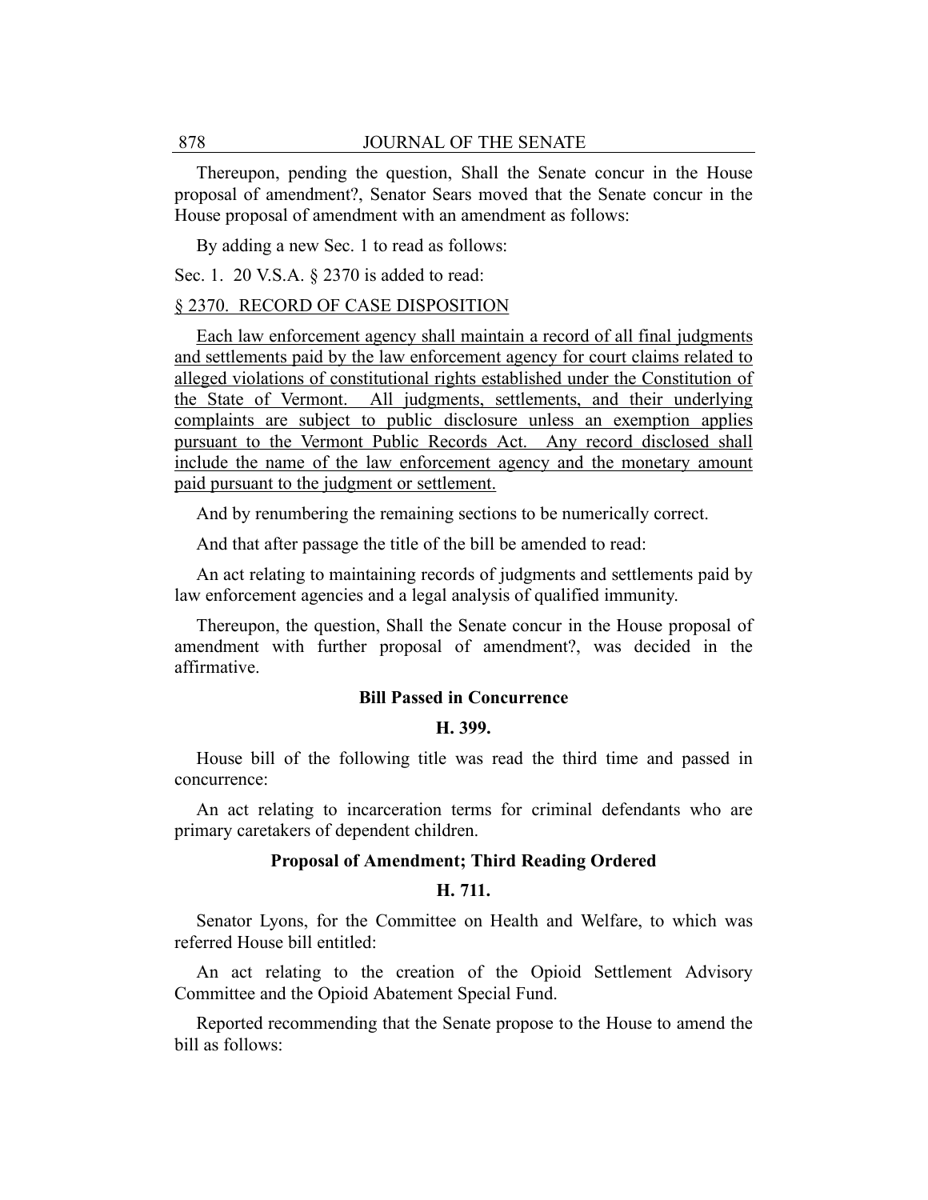Thereupon, pending the question, Shall the Senate concur in the House proposal of amendment?, Senator Sears moved that the Senate concur in the House proposal of amendment with an amendment as follows:

By adding a new Sec. 1 to read as follows:

Sec. 1. 20 V.S.A. § 2370 is added to read:

§ 2370. RECORD OF CASE DISPOSITION

Each law enforcement agency shall maintain a record of all final judgments and settlements paid by the law enforcement agency for court claims related to alleged violations of constitutional rights established under the Constitution of the State of Vermont. All judgments, settlements, and their underlying complaints are subject to public disclosure unless an exemption applies pursuant to the Vermont Public Records Act. Any record disclosed shall include the name of the law enforcement agency and the monetary amount paid pursuant to the judgment or settlement.

And by renumbering the remaining sections to be numerically correct.

And that after passage the title of the bill be amended to read:

An act relating to maintaining records of judgments and settlements paid by law enforcement agencies and a legal analysis of qualified immunity.

Thereupon, the question, Shall the Senate concur in the House proposal of amendment with further proposal of amendment?, was decided in the affirmative.

**Bill Passed in Concurrence**

**H. 399.**

House bill of the following title was read the third time and passed in concurrence:

An act relating to incarceration terms for criminal defendants who are primary caretakers of dependent children.

**Proposal of Amendment; Third Reading Ordered**

**H. 711.**

Senator Lyons, for the Committee on Health and Welfare, to which was referred House bill entitled:

An act relating to the creation of the Opioid Settlement Advisory Committee and the Opioid Abatement Special Fund.

Reported recommending that the Senate propose to the House to amend the bill as follows: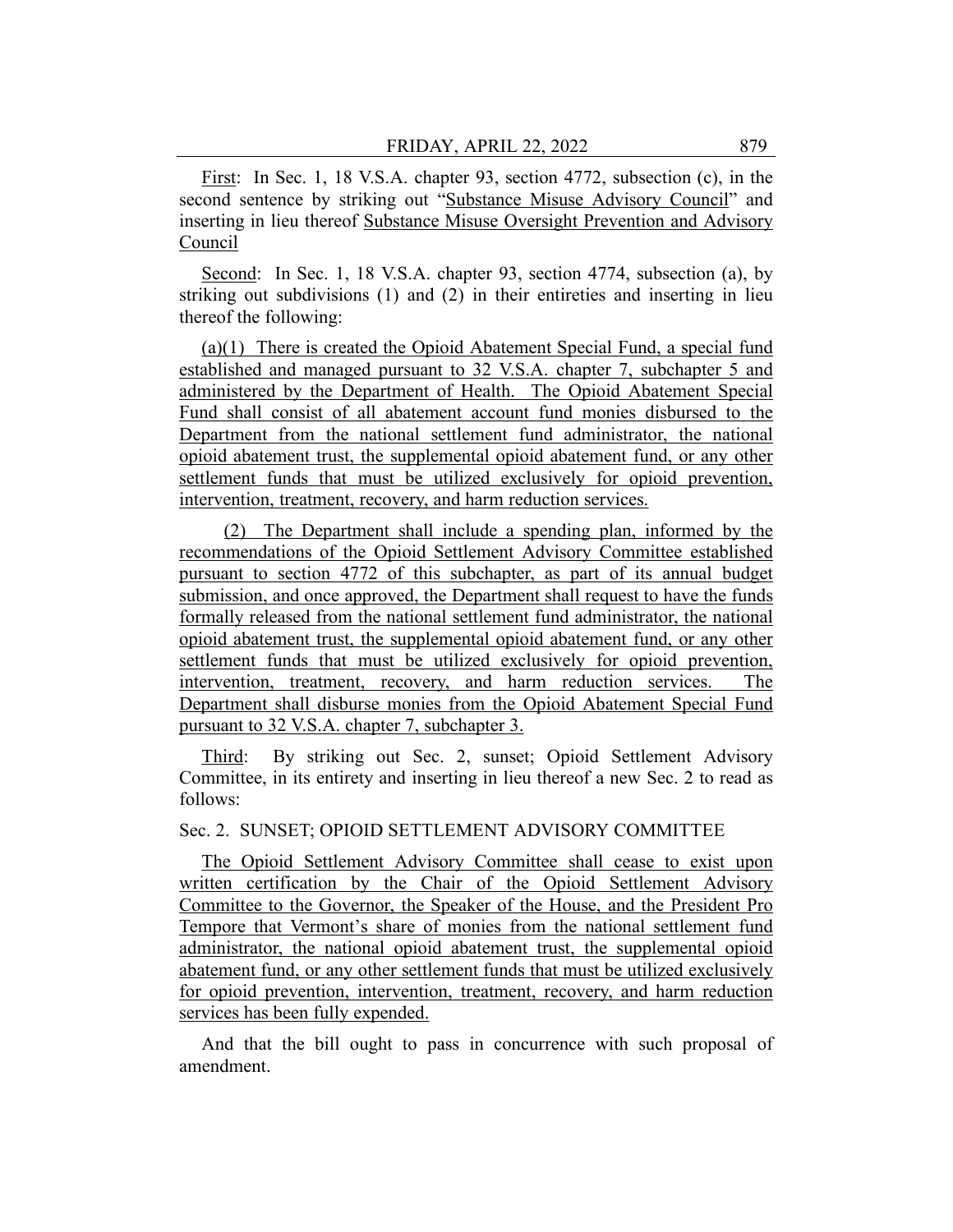First: In Sec. 1, 18 V.S.A. chapter 93, section 4772, subsection (c), in the second sentence by striking out "Substance Misuse Advisory Council" and inserting in lieu thereof Substance Misuse Oversight Prevention and Advisory Council

Second: In Sec. 1, 18 V.S.A. chapter 93, section 4774, subsection (a), by striking out subdivisions (1) and (2) in their entireties and inserting in lieu thereof the following:

(a)(1) There is created the Opioid Abatement Special Fund, a special fund established and managed pursuant to 32 V.S.A. chapter 7, subchapter 5 and administered by the Department of Health. The Opioid Abatement Special Fund shall consist of all abatement account fund monies disbursed to the Department from the national settlement fund administrator, the national opioid abatement trust, the supplemental opioid abatement fund, or any other settlement funds that must be utilized exclusively for opioid prevention, intervention, treatment, recovery, and harm reduction services.

(2) The Department shall include a spending plan, informed by the recommendations of the Opioid Settlement Advisory Committee established pursuant to section 4772 of this subchapter, as part of its annual budget submission, and once approved, the Department shall request to have the funds formally released from the national settlement fund administrator, the national opioid abatement trust, the supplemental opioid abatement fund, or any other settlement funds that must be utilized exclusively for opioid prevention, intervention, treatment, recovery, and harm reduction services. The Department shall disburse monies from the Opioid Abatement Special Fund pursuant to 32 V.S.A. chapter 7, subchapter 3.

Third: By striking out Sec. 2, sunset; Opioid Settlement Advisory Committee, in its entirety and inserting in lieu thereof a new Sec. 2 to read as follows:

Sec. 2. SUNSET; OPIOID SETTLEMENT ADVISORY COMMITTEE

The Opioid Settlement Advisory Committee shall cease to exist upon written certification by the Chair of the Opioid Settlement Advisory Committee to the Governor, the Speaker of the House, and the President Pro Tempore that Vermont's share of monies from the national settlement fund administrator, the national opioid abatement trust, the supplemental opioid abatement fund, or any other settlement funds that must be utilized exclusively for opioid prevention, intervention, treatment, recovery, and harm reduction services has been fully expended.

And that the bill ought to pass in concurrence with such proposal of amendment.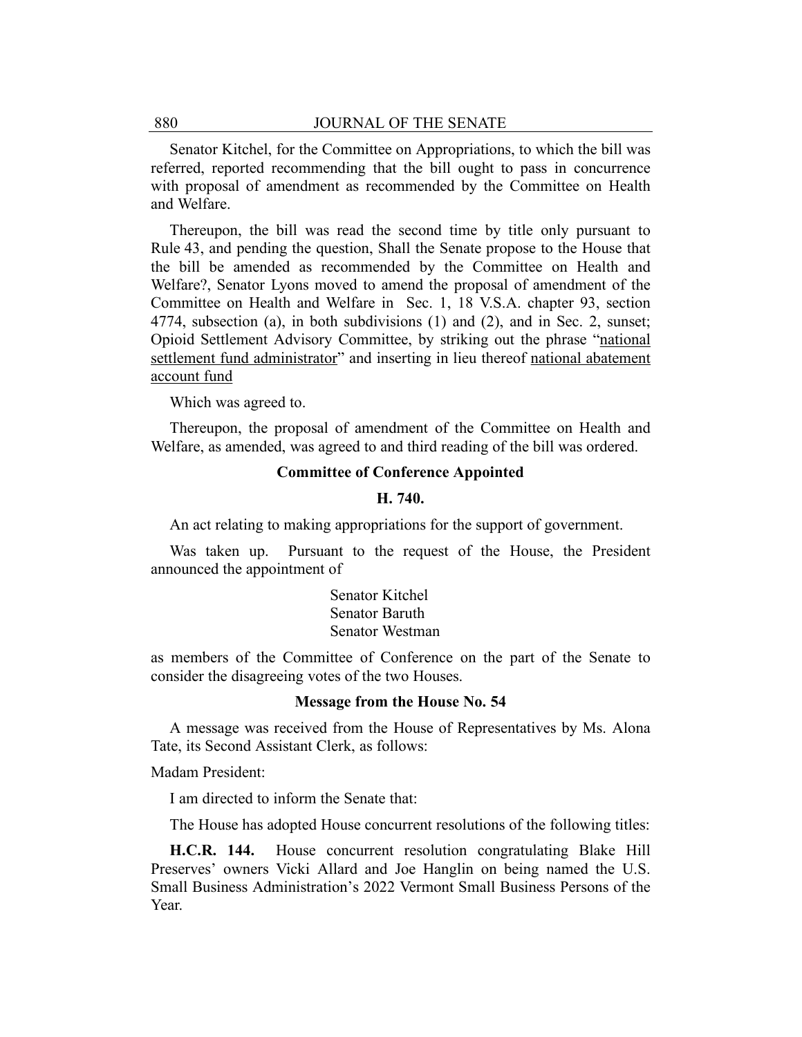Senator Kitchel, for the Committee on Appropriations, to which the bill was referred, reported recommending that the bill ought to pass in concurrence with proposal of amendment as recommended by the Committee on Health and Welfare.

Thereupon, the bill was read the second time by title only pursuant to Rule 43, and pending the question, Shall the Senate propose to the House that the bill be amended as recommended by the Committee on Health and Welfare?, Senator Lyons moved to amend the proposal of amendment of the Committee on Health and Welfare in Sec. 1, 18 V.S.A. chapter 93, section 4774, subsection (a), in both subdivisions (1) and (2), and in Sec. 2, sunset; Opioid Settlement Advisory Committee, by striking out the phrase "<u>national settlement fund administrator</u>" and inserting in lieu thereof <u>national abatement account fund</u>

Which was agreed to.

Thereupon, the proposal of amendment of the Committee on Health and Welfare, as amended, was agreed to and third reading of the bill was ordered.

**Committee of Conference Appointed**

**H. 740.**

An act relating to making appropriations for the support of government.

Was taken up. Pursuant to the request of the House, the President announced the appointment of

Senator Kitchel
Senator Baruth
Senator Westman

as members of the Committee of Conference on the part of the Senate to consider the disagreeing votes of the two Houses.

**Message from the House No. 54**

A message was received from the House of Representatives by Ms. Alona Tate, its Second Assistant Clerk, as follows:

Madam President:

I am directed to inform the Senate that:

The House has adopted House concurrent resolutions of the following titles:

**H.C.R. 144.** House concurrent resolution congratulating Blake Hill Preserves' owners Vicki Allard and Joe Hanglin on being named the U.S. Small Business Administration's 2022 Vermont Small Business Persons of the Year.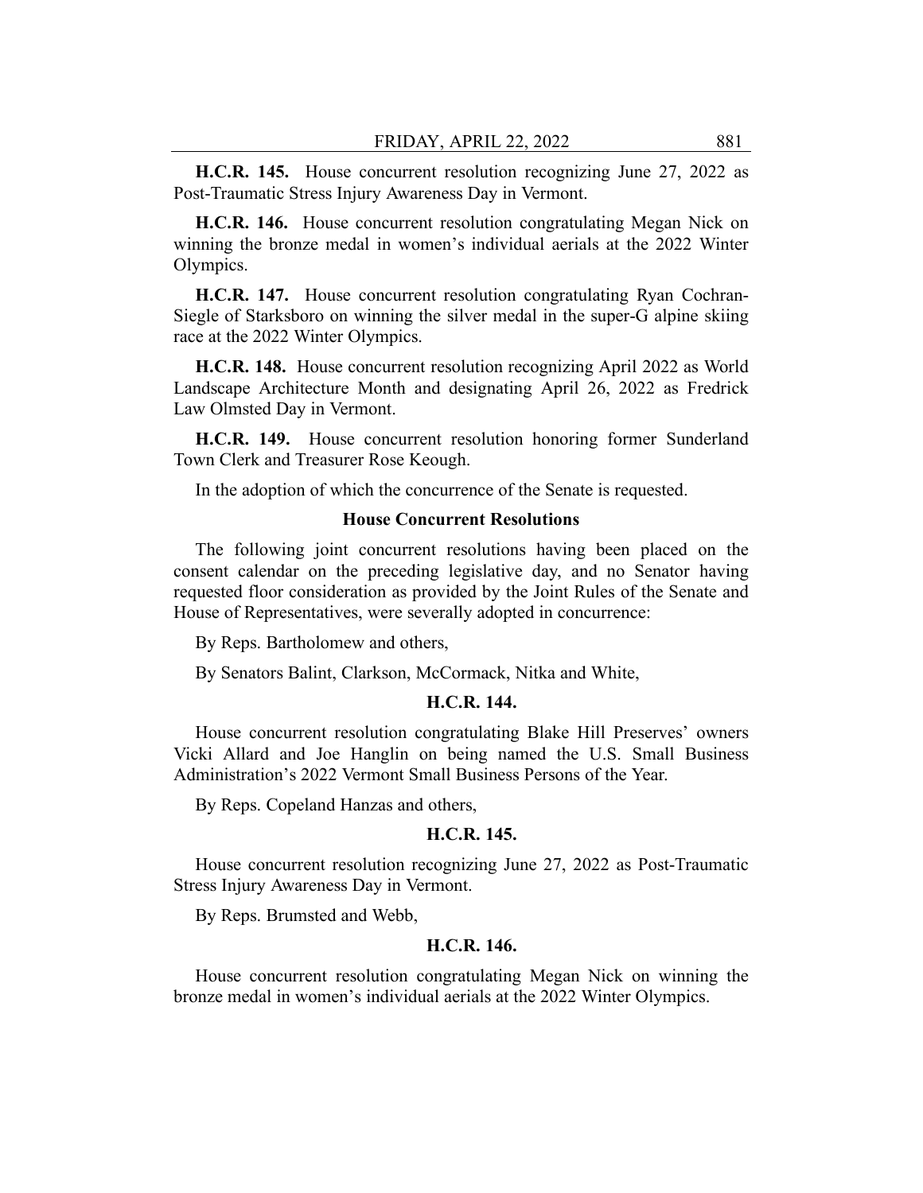**H.C.R. 145.** House concurrent resolution recognizing June 27, 2022 as Post-Traumatic Stress Injury Awareness Day in Vermont.

**H.C.R. 146.** House concurrent resolution congratulating Megan Nick on winning the bronze medal in women's individual aerials at the 2022 Winter Olympics.

**H.C.R. 147.** House concurrent resolution congratulating Ryan Cochran-Siegle of Starksboro on winning the silver medal in the super-G alpine skiing race at the 2022 Winter Olympics.

**H.C.R. 148.** House concurrent resolution recognizing April 2022 as World Landscape Architecture Month and designating April 26, 2022 as Fredrick Law Olmsted Day in Vermont.

**H.C.R. 149.** House concurrent resolution honoring former Sunderland Town Clerk and Treasurer Rose Keough.

In the adoption of which the concurrence of the Senate is requested.

**House Concurrent Resolutions**

The following joint concurrent resolutions having been placed on the consent calendar on the preceding legislative day, and no Senator having requested floor consideration as provided by the Joint Rules of the Senate and House of Representatives, were severally adopted in concurrence:

By Reps. Bartholomew and others,

By Senators Balint, Clarkson, McCormack, Nitka and White,

**H.C.R. 144.**

House concurrent resolution congratulating Blake Hill Preserves' owners Vicki Allard and Joe Hanglin on being named the U.S. Small Business Administration's 2022 Vermont Small Business Persons of the Year.

By Reps. Copeland Hanzas and others,

**H.C.R. 145.**

House concurrent resolution recognizing June 27, 2022 as Post-Traumatic Stress Injury Awareness Day in Vermont.

By Reps. Brumsted and Webb,

**H.C.R. 146.**

House concurrent resolution congratulating Megan Nick on winning the bronze medal in women's individual aerials at the 2022 Winter Olympics.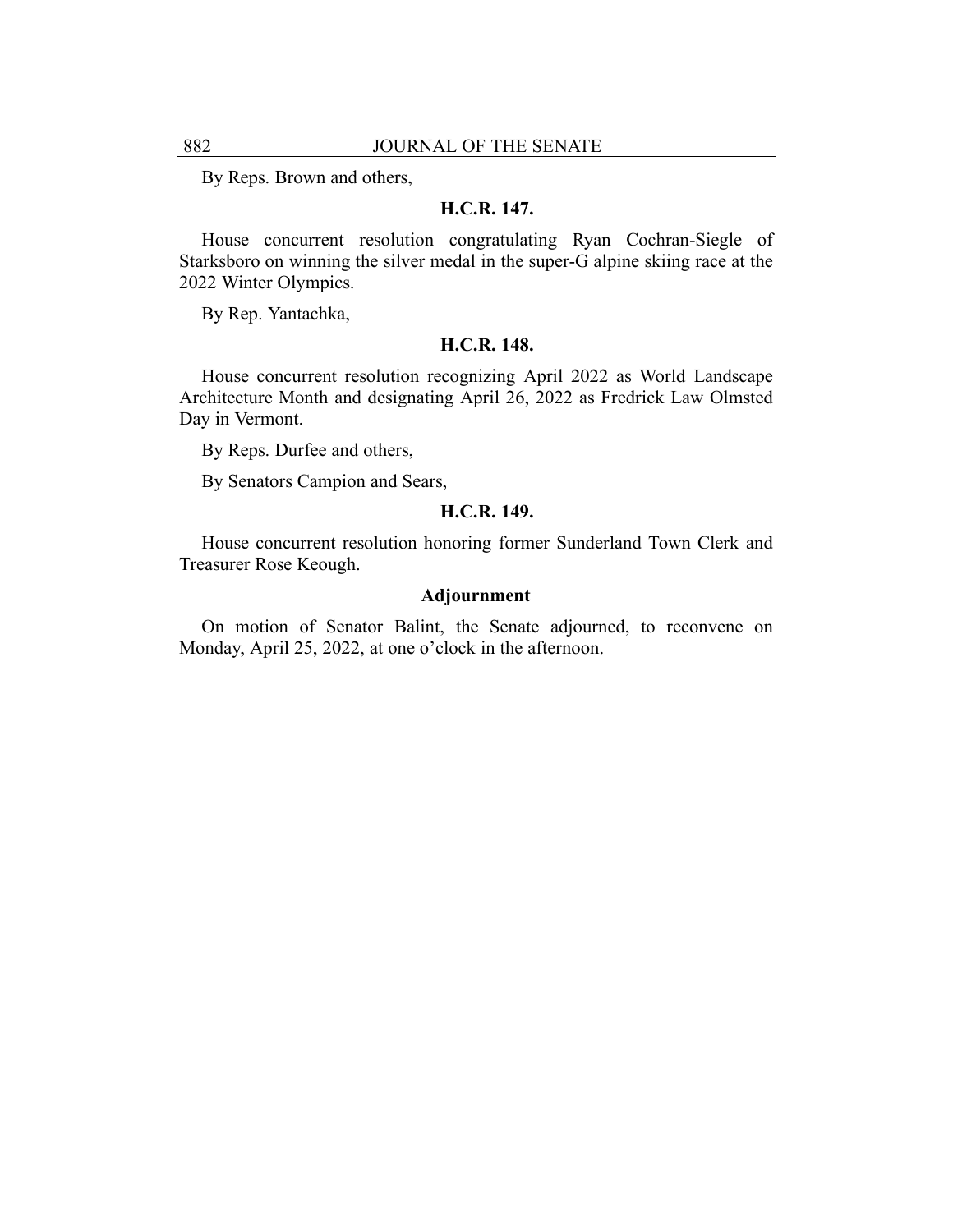By Reps. Brown and others,

**H.C.R. 147.**

House concurrent resolution congratulating Ryan Cochran-Siegle of Starksboro on winning the silver medal in the super-G alpine skiing race at the 2022 Winter Olympics.

By Rep. Yantachka,

**H.C.R. 148.**

House concurrent resolution recognizing April 2022 as World Landscape Architecture Month and designating April 26, 2022 as Fredrick Law Olmsted Day in Vermont.

By Reps. Durfee and others,

By Senators Campion and Sears,

**H.C.R. 149.**

House concurrent resolution honoring former Sunderland Town Clerk and Treasurer Rose Keough.

**Adjournment**

On motion of Senator Balint, the Senate adjourned, to reconvene on Monday, April 25, 2022, at one o'clock in the afternoon.